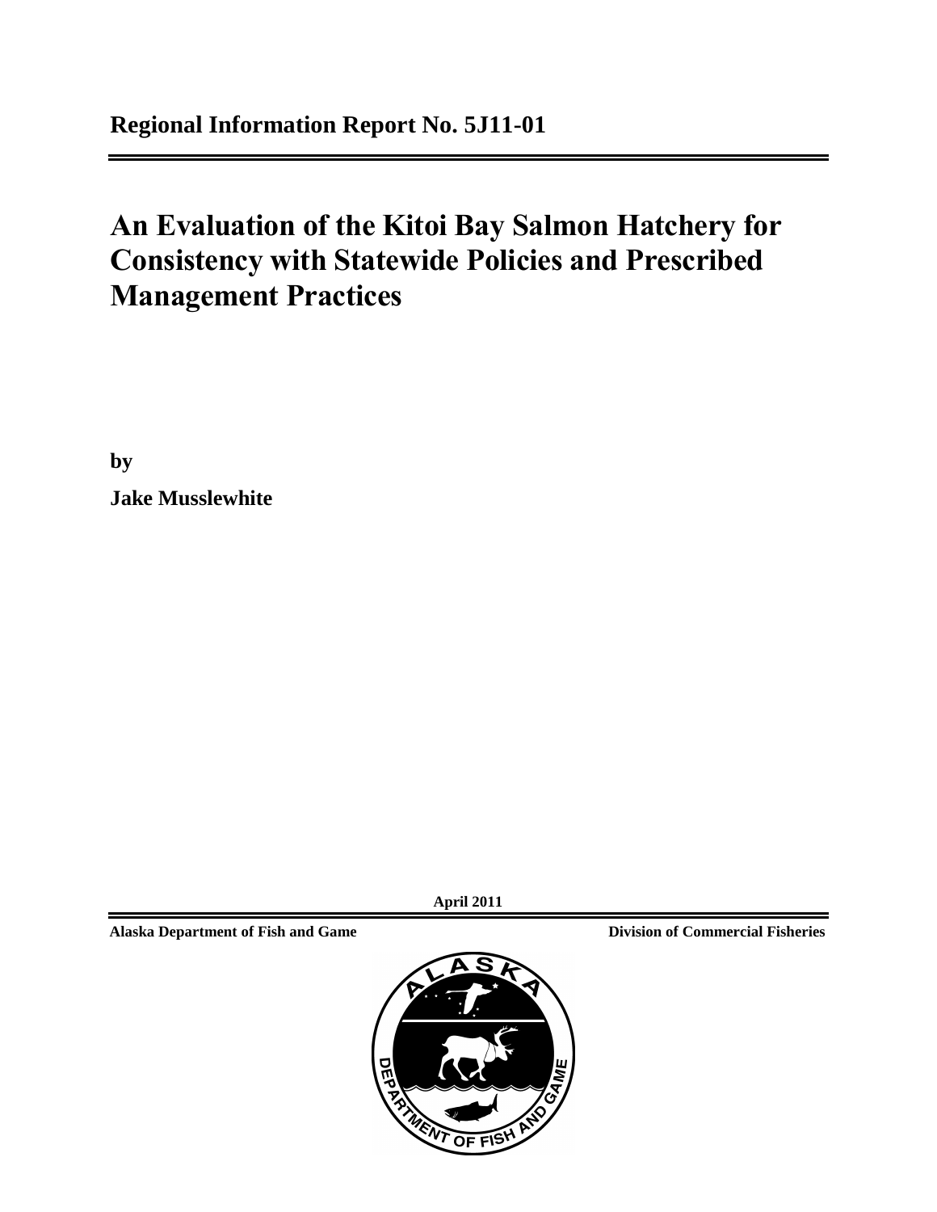**Regional Information Report No. 5J11-01**

# An Evaluation of the Kitoi Bay Salmon Hatchery for Consistency with Statewide Policies and Prescribed Management Practices

**by**

**Jake Musslewhite**

**April 2011**

**Alaska Department of Fish and Game** **Division of Commercial Fisheries**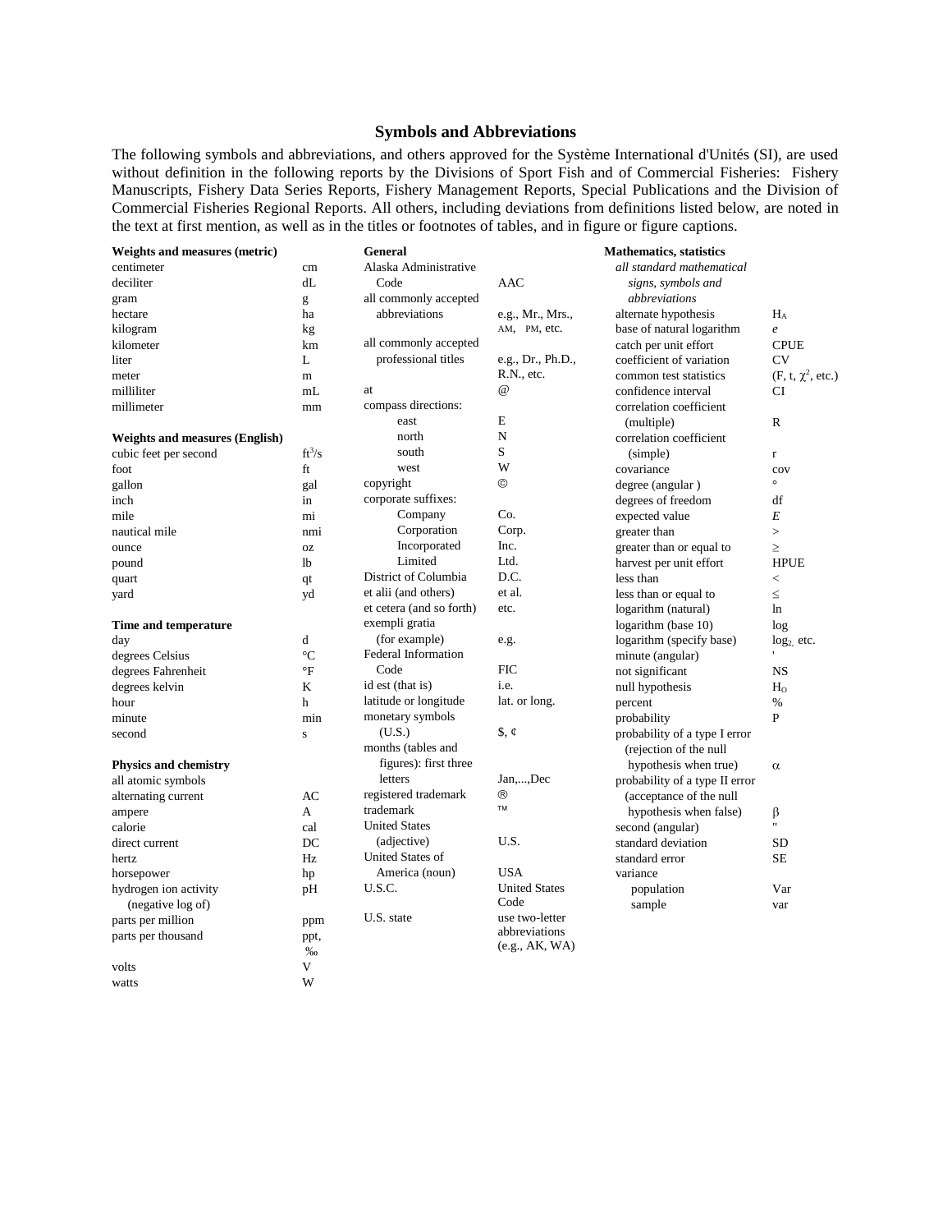## Symbols and Abbreviations

The following symbols and abbreviations, and others approved for the Système International d'Unités (SI), are used without definition in the following reports by the Divisions of Sport Fish and of Commercial Fisheries: Fishery Manuscripts, Fishery Data Series Reports, Fishery Management Reports, Special Publications and the Division of Commercial Fisheries Regional Reports. All others, including deviations from definitions listed below, are noted in the text at first mention, as well as in the titles or footnotes of tables, and in figure or figure captions.

**Weights and measures (metric)**

| | |
|---|---|
| centimeter | cm |
| deciliter | dL |
| gram | g |
| hectare | ha |
| kilogram | kg |
| kilometer | km |
| liter | L |
| meter | m |
| milliliter | mL |
| millimeter | mm |

**Weights and measures (English)**

| | |
|---|---|
| cubic feet per second | $ft^3/s$ |
| foot | ft |
| gallon | gal |
| inch | in |
| mile | mi |
| nautical mile | nmi |
| ounce | oz |
| pound | lb |
| quart | qt |
| yard | yd |

**Time and temperature**

| | |
|---|---|
| day | d |
| degrees Celsius | °C |
| degrees Fahrenheit | °F |
| degrees kelvin | K |
| hour | h |
| minute | min |
| second | s |

**Physics and chemistry**

| | |
|---|---|
| all atomic symbols | |
| alternating current | AC |
| ampere | A |
| calorie | cal |
| direct current | DC |
| hertz | Hz |
| horsepower | hp |
| hydrogen ion activity (negative log of) | pH |
| parts per million | ppm |
| parts per thousand | ppt, ‰ |
| volts | V |
| watts | W |

**General**

| | |
|---|---|
| Alaska Administrative Code | AAC |
| all commonly accepted abbreviations | e.g., Mr., Mrs., AM, PM, etc. |
| all commonly accepted professional titles | e.g., Dr., Ph.D., R.N., etc. |
| at | @ |
| compass directions: | |
| east | E |
| north | N |
| south | S |
| west | W |
| copyright | © |
| corporate suffixes: | |
| Company | Co. |
| Corporation | Corp. |
| Incorporated | Inc. |
| Limited | Ltd. |
| District of Columbia | D.C. |
| et alii (and others) | et al. |
| et cetera (and so forth) | etc. |
| exempli gratia (for example) | e.g. |
| Federal Information Code | FIC |
| id est (that is) | i.e. |
| latitude or longitude | lat. or long. |
| monetary symbols (U.S.) | $, ¢ |
| months (tables and figures): first three letters | Jan,...,Dec |
| registered trademark | ® |
| trademark | ™ |
| United States (adjective) | U.S. |
| United States of America (noun) | USA |
| U.S.C. | United States Code |
| U.S. state | use two-letter abbreviations (e.g., AK, WA) |

**Mathematics, statistics**

| | |
|---|---|
| *all standard mathematical signs, symbols and abbreviations* | |
| alternate hypothesis | $H_A$ |
| base of natural logarithm | $e$ |
| catch per unit effort | CPUE |
| coefficient of variation | CV |
| common test statistics | (F, t, $\chi^2$, etc.) |
| confidence interval | CI |
| correlation coefficient (multiple) | R |
| correlation coefficient (simple) | r |
| covariance | cov |
| degree (angular ) | ° |
| degrees of freedom | df |
| expected value | $E$ |
| greater than | > |
| greater than or equal to | ≥ |
| harvest per unit effort | HPUE |
| less than | < |
| less than or equal to | ≤ |
| logarithm (natural) | ln |
| logarithm (base 10) | log |
| logarithm (specify base) | $\log_2$, etc. |
| minute (angular) | ' |
| not significant | NS |
| null hypothesis | $H_O$ |
| percent | % |
| probability | P |
| probability of a type I error (rejection of the null hypothesis when true) | $\alpha$ |
| probability of a type II error (acceptance of the null hypothesis when false) | $\beta$ |
| second (angular) | " |
| standard deviation | SD |
| standard error | SE |
| variance | |
| population | Var |
| sample | var |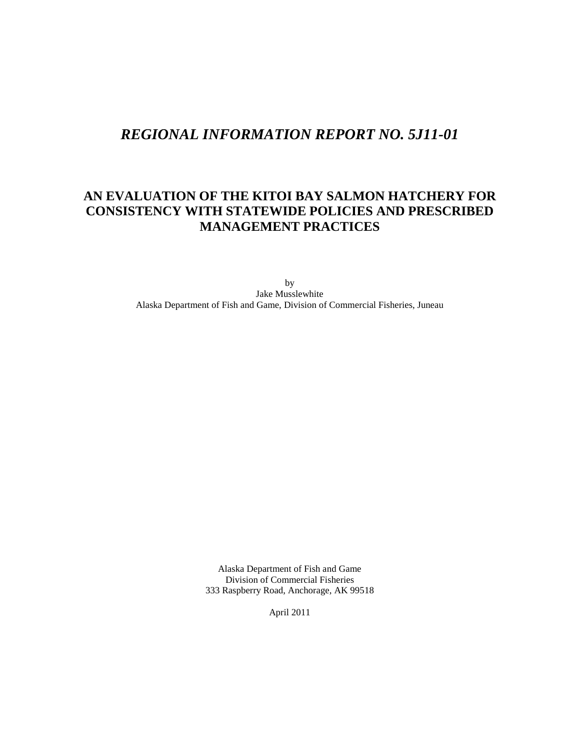# *REGIONAL INFORMATION REPORT NO. 5J11-01*

## AN EVALUATION OF THE KITOI BAY SALMON HATCHERY FOR CONSISTENCY WITH STATEWIDE POLICIES AND PRESCRIBED MANAGEMENT PRACTICES

by
Jake Musslewhite
Alaska Department of Fish and Game, Division of Commercial Fisheries, Juneau

Alaska Department of Fish and Game
Division of Commercial Fisheries
333 Raspberry Road, Anchorage, AK 99518

April 2011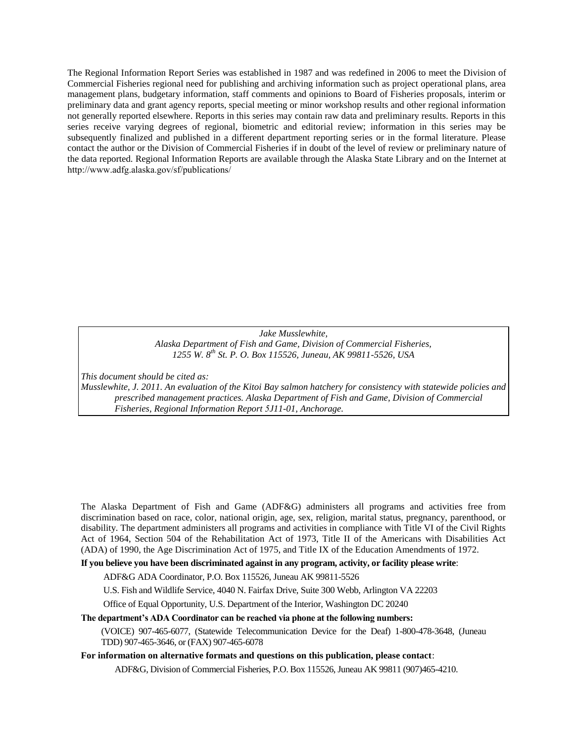The Regional Information Report Series was established in 1987 and was redefined in 2006 to meet the Division of Commercial Fisheries regional need for publishing and archiving information such as project operational plans, area management plans, budgetary information, staff comments and opinions to Board of Fisheries proposals, interim or preliminary data and grant agency reports, special meeting or minor workshop results and other regional information not generally reported elsewhere. Reports in this series may contain raw data and preliminary results. Reports in this series receive varying degrees of regional, biometric and editorial review; information in this series may be subsequently finalized and published in a different department reporting series or in the formal literature. Please contact the author or the Division of Commercial Fisheries if in doubt of the level of review or preliminary nature of the data reported. Regional Information Reports are available through the Alaska State Library and on the Internet at http://www.adfg.alaska.gov/sf/publications/

*Jake Musslewhite,*
*Alaska Department of Fish and Game, Division of Commercial Fisheries,*
*1255 W. 8th St. P. O. Box 115526, Juneau, AK 99811-5526, USA*

*This document should be cited as:*
*Musslewhite, J. 2011. An evaluation of the Kitoi Bay salmon hatchery for consistency with statewide policies and prescribed management practices. Alaska Department of Fish and Game, Division of Commercial Fisheries, Regional Information Report 5J11-01, Anchorage.*

The Alaska Department of Fish and Game (ADF&G) administers all programs and activities free from discrimination based on race, color, national origin, age, sex, religion, marital status, pregnancy, parenthood, or disability. The department administers all programs and activities in compliance with Title VI of the Civil Rights Act of 1964, Section 504 of the Rehabilitation Act of 1973, Title II of the Americans with Disabilities Act (ADA) of 1990, the Age Discrimination Act of 1975, and Title IX of the Education Amendments of 1972.

**If you believe you have been discriminated against in any program, activity, or facility please write**:

ADF&G ADA Coordinator, P.O. Box 115526, Juneau AK 99811-5526

U.S. Fish and Wildlife Service, 4040 N. Fairfax Drive, Suite 300 Webb, Arlington VA 22203

Office of Equal Opportunity, U.S. Department of the Interior, Washington DC 20240

**The department's ADA Coordinator can be reached via phone at the following numbers:**

(VOICE) 907-465-6077, (Statewide Telecommunication Device for the Deaf) 1-800-478-3648, (Juneau TDD) 907-465-3646, or (FAX) 907-465-6078

**For information on alternative formats and questions on this publication, please contact**:

ADF&G, Division of Commercial Fisheries, P.O. Box 115526, Juneau AK 99811 (907)465-4210.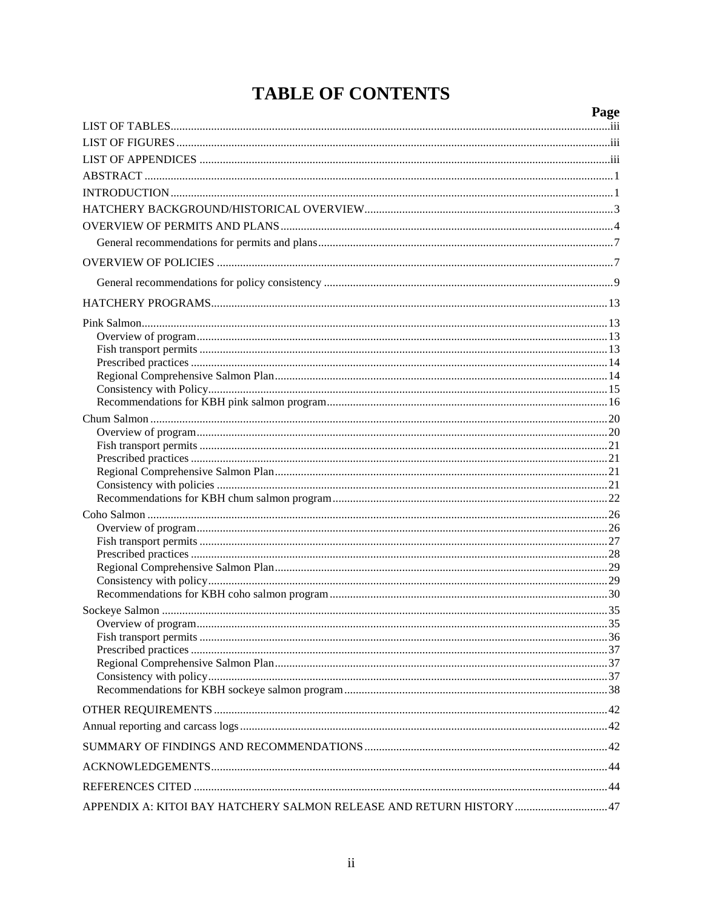# TABLE OF CONTENTS

| | Page |
|---|---|
| LIST OF TABLES | iii |
| LIST OF FIGURES | iii |
| LIST OF APPENDICES | iii |
| ABSTRACT | 1 |
| INTRODUCTION | 1 |
| HATCHERY BACKGROUND/HISTORICAL OVERVIEW | 3 |
| OVERVIEW OF PERMITS AND PLANS | 4 |
| General recommendations for permits and plans | 7 |
| OVERVIEW OF POLICIES | 7 |
| General recommendations for policy consistency | 9 |
| HATCHERY PROGRAMS | 13 |
| Pink Salmon | 13 |
| Overview of program | 13 |
| Fish transport permits | 13 |
| Prescribed practices | 14 |
| Regional Comprehensive Salmon Plan | 14 |
| Consistency with Policy | 15 |
| Recommendations for KBH pink salmon program | 16 |
| Chum Salmon | 20 |
| Overview of program | 20 |
| Fish transport permits | 21 |
| Prescribed practices | 21 |
| Regional Comprehensive Salmon Plan | 21 |
| Consistency with policies | 21 |
| Recommendations for KBH chum salmon program | 22 |
| Coho Salmon | 26 |
| Overview of program | 26 |
| Fish transport permits | 27 |
| Prescribed practices | 28 |
| Regional Comprehensive Salmon Plan | 29 |
| Consistency with policy | 29 |
| Recommendations for KBH coho salmon program | 30 |
| Sockeye Salmon | 35 |
| Overview of program | 35 |
| Fish transport permits | 36 |
| Prescribed practices | 37 |
| Regional Comprehensive Salmon Plan | 37 |
| Consistency with policy | 37 |
| Recommendations for KBH sockeye salmon program | 38 |
| OTHER REQUIREMENTS | 42 |
| Annual reporting and carcass logs | 42 |
| SUMMARY OF FINDINGS AND RECOMMENDATIONS | 42 |
| ACKNOWLEDGEMENTS | 44 |
| REFERENCES CITED | 44 |
| APPENDIX A: KITOI BAY HATCHERY SALMON RELEASE AND RETURN HISTORY | 47 |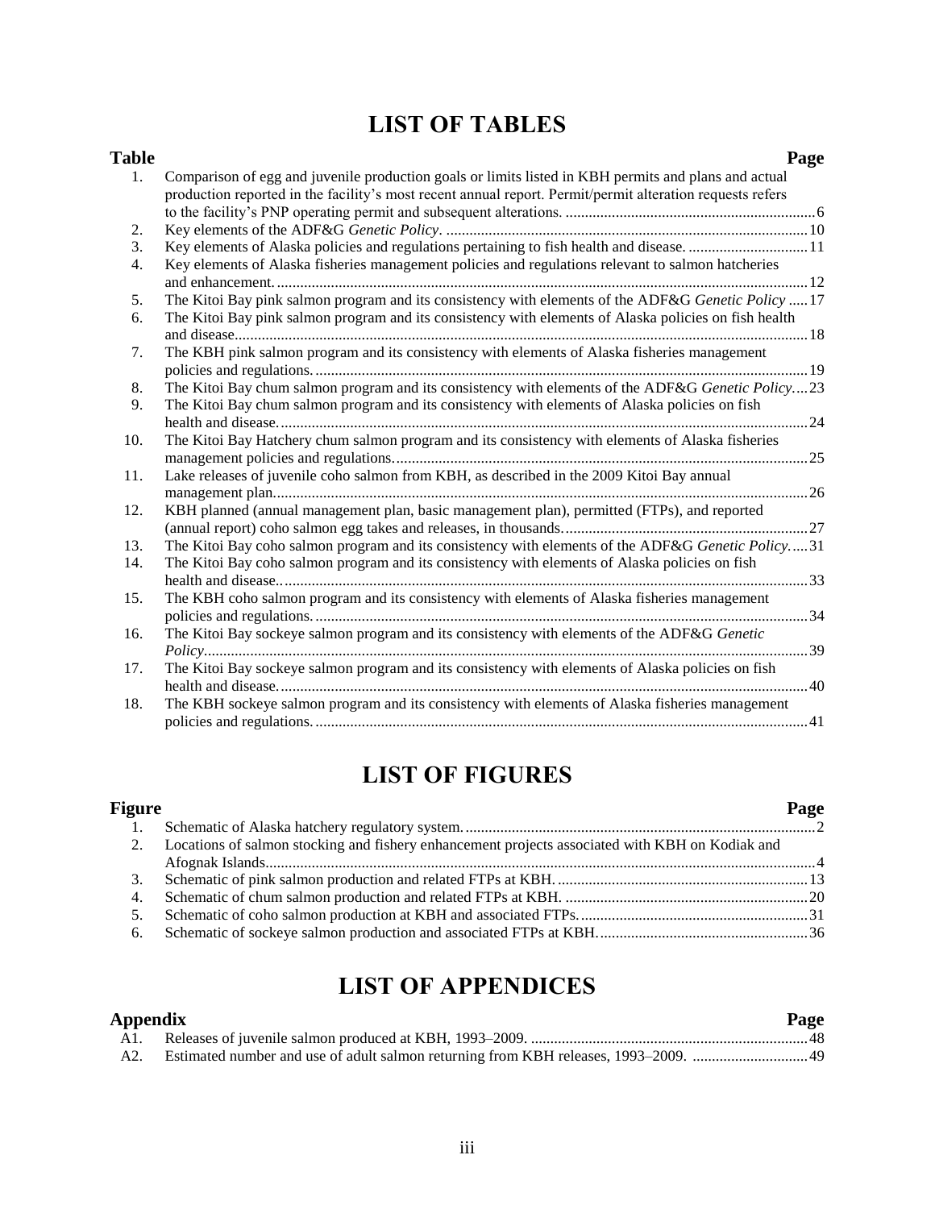# LIST OF TABLES

| Table | | Page |
|---|---|---|
| 1. | Comparison of egg and juvenile production goals or limits listed in KBH permits and plans and actual production reported in the facility's most recent annual report. Permit/permit alteration requests refers to the facility's PNP operating permit and subsequent alterations. | 6 |
| 2. | Key elements of the ADF&G *Genetic Policy*. | 10 |
| 3. | Key elements of Alaska policies and regulations pertaining to fish health and disease. | 11 |
| 4. | Key elements of Alaska fisheries management policies and regulations relevant to salmon hatcheries and enhancement. | 12 |
| 5. | The Kitoi Bay pink salmon program and its consistency with elements of the ADF&G *Genetic Policy* | 17 |
| 6. | The Kitoi Bay pink salmon program and its consistency with elements of Alaska policies on fish health and disease. | 18 |
| 7. | The KBH pink salmon program and its consistency with elements of Alaska fisheries management policies and regulations. | 19 |
| 8. | The Kitoi Bay chum salmon program and its consistency with elements of the ADF&G *Genetic Policy*. | 23 |
| 9. | The Kitoi Bay chum salmon program and its consistency with elements of Alaska policies on fish health and disease. | 24 |
| 10. | The Kitoi Bay Hatchery chum salmon program and its consistency with elements of Alaska fisheries management policies and regulations. | 25 |
| 11. | Lake releases of juvenile coho salmon from KBH, as described in the 2009 Kitoi Bay annual management plan. | 26 |
| 12. | KBH planned (annual management plan, basic management plan), permitted (FTPs), and reported (annual report) coho salmon egg takes and releases, in thousands. | 27 |
| 13. | The Kitoi Bay coho salmon program and its consistency with elements of the ADF&G *Genetic Policy*. | 31 |
| 14. | The Kitoi Bay coho salmon program and its consistency with elements of Alaska policies on fish health and disease. | 33 |
| 15. | The KBH coho salmon program and its consistency with elements of Alaska fisheries management policies and regulations. | 34 |
| 16. | The Kitoi Bay sockeye salmon program and its consistency with elements of the ADF&G *Genetic Policy*. | 39 |
| 17. | The Kitoi Bay sockeye salmon program and its consistency with elements of Alaska policies on fish health and disease. | 40 |
| 18. | The KBH sockeye salmon program and its consistency with elements of Alaska fisheries management policies and regulations. | 41 |

# LIST OF FIGURES

| Figure | | Page |
|---|---|---|
| 1. | Schematic of Alaska hatchery regulatory system. | 2 |
| 2. | Locations of salmon stocking and fishery enhancement projects associated with KBH on Kodiak and Afognak Islands. | 4 |
| 3. | Schematic of pink salmon production and related FTPs at KBH. | 13 |
| 4. | Schematic of chum salmon production and related FTPs at KBH. | 20 |
| 5. | Schematic of coho salmon production at KBH and associated FTPs. | 31 |
| 6. | Schematic of sockeye salmon production and associated FTPs at KBH. | 36 |

# LIST OF APPENDICES

| Appendix | | Page |
|---|---|---|
| A1. | Releases of juvenile salmon produced at KBH, 1993–2009. | 48 |
| A2. | Estimated number and use of adult salmon returning from KBH releases, 1993–2009. | 49 |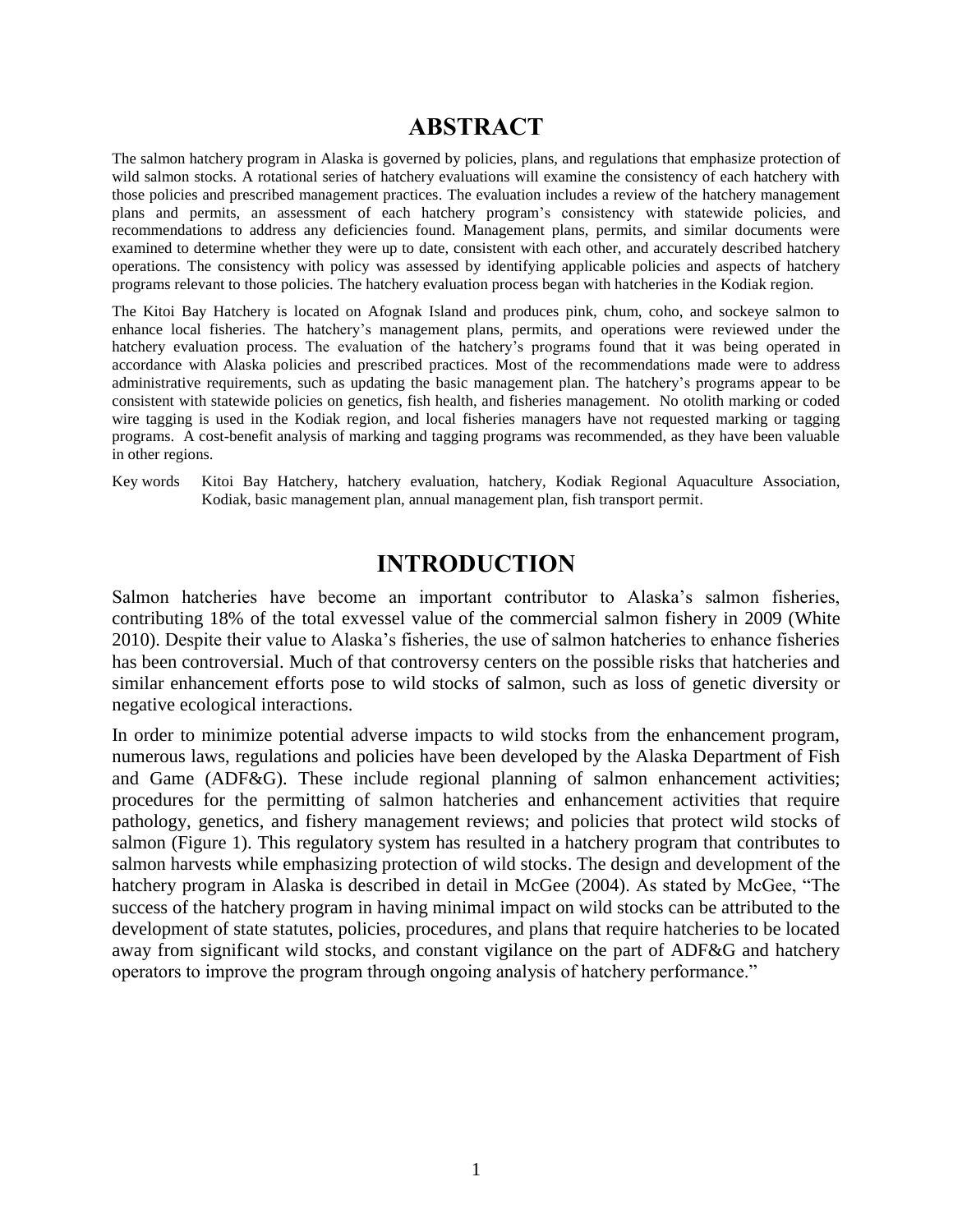# ABSTRACT

The salmon hatchery program in Alaska is governed by policies, plans, and regulations that emphasize protection of wild salmon stocks. A rotational series of hatchery evaluations will examine the consistency of each hatchery with those policies and prescribed management practices. The evaluation includes a review of the hatchery management plans and permits, an assessment of each hatchery program's consistency with statewide policies, and recommendations to address any deficiencies found. Management plans, permits, and similar documents were examined to determine whether they were up to date, consistent with each other, and accurately described hatchery operations. The consistency with policy was assessed by identifying applicable policies and aspects of hatchery programs relevant to those policies. The hatchery evaluation process began with hatcheries in the Kodiak region.

The Kitoi Bay Hatchery is located on Afognak Island and produces pink, chum, coho, and sockeye salmon to enhance local fisheries. The hatchery's management plans, permits, and operations were reviewed under the hatchery evaluation process. The evaluation of the hatchery's programs found that it was being operated in accordance with Alaska policies and prescribed practices. Most of the recommendations made were to address administrative requirements, such as updating the basic management plan. The hatchery's programs appear to be consistent with statewide policies on genetics, fish health, and fisheries management. No otolith marking or coded wire tagging is used in the Kodiak region, and local fisheries managers have not requested marking or tagging programs. A cost-benefit analysis of marking and tagging programs was recommended, as they have been valuable in other regions.

Key words Kitoi Bay Hatchery, hatchery evaluation, hatchery, Kodiak Regional Aquaculture Association, Kodiak, basic management plan, annual management plan, fish transport permit.

# INTRODUCTION

Salmon hatcheries have become an important contributor to Alaska's salmon fisheries, contributing 18% of the total exvessel value of the commercial salmon fishery in 2009 (White 2010). Despite their value to Alaska's fisheries, the use of salmon hatcheries to enhance fisheries has been controversial. Much of that controversy centers on the possible risks that hatcheries and similar enhancement efforts pose to wild stocks of salmon, such as loss of genetic diversity or negative ecological interactions.

In order to minimize potential adverse impacts to wild stocks from the enhancement program, numerous laws, regulations and policies have been developed by the Alaska Department of Fish and Game (ADF&G). These include regional planning of salmon enhancement activities; procedures for the permitting of salmon hatcheries and enhancement activities that require pathology, genetics, and fishery management reviews; and policies that protect wild stocks of salmon (Figure 1). This regulatory system has resulted in a hatchery program that contributes to salmon harvests while emphasizing protection of wild stocks. The design and development of the hatchery program in Alaska is described in detail in McGee (2004). As stated by McGee, "The success of the hatchery program in having minimal impact on wild stocks can be attributed to the development of state statutes, policies, procedures, and plans that require hatcheries to be located away from significant wild stocks, and constant vigilance on the part of ADF&G and hatchery operators to improve the program through ongoing analysis of hatchery performance."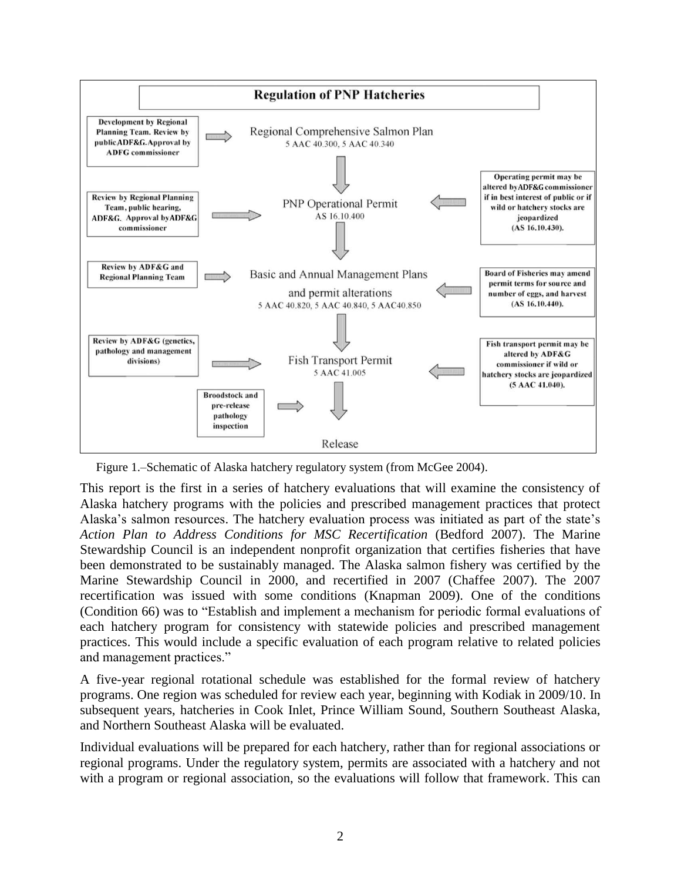**Regulation of PNP Hatcheries**

**Development by Regional Planning Team. Review by public ADF&G. Approval by ADFG commissioner** → Regional Comprehensive Salmon Plan
5 AAC 40.300, 5 AAC 40.340

↓

**Review by Regional Planning Team, public hearing, ADF&G. Approval by ADF&G commissioner** → PNP Operational Permit
AS 16.10.400 ← **Operating permit may be altered by ADF&G commissioner if in best interest of public or if wild or hatchery stocks are jeopardized (AS 16.10.430).**

↓

**Review by ADF&G and Regional Planning Team** → Basic and Annual Management Plans and permit alterations
5 AAC 40.820, 5 AAC 40.840, 5 AAC40.850 ← **Board of Fisheries may amend permit terms for source and number of eggs, and harvest (AS 16.10.440).**

↓

**Review by ADF&G (genetics, pathology and management divisions)** → Fish Transport Permit
5 AAC 41.005 ← **Fish transport permit may be altered by ADF&G commissioner if wild or hatchery stocks are jeopardized (5 AAC 41.040).**

↓

**Broodstock and pre-release pathology inspection** → Release

Figure 1.–Schematic of Alaska hatchery regulatory system (from McGee 2004).

This report is the first in a series of hatchery evaluations that will examine the consistency of Alaska hatchery programs with the policies and prescribed management practices that protect Alaska's salmon resources. The hatchery evaluation process was initiated as part of the state's *Action Plan to Address Conditions for MSC Recertification* (Bedford 2007). The Marine Stewardship Council is an independent nonprofit organization that certifies fisheries that have been demonstrated to be sustainably managed. The Alaska salmon fishery was certified by the Marine Stewardship Council in 2000, and recertified in 2007 (Chaffee 2007). The 2007 recertification was issued with some conditions (Knapman 2009). One of the conditions (Condition 66) was to "Establish and implement a mechanism for periodic formal evaluations of each hatchery program for consistency with statewide policies and prescribed management practices. This would include a specific evaluation of each program relative to related policies and management practices."

A five-year regional rotational schedule was established for the formal review of hatchery programs. One region was scheduled for review each year, beginning with Kodiak in 2009/10. In subsequent years, hatcheries in Cook Inlet, Prince William Sound, Southern Southeast Alaska, and Northern Southeast Alaska will be evaluated.

Individual evaluations will be prepared for each hatchery, rather than for regional associations or regional programs. Under the regulatory system, permits are associated with a hatchery and not with a program or regional association, so the evaluations will follow that framework. This can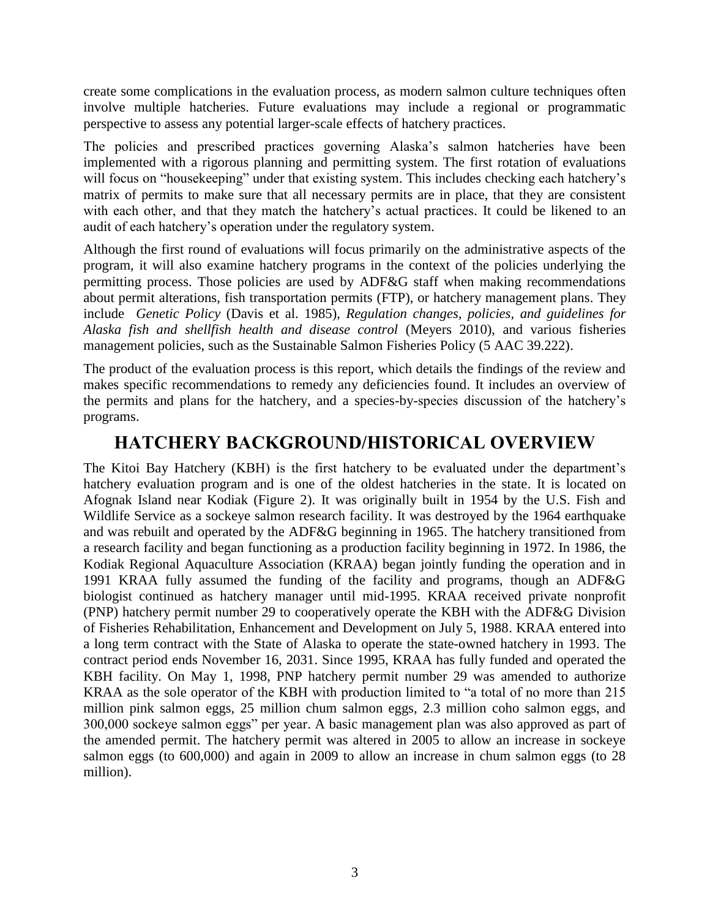create some complications in the evaluation process, as modern salmon culture techniques often involve multiple hatcheries. Future evaluations may include a regional or programmatic perspective to assess any potential larger-scale effects of hatchery practices.

The policies and prescribed practices governing Alaska's salmon hatcheries have been implemented with a rigorous planning and permitting system. The first rotation of evaluations will focus on "housekeeping" under that existing system. This includes checking each hatchery's matrix of permits to make sure that all necessary permits are in place, that they are consistent with each other, and that they match the hatchery's actual practices. It could be likened to an audit of each hatchery's operation under the regulatory system.

Although the first round of evaluations will focus primarily on the administrative aspects of the program, it will also examine hatchery programs in the context of the policies underlying the permitting process. Those policies are used by ADF&G staff when making recommendations about permit alterations, fish transportation permits (FTP), or hatchery management plans. They include *Genetic Policy* (Davis et al. 1985), *Regulation changes, policies, and guidelines for Alaska fish and shellfish health and disease control* (Meyers 2010), and various fisheries management policies, such as the Sustainable Salmon Fisheries Policy (5 AAC 39.222).

The product of the evaluation process is this report, which details the findings of the review and makes specific recommendations to remedy any deficiencies found. It includes an overview of the permits and plans for the hatchery, and a species-by-species discussion of the hatchery's programs.

# HATCHERY BACKGROUND/HISTORICAL OVERVIEW

The Kitoi Bay Hatchery (KBH) is the first hatchery to be evaluated under the department's hatchery evaluation program and is one of the oldest hatcheries in the state. It is located on Afognak Island near Kodiak (Figure 2). It was originally built in 1954 by the U.S. Fish and Wildlife Service as a sockeye salmon research facility. It was destroyed by the 1964 earthquake and was rebuilt and operated by the ADF&G beginning in 1965. The hatchery transitioned from a research facility and began functioning as a production facility beginning in 1972. In 1986, the Kodiak Regional Aquaculture Association (KRAA) began jointly funding the operation and in 1991 KRAA fully assumed the funding of the facility and programs, though an ADF&G biologist continued as hatchery manager until mid-1995. KRAA received private nonprofit (PNP) hatchery permit number 29 to cooperatively operate the KBH with the ADF&G Division of Fisheries Rehabilitation, Enhancement and Development on July 5, 1988. KRAA entered into a long term contract with the State of Alaska to operate the state-owned hatchery in 1993. The contract period ends November 16, 2031. Since 1995, KRAA has fully funded and operated the KBH facility. On May 1, 1998, PNP hatchery permit number 29 was amended to authorize KRAA as the sole operator of the KBH with production limited to "a total of no more than 215 million pink salmon eggs, 25 million chum salmon eggs, 2.3 million coho salmon eggs, and 300,000 sockeye salmon eggs" per year. A basic management plan was also approved as part of the amended permit. The hatchery permit was altered in 2005 to allow an increase in sockeye salmon eggs (to 600,000) and again in 2009 to allow an increase in chum salmon eggs (to 28 million).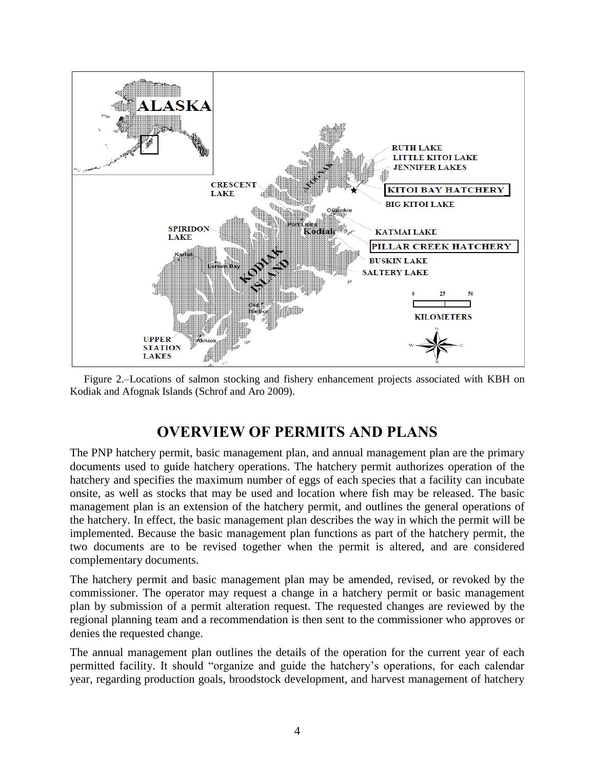Figure 2.–Locations of salmon stocking and fishery enhancement projects associated with KBH on Kodiak and Afognak Islands (Schrof and Aro 2009).

# OVERVIEW OF PERMITS AND PLANS

The PNP hatchery permit, basic management plan, and annual management plan are the primary documents used to guide hatchery operations. The hatchery permit authorizes operation of the hatchery and specifies the maximum number of eggs of each species that a facility can incubate onsite, as well as stocks that may be used and location where fish may be released. The basic management plan is an extension of the hatchery permit, and outlines the general operations of the hatchery. In effect, the basic management plan describes the way in which the permit will be implemented. Because the basic management plan functions as part of the hatchery permit, the two documents are to be revised together when the permit is altered, and are considered complementary documents.

The hatchery permit and basic management plan may be amended, revised, or revoked by the commissioner. The operator may request a change in a hatchery permit or basic management plan by submission of a permit alteration request. The requested changes are reviewed by the regional planning team and a recommendation is then sent to the commissioner who approves or denies the requested change.

The annual management plan outlines the details of the operation for the current year of each permitted facility. It should "organize and guide the hatchery's operations, for each calendar year, regarding production goals, broodstock development, and harvest management of hatchery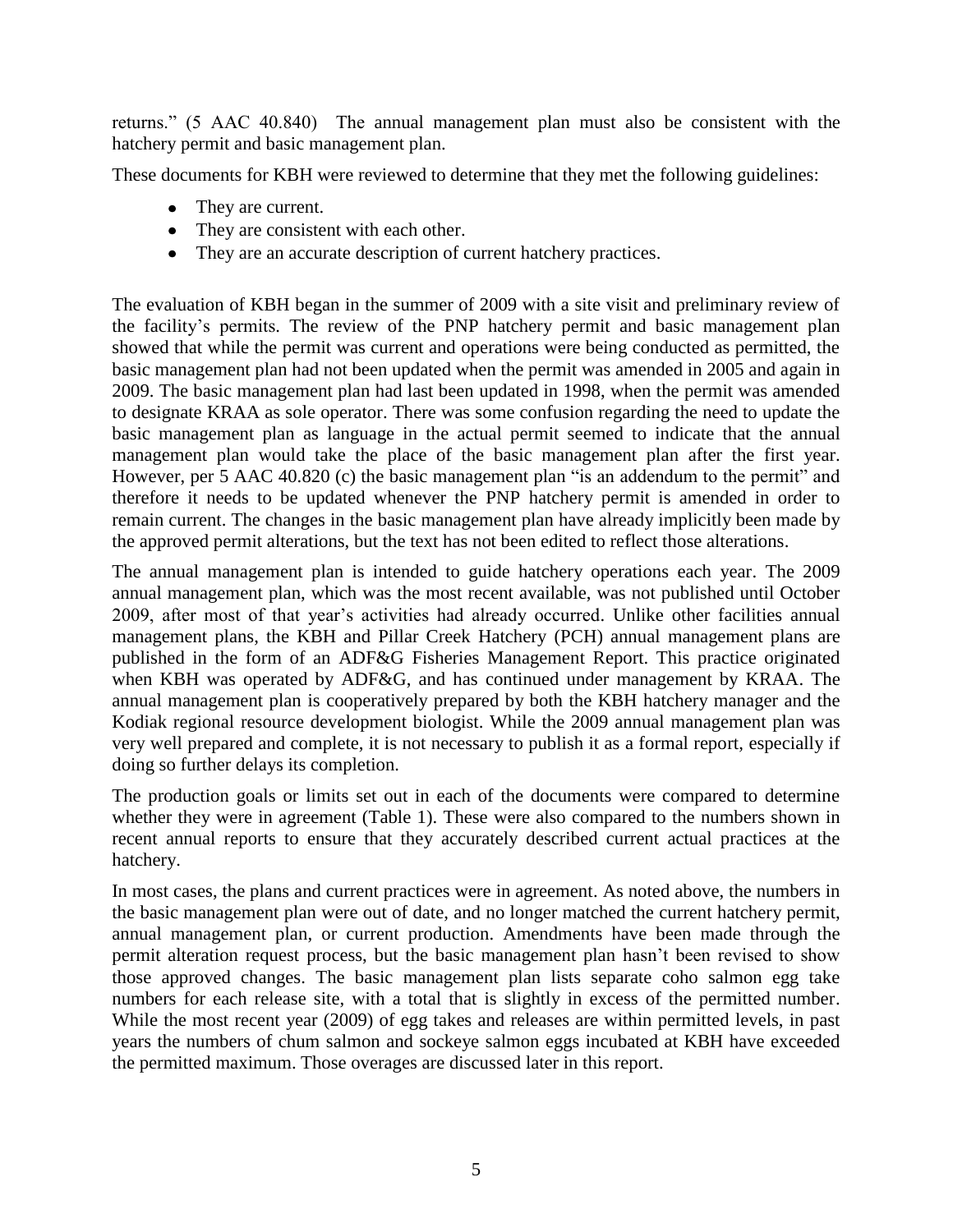returns." (5 AAC 40.840) The annual management plan must also be consistent with the hatchery permit and basic management plan.

These documents for KBH were reviewed to determine that they met the following guidelines:

- They are current.
- They are consistent with each other.
- They are an accurate description of current hatchery practices.

The evaluation of KBH began in the summer of 2009 with a site visit and preliminary review of the facility's permits. The review of the PNP hatchery permit and basic management plan showed that while the permit was current and operations were being conducted as permitted, the basic management plan had not been updated when the permit was amended in 2005 and again in 2009. The basic management plan had last been updated in 1998, when the permit was amended to designate KRAA as sole operator. There was some confusion regarding the need to update the basic management plan as language in the actual permit seemed to indicate that the annual management plan would take the place of the basic management plan after the first year. However, per 5 AAC 40.820 (c) the basic management plan "is an addendum to the permit" and therefore it needs to be updated whenever the PNP hatchery permit is amended in order to remain current. The changes in the basic management plan have already implicitly been made by the approved permit alterations, but the text has not been edited to reflect those alterations.

The annual management plan is intended to guide hatchery operations each year. The 2009 annual management plan, which was the most recent available, was not published until October 2009, after most of that year's activities had already occurred. Unlike other facilities annual management plans, the KBH and Pillar Creek Hatchery (PCH) annual management plans are published in the form of an ADF&G Fisheries Management Report. This practice originated when KBH was operated by ADF&G, and has continued under management by KRAA. The annual management plan is cooperatively prepared by both the KBH hatchery manager and the Kodiak regional resource development biologist. While the 2009 annual management plan was very well prepared and complete, it is not necessary to publish it as a formal report, especially if doing so further delays its completion.

The production goals or limits set out in each of the documents were compared to determine whether they were in agreement (Table 1). These were also compared to the numbers shown in recent annual reports to ensure that they accurately described current actual practices at the hatchery.

In most cases, the plans and current practices were in agreement. As noted above, the numbers in the basic management plan were out of date, and no longer matched the current hatchery permit, annual management plan, or current production. Amendments have been made through the permit alteration request process, but the basic management plan hasn't been revised to show those approved changes. The basic management plan lists separate coho salmon egg take numbers for each release site, with a total that is slightly in excess of the permitted number. While the most recent year (2009) of egg takes and releases are within permitted levels, in past years the numbers of chum salmon and sockeye salmon eggs incubated at KBH have exceeded the permitted maximum. Those overages are discussed later in this report.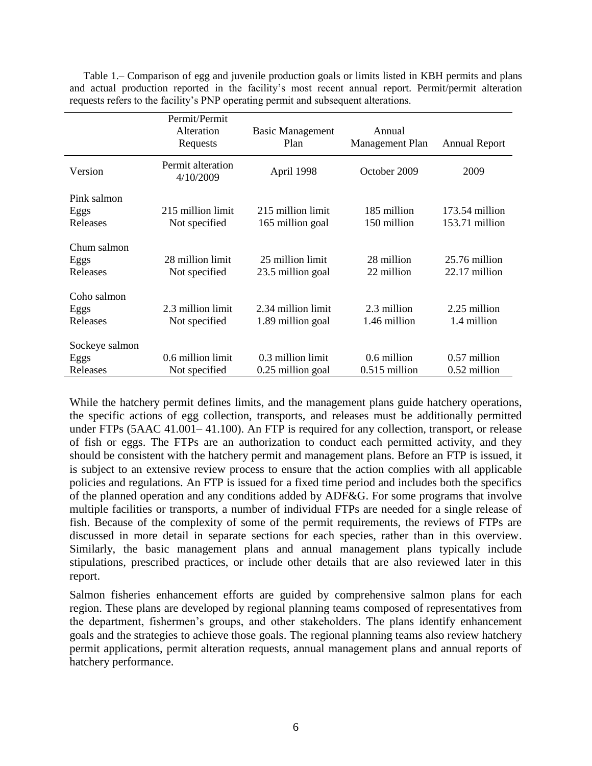Table 1.– Comparison of egg and juvenile production goals or limits listed in KBH permits and plans and actual production reported in the facility's most recent annual report. Permit/permit alteration requests refers to the facility's PNP operating permit and subsequent alterations.

| | Permit/Permit Alteration Requests | Basic Management Plan | Annual Management Plan | Annual Report |
|---|---|---|---|---|
| Version | Permit alteration 4/10/2009 | April 1998 | October 2009 | 2009 |
| Pink salmon | | | | |
| Eggs | 215 million limit | 215 million limit | 185 million | 173.54 million |
| Releases | Not specified | 165 million goal | 150 million | 153.71 million |
| Chum salmon | | | | |
| Eggs | 28 million limit | 25 million limit | 28 million | 25.76 million |
| Releases | Not specified | 23.5 million goal | 22 million | 22.17 million |
| Coho salmon | | | | |
| Eggs | 2.3 million limit | 2.34 million limit | 2.3 million | 2.25 million |
| Releases | Not specified | 1.89 million goal | 1.46 million | 1.4 million |
| Sockeye salmon | | | | |
| Eggs | 0.6 million limit | 0.3 million limit | 0.6 million | 0.57 million |
| Releases | Not specified | 0.25 million goal | 0.515 million | 0.52 million |

While the hatchery permit defines limits, and the management plans guide hatchery operations, the specific actions of egg collection, transports, and releases must be additionally permitted under FTPs (5AAC 41.001– 41.100). An FTP is required for any collection, transport, or release of fish or eggs. The FTPs are an authorization to conduct each permitted activity, and they should be consistent with the hatchery permit and management plans. Before an FTP is issued, it is subject to an extensive review process to ensure that the action complies with all applicable policies and regulations. An FTP is issued for a fixed time period and includes both the specifics of the planned operation and any conditions added by ADF&G. For some programs that involve multiple facilities or transports, a number of individual FTPs are needed for a single release of fish. Because of the complexity of some of the permit requirements, the reviews of FTPs are discussed in more detail in separate sections for each species, rather than in this overview. Similarly, the basic management plans and annual management plans typically include stipulations, prescribed practices, or include other details that are also reviewed later in this report.

Salmon fisheries enhancement efforts are guided by comprehensive salmon plans for each region. These plans are developed by regional planning teams composed of representatives from the department, fishermen's groups, and other stakeholders. The plans identify enhancement goals and the strategies to achieve those goals. The regional planning teams also review hatchery permit applications, permit alteration requests, annual management plans and annual reports of hatchery performance.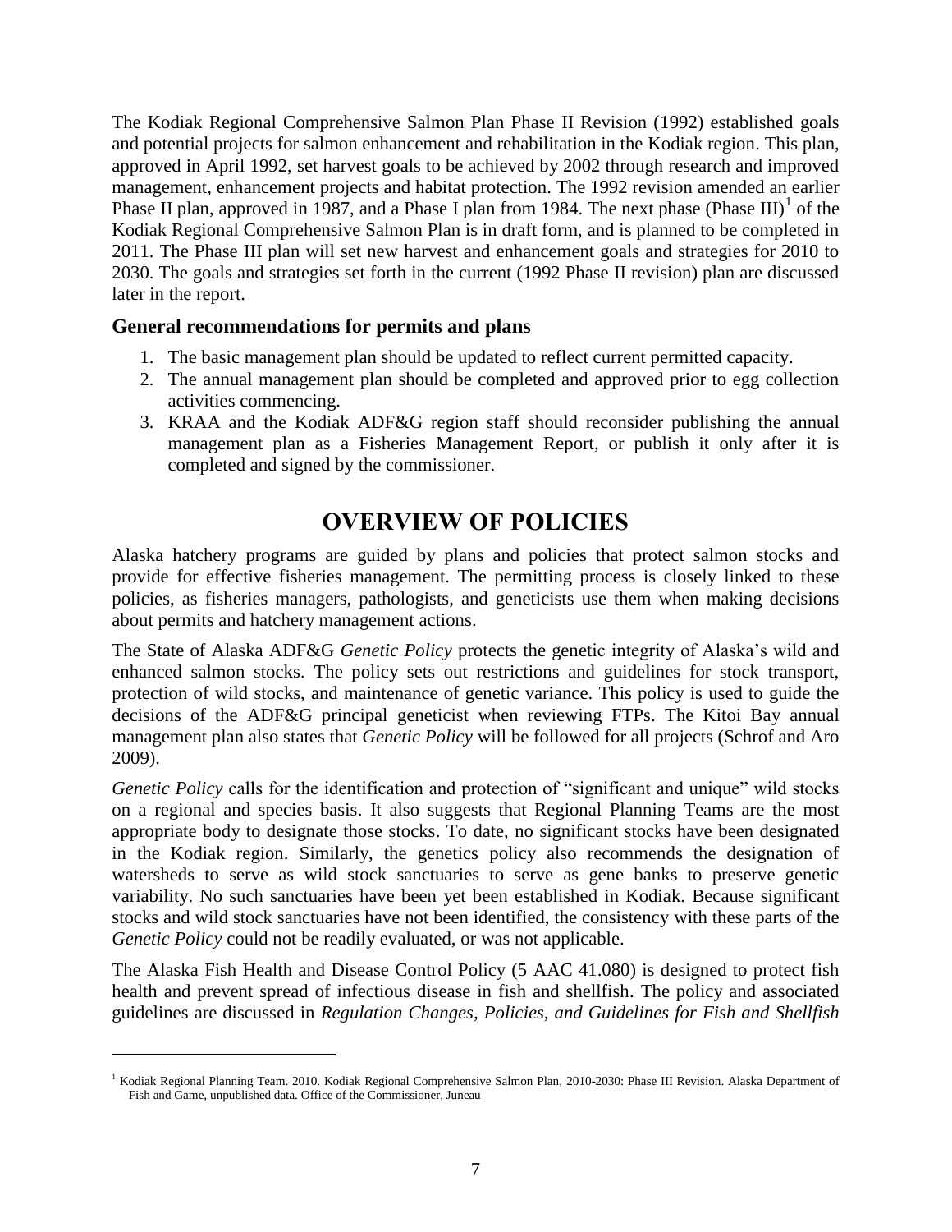The Kodiak Regional Comprehensive Salmon Plan Phase II Revision (1992) established goals and potential projects for salmon enhancement and rehabilitation in the Kodiak region. This plan, approved in April 1992, set harvest goals to be achieved by 2002 through research and improved management, enhancement projects and habitat protection. The 1992 revision amended an earlier Phase II plan, approved in 1987, and a Phase I plan from 1984. The next phase (Phase III)[1] of the Kodiak Regional Comprehensive Salmon Plan is in draft form, and is planned to be completed in 2011. The Phase III plan will set new harvest and enhancement goals and strategies for 2010 to 2030. The goals and strategies set forth in the current (1992 Phase II revision) plan are discussed later in the report.

### General recommendations for permits and plans

1. The basic management plan should be updated to reflect current permitted capacity.
2. The annual management plan should be completed and approved prior to egg collection activities commencing.
3. KRAA and the Kodiak ADF&G region staff should reconsider publishing the annual management plan as a Fisheries Management Report, or publish it only after it is completed and signed by the commissioner.

## OVERVIEW OF POLICIES

Alaska hatchery programs are guided by plans and policies that protect salmon stocks and provide for effective fisheries management. The permitting process is closely linked to these policies, as fisheries managers, pathologists, and geneticists use them when making decisions about permits and hatchery management actions.

The State of Alaska ADF&G *Genetic Policy* protects the genetic integrity of Alaska's wild and enhanced salmon stocks. The policy sets out restrictions and guidelines for stock transport, protection of wild stocks, and maintenance of genetic variance. This policy is used to guide the decisions of the ADF&G principal geneticist when reviewing FTPs. The Kitoi Bay annual management plan also states that *Genetic Policy* will be followed for all projects (Schrof and Aro 2009).

*Genetic Policy* calls for the identification and protection of "significant and unique" wild stocks on a regional and species basis. It also suggests that Regional Planning Teams are the most appropriate body to designate those stocks. To date, no significant stocks have been designated in the Kodiak region. Similarly, the genetics policy also recommends the designation of watersheds to serve as wild stock sanctuaries to serve as gene banks to preserve genetic variability. No such sanctuaries have been yet been established in Kodiak. Because significant stocks and wild stock sanctuaries have not been identified, the consistency with these parts of the *Genetic Policy* could not be readily evaluated, or was not applicable.

The Alaska Fish Health and Disease Control Policy (5 AAC 41.080) is designed to protect fish health and prevent spread of infectious disease in fish and shellfish. The policy and associated guidelines are discussed in *Regulation Changes, Policies, and Guidelines for Fish and Shellfish*

[1] Kodiak Regional Planning Team. 2010. Kodiak Regional Comprehensive Salmon Plan, 2010-2030: Phase III Revision. Alaska Department of Fish and Game, unpublished data. Office of the Commissioner, Juneau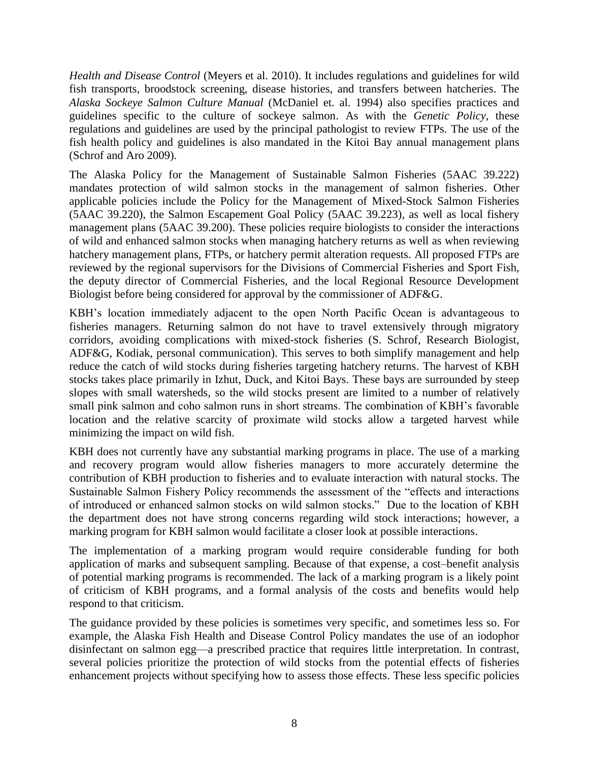*Health and Disease Control* (Meyers et al. 2010). It includes regulations and guidelines for wild fish transports, broodstock screening, disease histories, and transfers between hatcheries. The *Alaska Sockeye Salmon Culture Manual* (McDaniel et. al. 1994) also specifies practices and guidelines specific to the culture of sockeye salmon. As with the *Genetic Policy*, these regulations and guidelines are used by the principal pathologist to review FTPs. The use of the fish health policy and guidelines is also mandated in the Kitoi Bay annual management plans (Schrof and Aro 2009).

The Alaska Policy for the Management of Sustainable Salmon Fisheries (5AAC 39.222) mandates protection of wild salmon stocks in the management of salmon fisheries. Other applicable policies include the Policy for the Management of Mixed-Stock Salmon Fisheries (5AAC 39.220), the Salmon Escapement Goal Policy (5AAC 39.223), as well as local fishery management plans (5AAC 39.200). These policies require biologists to consider the interactions of wild and enhanced salmon stocks when managing hatchery returns as well as when reviewing hatchery management plans, FTPs, or hatchery permit alteration requests. All proposed FTPs are reviewed by the regional supervisors for the Divisions of Commercial Fisheries and Sport Fish, the deputy director of Commercial Fisheries, and the local Regional Resource Development Biologist before being considered for approval by the commissioner of ADF&G.

KBH's location immediately adjacent to the open North Pacific Ocean is advantageous to fisheries managers. Returning salmon do not have to travel extensively through migratory corridors, avoiding complications with mixed-stock fisheries (S. Schrof, Research Biologist, ADF&G, Kodiak, personal communication). This serves to both simplify management and help reduce the catch of wild stocks during fisheries targeting hatchery returns. The harvest of KBH stocks takes place primarily in Izhut, Duck, and Kitoi Bays. These bays are surrounded by steep slopes with small watersheds, so the wild stocks present are limited to a number of relatively small pink salmon and coho salmon runs in short streams. The combination of KBH's favorable location and the relative scarcity of proximate wild stocks allow a targeted harvest while minimizing the impact on wild fish.

KBH does not currently have any substantial marking programs in place. The use of a marking and recovery program would allow fisheries managers to more accurately determine the contribution of KBH production to fisheries and to evaluate interaction with natural stocks. The Sustainable Salmon Fishery Policy recommends the assessment of the "effects and interactions of introduced or enhanced salmon stocks on wild salmon stocks." Due to the location of KBH the department does not have strong concerns regarding wild stock interactions; however, a marking program for KBH salmon would facilitate a closer look at possible interactions.

The implementation of a marking program would require considerable funding for both application of marks and subsequent sampling. Because of that expense, a cost–benefit analysis of potential marking programs is recommended. The lack of a marking program is a likely point of criticism of KBH programs, and a formal analysis of the costs and benefits would help respond to that criticism.

The guidance provided by these policies is sometimes very specific, and sometimes less so. For example, the Alaska Fish Health and Disease Control Policy mandates the use of an iodophor disinfectant on salmon egg—a prescribed practice that requires little interpretation. In contrast, several policies prioritize the protection of wild stocks from the potential effects of fisheries enhancement projects without specifying how to assess those effects. These less specific policies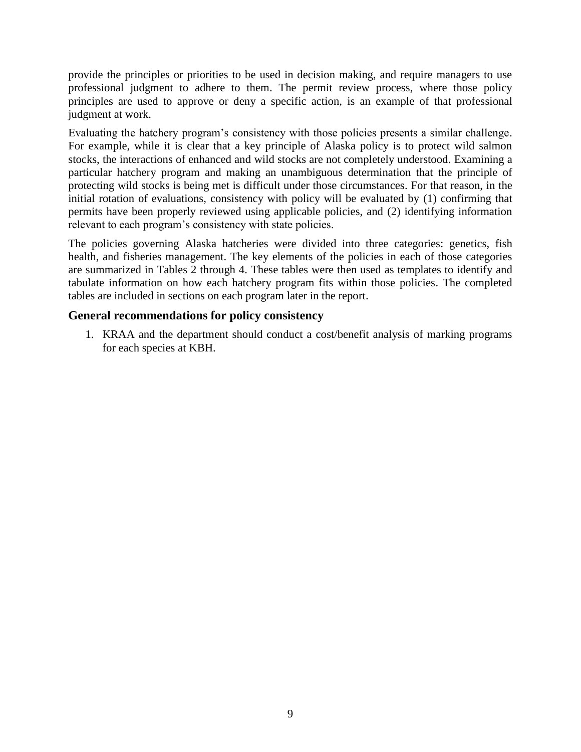provide the principles or priorities to be used in decision making, and require managers to use professional judgment to adhere to them. The permit review process, where those policy principles are used to approve or deny a specific action, is an example of that professional judgment at work.

Evaluating the hatchery program's consistency with those policies presents a similar challenge. For example, while it is clear that a key principle of Alaska policy is to protect wild salmon stocks, the interactions of enhanced and wild stocks are not completely understood. Examining a particular hatchery program and making an unambiguous determination that the principle of protecting wild stocks is being met is difficult under those circumstances. For that reason, in the initial rotation of evaluations, consistency with policy will be evaluated by (1) confirming that permits have been properly reviewed using applicable policies, and (2) identifying information relevant to each program's consistency with state policies.

The policies governing Alaska hatcheries were divided into three categories: genetics, fish health, and fisheries management. The key elements of the policies in each of those categories are summarized in Tables 2 through 4. These tables were then used as templates to identify and tabulate information on how each hatchery program fits within those policies. The completed tables are included in sections on each program later in the report.

## General recommendations for policy consistency

1. KRAA and the department should conduct a cost/benefit analysis of marking programs for each species at KBH.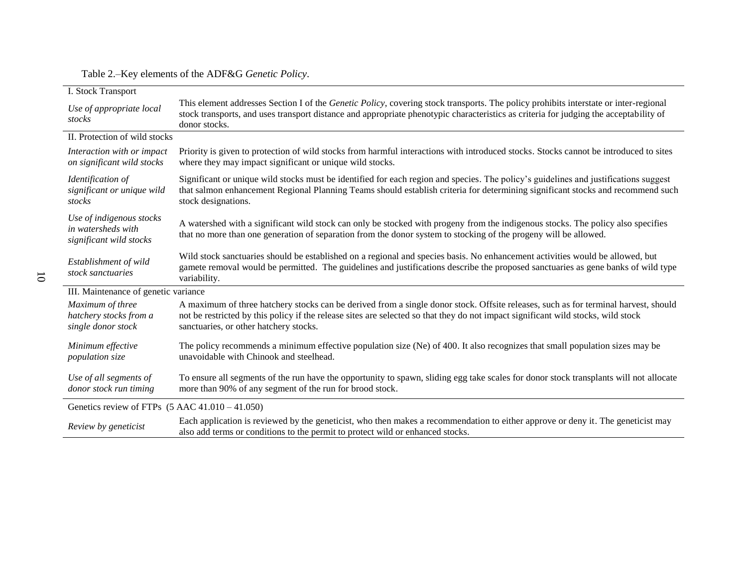Table 2.–Key elements of the ADF&G *Genetic Policy*.

| | |
|---|---|
| I. Stock Transport | |
| *Use of appropriate local stocks* | This element addresses Section I of the *Genetic Policy*, covering stock transports. The policy prohibits interstate or inter-regional stock transports, and uses transport distance and appropriate phenotypic characteristics as criteria for judging the acceptability of donor stocks. |
| II. Protection of wild stocks | |
| *Interaction with or impact on significant wild stocks* | Priority is given to protection of wild stocks from harmful interactions with introduced stocks. Stocks cannot be introduced to sites where they may impact significant or unique wild stocks. |
| *Identification of significant or unique wild stocks* | Significant or unique wild stocks must be identified for each region and species. The policy's guidelines and justifications suggest that salmon enhancement Regional Planning Teams should establish criteria for determining significant stocks and recommend such stock designations. |
| *Use of indigenous stocks in watersheds with significant wild stocks* | A watershed with a significant wild stock can only be stocked with progeny from the indigenous stocks. The policy also specifies that no more than one generation of separation from the donor system to stocking of the progeny will be allowed. |
| *Establishment of wild stock sanctuaries* | Wild stock sanctuaries should be established on a regional and species basis. No enhancement activities would be allowed, but gamete removal would be permitted. The guidelines and justifications describe the proposed sanctuaries as gene banks of wild type variability. |
| III. Maintenance of genetic variance | |
| *Maximum of three hatchery stocks from a single donor stock* | A maximum of three hatchery stocks can be derived from a single donor stock. Offsite releases, such as for terminal harvest, should not be restricted by this policy if the release sites are selected so that they do not impact significant wild stocks, wild stock sanctuaries, or other hatchery stocks. |
| *Minimum effective population size* | The policy recommends a minimum effective population size (Ne) of 400. It also recognizes that small population sizes may be unavoidable with Chinook and steelhead. |
| *Use of all segments of donor stock run timing* | To ensure all segments of the run have the opportunity to spawn, sliding egg take scales for donor stock transplants will not allocate more than 90% of any segment of the run for brood stock. |
| Genetics review of FTPs (5 AAC 41.010 – 41.050) | |
| *Review by geneticist* | Each application is reviewed by the geneticist, who then makes a recommendation to either approve or deny it. The geneticist may also add terms or conditions to the permit to protect wild or enhanced stocks. |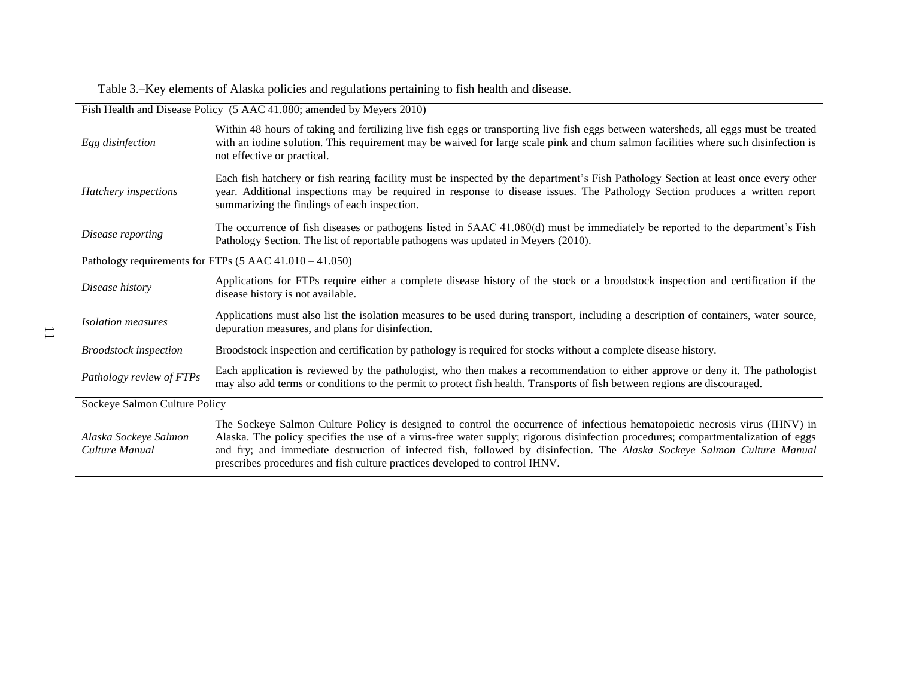Table 3.–Key elements of Alaska policies and regulations pertaining to fish health and disease.

| | |
|---|---|
| Fish Health and Disease Policy (5 AAC 41.080; amended by Meyers 2010) | |
| *Egg disinfection* | Within 48 hours of taking and fertilizing live fish eggs or transporting live fish eggs between watersheds, all eggs must be treated with an iodine solution. This requirement may be waived for large scale pink and chum salmon facilities where such disinfection is not effective or practical. |
| *Hatchery inspections* | Each fish hatchery or fish rearing facility must be inspected by the department's Fish Pathology Section at least once every other year. Additional inspections may be required in response to disease issues. The Pathology Section produces a written report summarizing the findings of each inspection. |
| *Disease reporting* | The occurrence of fish diseases or pathogens listed in 5AAC 41.080(d) must be immediately be reported to the department's Fish Pathology Section. The list of reportable pathogens was updated in Meyers (2010). |
| Pathology requirements for FTPs (5 AAC 41.010 – 41.050) | |
| *Disease history* | Applications for FTPs require either a complete disease history of the stock or a broodstock inspection and certification if the disease history is not available. |
| *Isolation measures* | Applications must also list the isolation measures to be used during transport, including a description of containers, water source, depuration measures, and plans for disinfection. |
| *Broodstock inspection* | Broodstock inspection and certification by pathology is required for stocks without a complete disease history. |
| *Pathology review of FTPs* | Each application is reviewed by the pathologist, who then makes a recommendation to either approve or deny it. The pathologist may also add terms or conditions to the permit to protect fish health. Transports of fish between regions are discouraged. |
| Sockeye Salmon Culture Policy | |
| *Alaska Sockeye Salmon Culture Manual* | The Sockeye Salmon Culture Policy is designed to control the occurrence of infectious hematopoietic necrosis virus (IHNV) in Alaska. The policy specifies the use of a virus-free water supply; rigorous disinfection procedures; compartmentalization of eggs and fry; and immediate destruction of infected fish, followed by disinfection. The *Alaska Sockeye Salmon Culture Manual* prescribes procedures and fish culture practices developed to control IHNV. |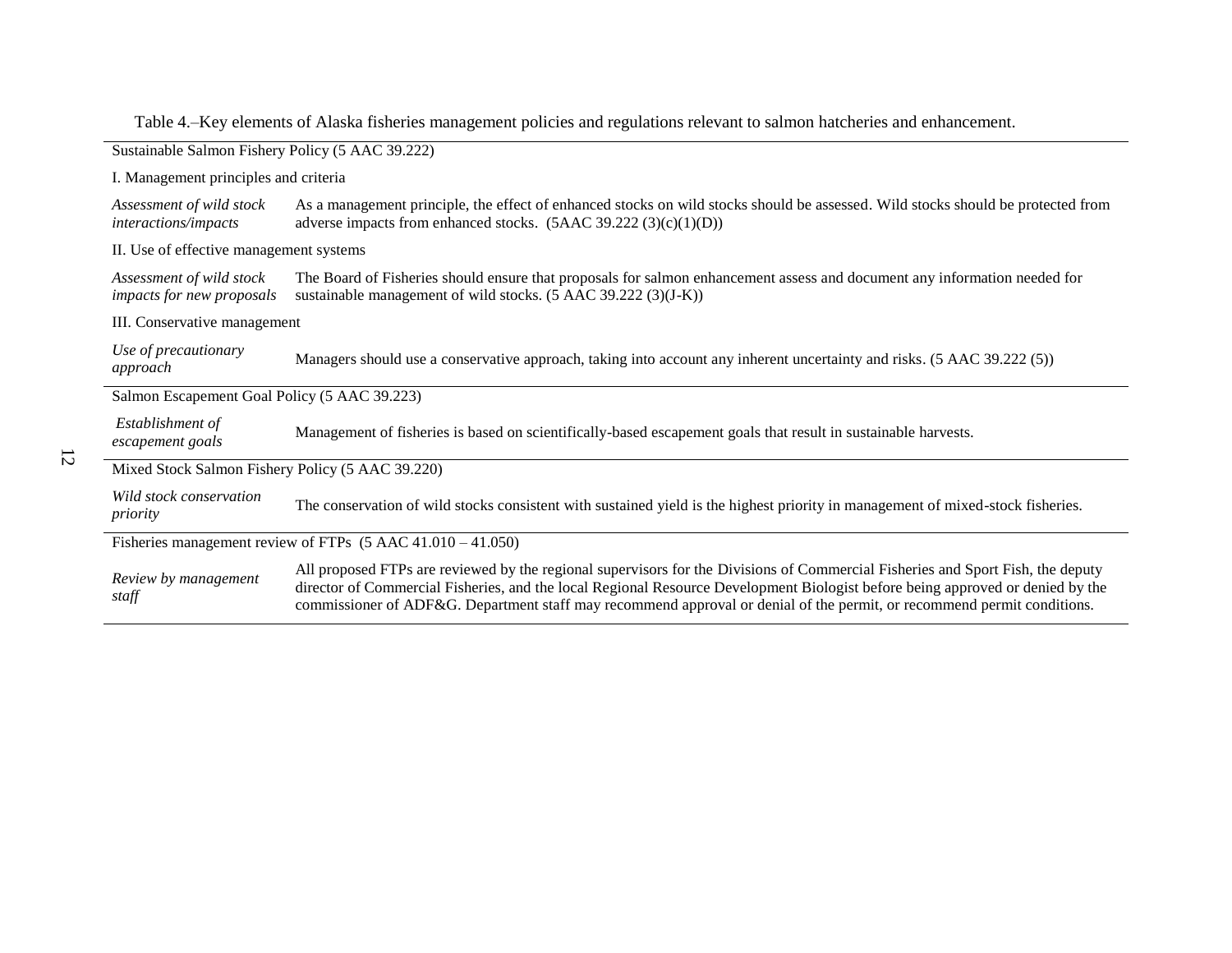Table 4.–Key elements of Alaska fisheries management policies and regulations relevant to salmon hatcheries and enhancement.

| | |
|---|---|
| Sustainable Salmon Fishery Policy (5 AAC 39.222) | |
| I. Management principles and criteria | |
| *Assessment of wild stock interactions/impacts* | As a management principle, the effect of enhanced stocks on wild stocks should be assessed. Wild stocks should be protected from adverse impacts from enhanced stocks. (5AAC 39.222 (3)(c)(1)(D)) |
| II. Use of effective management systems | |
| *Assessment of wild stock impacts for new proposals* | The Board of Fisheries should ensure that proposals for salmon enhancement assess and document any information needed for sustainable management of wild stocks. (5 AAC 39.222 (3)(J-K)) |
| III. Conservative management | |
| *Use of precautionary approach* | Managers should use a conservative approach, taking into account any inherent uncertainty and risks. (5 AAC 39.222 (5)) |
| Salmon Escapement Goal Policy (5 AAC 39.223) | |
| *Establishment of escapement goals* | Management of fisheries is based on scientifically-based escapement goals that result in sustainable harvests. |
| Mixed Stock Salmon Fishery Policy (5 AAC 39.220) | |
| *Wild stock conservation priority* | The conservation of wild stocks consistent with sustained yield is the highest priority in management of mixed-stock fisheries. |
| Fisheries management review of FTPs (5 AAC 41.010 – 41.050) | |
| *Review by management staff* | All proposed FTPs are reviewed by the regional supervisors for the Divisions of Commercial Fisheries and Sport Fish, the deputy director of Commercial Fisheries, and the local Regional Resource Development Biologist before being approved or denied by the commissioner of ADF&G. Department staff may recommend approval or denial of the permit, or recommend permit conditions. |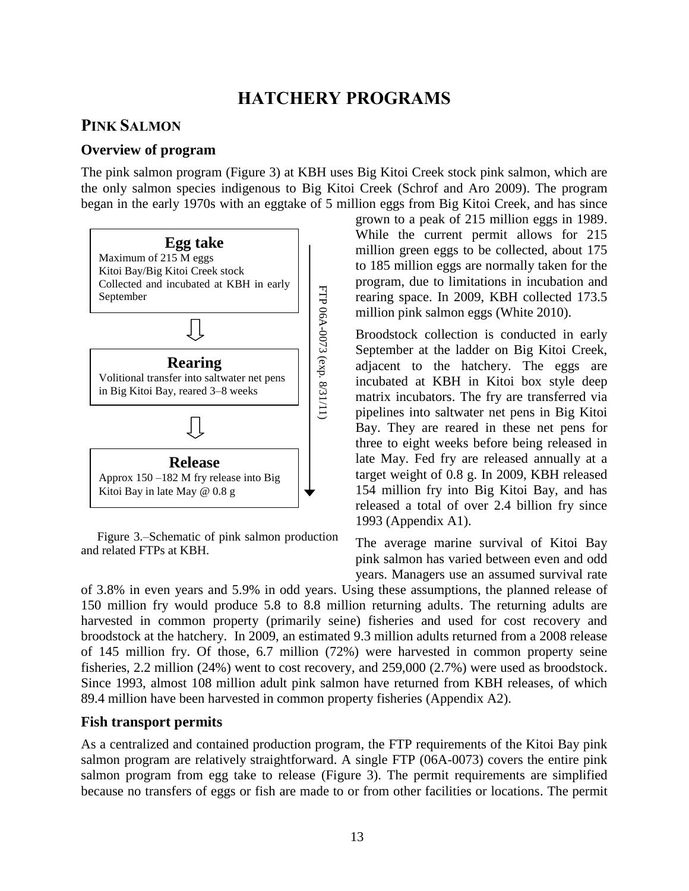# HATCHERY PROGRAMS

## PINK SALMON

### Overview of program

The pink salmon program (Figure 3) at KBH uses Big Kitoi Creek stock pink salmon, which are the only salmon species indigenous to Big Kitoi Creek (Schrof and Aro 2009). The program began in the early 1970s with an eggtake of 5 million eggs from Big Kitoi Creek, and has since grown to a peak of 215 million eggs in 1989. While the current permit allows for 215 million green eggs to be collected, about 175 to 185 million eggs are normally taken for the program, due to limitations in incubation and rearing space. In 2009, KBH collected 173.5 million pink salmon eggs (White 2010).

**Egg take**
Maximum of 215 M eggs
Kitoi Bay/Big Kitoi Creek stock
Collected and incubated at KBH in early September

**Rearing**
Volitional transfer into saltwater net pens in Big Kitoi Bay, reared 3–8 weeks

**Release**
Approx 150 –182 M fry release into Big Kitoi Bay in late May @ 0.8 g

FTP 06A-0073 (exp. 8/31/11)

Figure 3.–Schematic of pink salmon production and related FTPs at KBH.

Broodstock collection is conducted in early September at the ladder on Big Kitoi Creek, adjacent to the hatchery. The eggs are incubated at KBH in Kitoi box style deep matrix incubators. The fry are transferred via pipelines into saltwater net pens in Big Kitoi Bay. They are reared in these net pens for three to eight weeks before being released in late May. Fed fry are released annually at a target weight of 0.8 g. In 2009, KBH released 154 million fry into Big Kitoi Bay, and has released a total of over 2.4 billion fry since 1993 (Appendix A1).

The average marine survival of Kitoi Bay pink salmon has varied between even and odd years. Managers use an assumed survival rate of 3.8% in even years and 5.9% in odd years. Using these assumptions, the planned release of 150 million fry would produce 5.8 to 8.8 million returning adults. The returning adults are harvested in common property (primarily seine) fisheries and used for cost recovery and broodstock at the hatchery. In 2009, an estimated 9.3 million adults returned from a 2008 release of 145 million fry. Of those, 6.7 million (72%) were harvested in common property seine fisheries, 2.2 million (24%) went to cost recovery, and 259,000 (2.7%) were used as broodstock. Since 1993, almost 108 million adult pink salmon have returned from KBH releases, of which 89.4 million have been harvested in common property fisheries (Appendix A2).

### Fish transport permits

As a centralized and contained production program, the FTP requirements of the Kitoi Bay pink salmon program are relatively straightforward. A single FTP (06A-0073) covers the entire pink salmon program from egg take to release (Figure 3). The permit requirements are simplified because no transfers of eggs or fish are made to or from other facilities or locations. The permit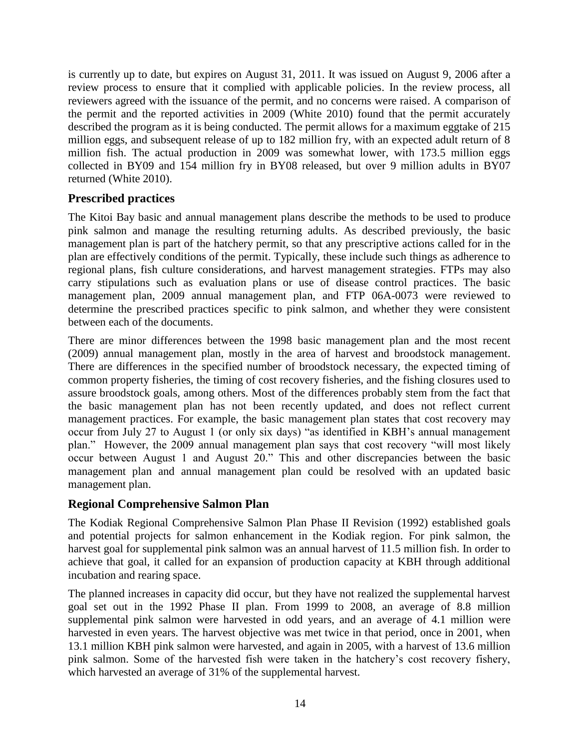is currently up to date, but expires on August 31, 2011. It was issued on August 9, 2006 after a review process to ensure that it complied with applicable policies. In the review process, all reviewers agreed with the issuance of the permit, and no concerns were raised. A comparison of the permit and the reported activities in 2009 (White 2010) found that the permit accurately described the program as it is being conducted. The permit allows for a maximum eggtake of 215 million eggs, and subsequent release of up to 182 million fry, with an expected adult return of 8 million fish. The actual production in 2009 was somewhat lower, with 173.5 million eggs collected in BY09 and 154 million fry in BY08 released, but over 9 million adults in BY07 returned (White 2010).

## Prescribed practices

The Kitoi Bay basic and annual management plans describe the methods to be used to produce pink salmon and manage the resulting returning adults. As described previously, the basic management plan is part of the hatchery permit, so that any prescriptive actions called for in the plan are effectively conditions of the permit. Typically, these include such things as adherence to regional plans, fish culture considerations, and harvest management strategies. FTPs may also carry stipulations such as evaluation plans or use of disease control practices. The basic management plan, 2009 annual management plan, and FTP 06A-0073 were reviewed to determine the prescribed practices specific to pink salmon, and whether they were consistent between each of the documents.

There are minor differences between the 1998 basic management plan and the most recent (2009) annual management plan, mostly in the area of harvest and broodstock management. There are differences in the specified number of broodstock necessary, the expected timing of common property fisheries, the timing of cost recovery fisheries, and the fishing closures used to assure broodstock goals, among others. Most of the differences probably stem from the fact that the basic management plan has not been recently updated, and does not reflect current management practices. For example, the basic management plan states that cost recovery may occur from July 27 to August 1 (or only six days) "as identified in KBH's annual management plan." However, the 2009 annual management plan says that cost recovery "will most likely occur between August 1 and August 20." This and other discrepancies between the basic management plan and annual management plan could be resolved with an updated basic management plan.

## Regional Comprehensive Salmon Plan

The Kodiak Regional Comprehensive Salmon Plan Phase II Revision (1992) established goals and potential projects for salmon enhancement in the Kodiak region. For pink salmon, the harvest goal for supplemental pink salmon was an annual harvest of 11.5 million fish. In order to achieve that goal, it called for an expansion of production capacity at KBH through additional incubation and rearing space.

The planned increases in capacity did occur, but they have not realized the supplemental harvest goal set out in the 1992 Phase II plan. From 1999 to 2008, an average of 8.8 million supplemental pink salmon were harvested in odd years, and an average of 4.1 million were harvested in even years. The harvest objective was met twice in that period, once in 2001, when 13.1 million KBH pink salmon were harvested, and again in 2005, with a harvest of 13.6 million pink salmon. Some of the harvested fish were taken in the hatchery's cost recovery fishery, which harvested an average of 31% of the supplemental harvest.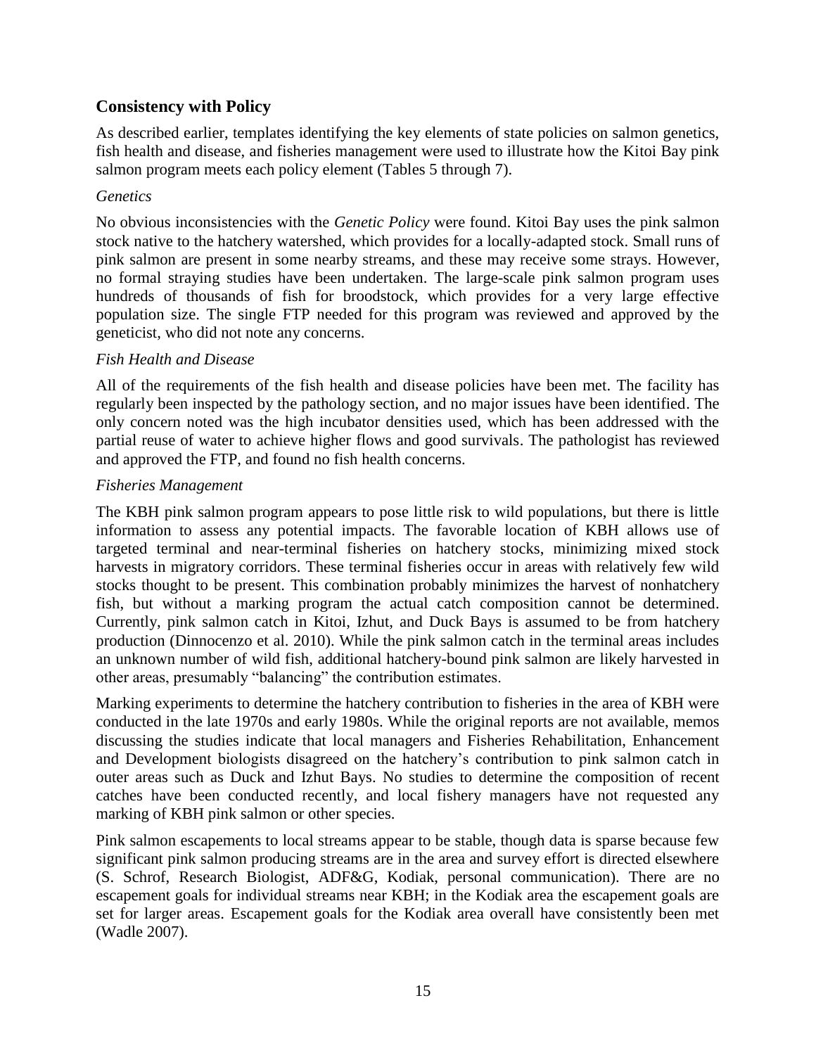## Consistency with Policy

As described earlier, templates identifying the key elements of state policies on salmon genetics, fish health and disease, and fisheries management were used to illustrate how the Kitoi Bay pink salmon program meets each policy element (Tables 5 through 7).

### *Genetics*

No obvious inconsistencies with the *Genetic Policy* were found. Kitoi Bay uses the pink salmon stock native to the hatchery watershed, which provides for a locally-adapted stock. Small runs of pink salmon are present in some nearby streams, and these may receive some strays. However, no formal straying studies have been undertaken. The large-scale pink salmon program uses hundreds of thousands of fish for broodstock, which provides for a very large effective population size. The single FTP needed for this program was reviewed and approved by the geneticist, who did not note any concerns.

### *Fish Health and Disease*

All of the requirements of the fish health and disease policies have been met. The facility has regularly been inspected by the pathology section, and no major issues have been identified. The only concern noted was the high incubator densities used, which has been addressed with the partial reuse of water to achieve higher flows and good survivals. The pathologist has reviewed and approved the FTP, and found no fish health concerns.

### *Fisheries Management*

The KBH pink salmon program appears to pose little risk to wild populations, but there is little information to assess any potential impacts. The favorable location of KBH allows use of targeted terminal and near-terminal fisheries on hatchery stocks, minimizing mixed stock harvests in migratory corridors. These terminal fisheries occur in areas with relatively few wild stocks thought to be present. This combination probably minimizes the harvest of nonhatchery fish, but without a marking program the actual catch composition cannot be determined. Currently, pink salmon catch in Kitoi, Izhut, and Duck Bays is assumed to be from hatchery production (Dinnocenzo et al. 2010). While the pink salmon catch in the terminal areas includes an unknown number of wild fish, additional hatchery-bound pink salmon are likely harvested in other areas, presumably "balancing" the contribution estimates.

Marking experiments to determine the hatchery contribution to fisheries in the area of KBH were conducted in the late 1970s and early 1980s. While the original reports are not available, memos discussing the studies indicate that local managers and Fisheries Rehabilitation, Enhancement and Development biologists disagreed on the hatchery's contribution to pink salmon catch in outer areas such as Duck and Izhut Bays. No studies to determine the composition of recent catches have been conducted recently, and local fishery managers have not requested any marking of KBH pink salmon or other species.

Pink salmon escapements to local streams appear to be stable, though data is sparse because few significant pink salmon producing streams are in the area and survey effort is directed elsewhere (S. Schrof, Research Biologist, ADF&G, Kodiak, personal communication). There are no escapement goals for individual streams near KBH; in the Kodiak area the escapement goals are set for larger areas. Escapement goals for the Kodiak area overall have consistently been met (Wadle 2007).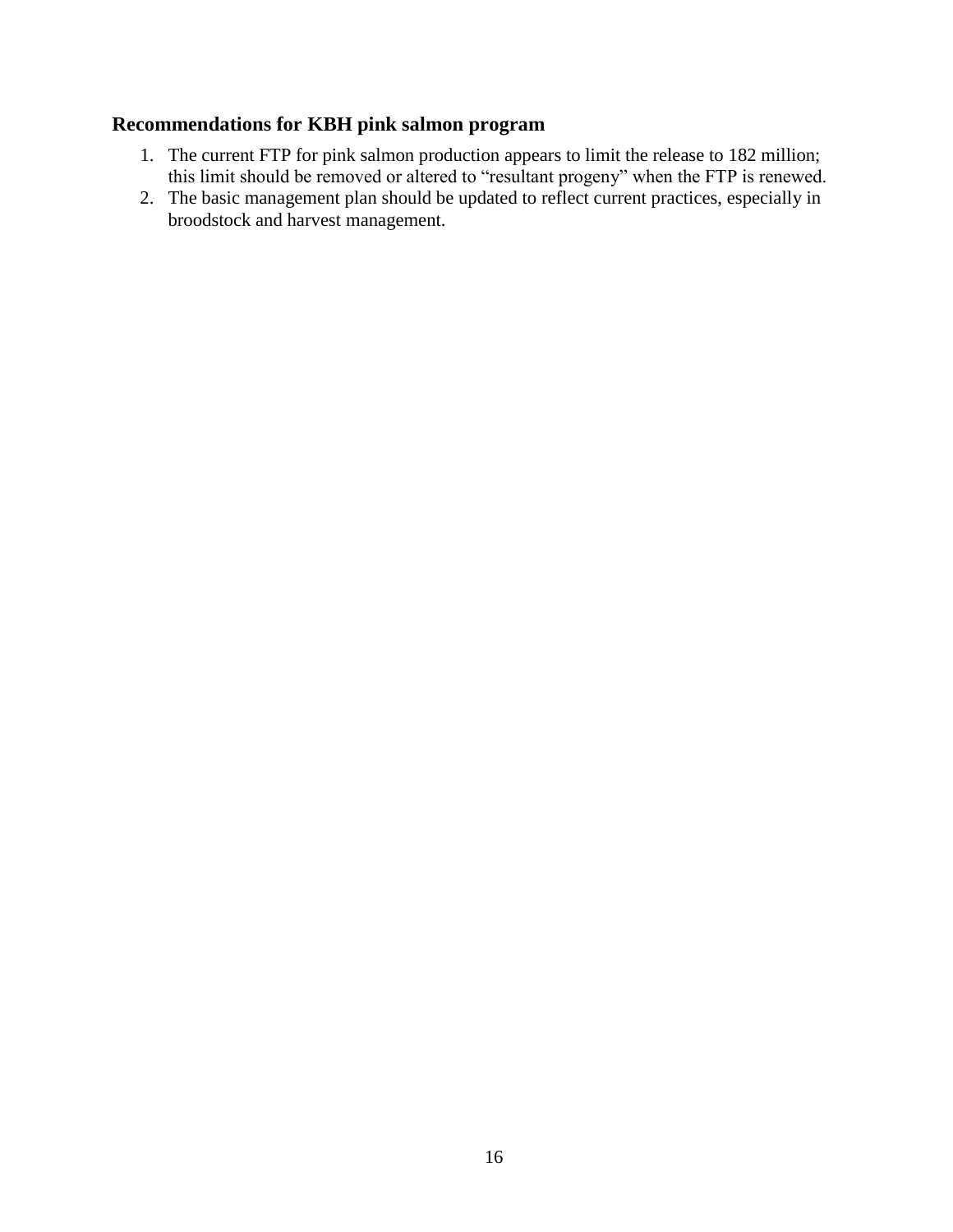### Recommendations for KBH pink salmon program

1. The current FTP for pink salmon production appears to limit the release to 182 million; this limit should be removed or altered to "resultant progeny" when the FTP is renewed.
2. The basic management plan should be updated to reflect current practices, especially in broodstock and harvest management.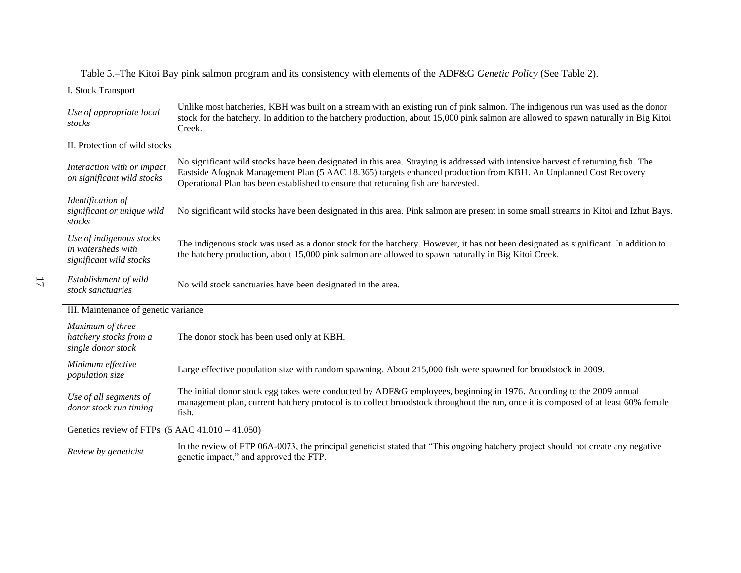Table 5.–The Kitoi Bay pink salmon program and its consistency with elements of the ADF&G *Genetic Policy* (See Table 2).

| | |
|---|---|
| I. Stock Transport | |
| *Use of appropriate local stocks* | Unlike most hatcheries, KBH was built on a stream with an existing run of pink salmon. The indigenous run was used as the donor stock for the hatchery. In addition to the hatchery production, about 15,000 pink salmon are allowed to spawn naturally in Big Kitoi Creek. |
| II. Protection of wild stocks | |
| *Interaction with or impact on significant wild stocks* | No significant wild stocks have been designated in this area. Straying is addressed with intensive harvest of returning fish. The Eastside Afognak Management Plan (5 AAC 18.365) targets enhanced production from KBH. An Unplanned Cost Recovery Operational Plan has been established to ensure that returning fish are harvested. |
| *Identification of significant or unique wild stocks* | No significant wild stocks have been designated in this area. Pink salmon are present in some small streams in Kitoi and Izhut Bays. |
| *Use of indigenous stocks in watersheds with significant wild stocks* | The indigenous stock was used as a donor stock for the hatchery. However, it has not been designated as significant. In addition to the hatchery production, about 15,000 pink salmon are allowed to spawn naturally in Big Kitoi Creek. |
| *Establishment of wild stock sanctuaries* | No wild stock sanctuaries have been designated in the area. |
| III. Maintenance of genetic variance | |
| *Maximum of three hatchery stocks from a single donor stock* | The donor stock has been used only at KBH. |
| *Minimum effective population size* | Large effective population size with random spawning. About 215,000 fish were spawned for broodstock in 2009. |
| *Use of all segments of donor stock run timing* | The initial donor stock egg takes were conducted by ADF&G employees, beginning in 1976. According to the 2009 annual management plan, current hatchery protocol is to collect broodstock throughout the run, once it is composed of at least 60% female fish. |
| Genetics review of FTPs (5 AAC 41.010 – 41.050) | |
| *Review by geneticist* | In the review of FTP 06A-0073, the principal geneticist stated that "This ongoing hatchery project should not create any negative genetic impact," and approved the FTP. |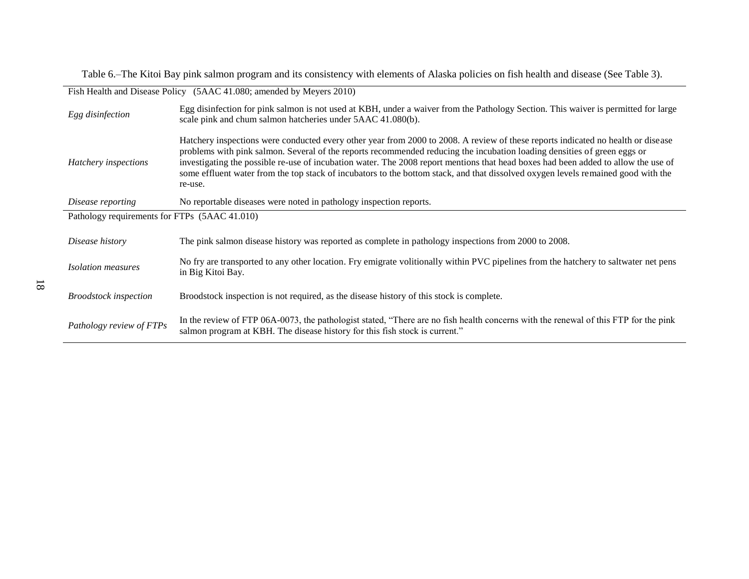Table 6.–The Kitoi Bay pink salmon program and its consistency with elements of Alaska policies on fish health and disease (See Table 3).

| Fish Health and Disease Policy (5AAC 41.080; amended by Meyers 2010) | |
|---|---|
| *Egg disinfection* | Egg disinfection for pink salmon is not used at KBH, under a waiver from the Pathology Section. This waiver is permitted for large scale pink and chum salmon hatcheries under 5AAC 41.080(b). |
| *Hatchery inspections* | Hatchery inspections were conducted every other year from 2000 to 2008. A review of these reports indicated no health or disease problems with pink salmon. Several of the reports recommended reducing the incubation loading densities of green eggs or investigating the possible re-use of incubation water. The 2008 report mentions that head boxes had been added to allow the use of some effluent water from the top stack of incubators to the bottom stack, and that dissolved oxygen levels remained good with the re-use. |
| *Disease reporting* | No reportable diseases were noted in pathology inspection reports. |
| Pathology requirements for FTPs (5AAC 41.010) | |
| *Disease history* | The pink salmon disease history was reported as complete in pathology inspections from 2000 to 2008. |
| *Isolation measures* | No fry are transported to any other location. Fry emigrate volitionally within PVC pipelines from the hatchery to saltwater net pens in Big Kitoi Bay. |
| *Broodstock inspection* | Broodstock inspection is not required, as the disease history of this stock is complete. |
| *Pathology review of FTPs* | In the review of FTP 06A-0073, the pathologist stated, "There are no fish health concerns with the renewal of this FTP for the pink salmon program at KBH. The disease history for this fish stock is current." |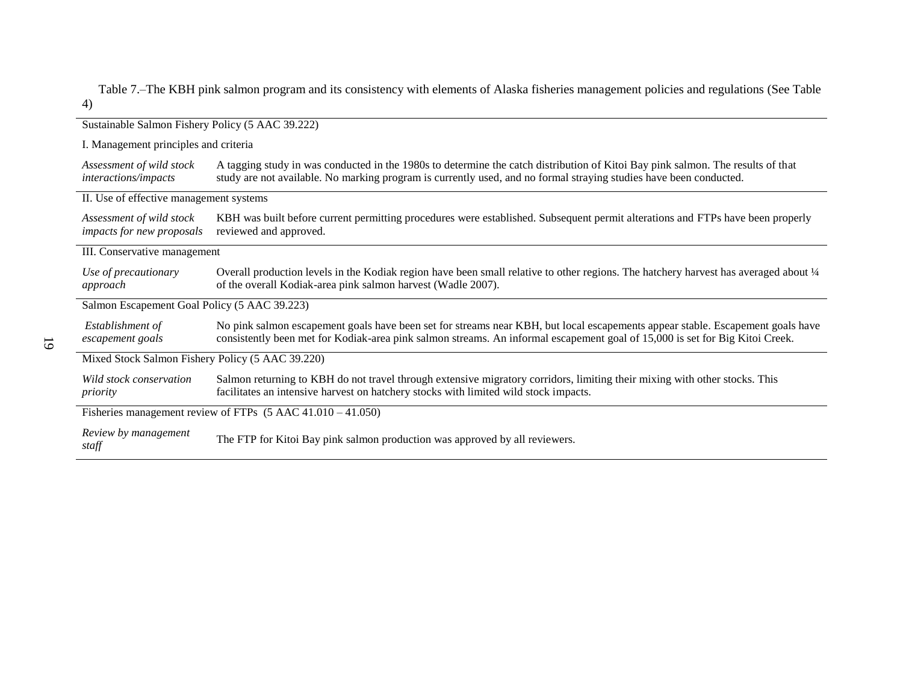Table 7.–The KBH pink salmon program and its consistency with elements of Alaska fisheries management policies and regulations (See Table 4)

| | |
|---|---|
| **Sustainable Salmon Fishery Policy (5 AAC 39.222)** | |
| I. Management principles and criteria | |
| *Assessment of wild stock interactions/impacts* | A tagging study in was conducted in the 1980s to determine the catch distribution of Kitoi Bay pink salmon. The results of that study are not available. No marking program is currently used, and no formal straying studies have been conducted. |
| II. Use of effective management systems | |
| *Assessment of wild stock impacts for new proposals* | KBH was built before current permitting procedures were established. Subsequent permit alterations and FTPs have been properly reviewed and approved. |
| III. Conservative management | |
| *Use of precautionary approach* | Overall production levels in the Kodiak region have been small relative to other regions. The hatchery harvest has averaged about ¼ of the overall Kodiak-area pink salmon harvest (Wadle 2007). |
| **Salmon Escapement Goal Policy (5 AAC 39.223)** | |
| *Establishment of escapement goals* | No pink salmon escapement goals have been set for streams near KBH, but local escapements appear stable. Escapement goals have consistently been met for Kodiak-area pink salmon streams. An informal escapement goal of 15,000 is set for Big Kitoi Creek. |
| **Mixed Stock Salmon Fishery Policy (5 AAC 39.220)** | |
| *Wild stock conservation priority* | Salmon returning to KBH do not travel through extensive migratory corridors, limiting their mixing with other stocks. This facilitates an intensive harvest on hatchery stocks with limited wild stock impacts. |
| **Fisheries management review of FTPs (5 AAC 41.010 – 41.050)** | |
| *Review by management staff* | The FTP for Kitoi Bay pink salmon production was approved by all reviewers. |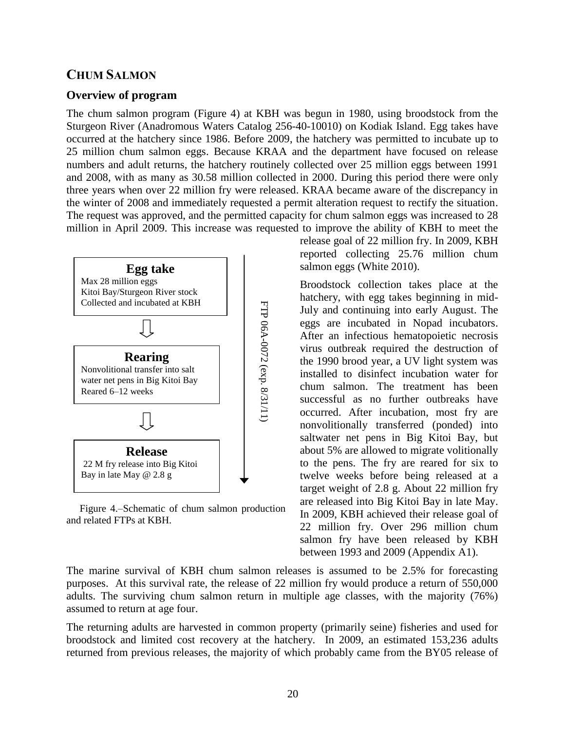## CHUM SALMON

### Overview of program

The chum salmon program (Figure 4) at KBH was begun in 1980, using broodstock from the Sturgeon River (Anadromous Waters Catalog 256-40-10010) on Kodiak Island. Egg takes have occurred at the hatchery since 1986. Before 2009, the hatchery was permitted to incubate up to 25 million chum salmon eggs. Because KRAA and the department have focused on release numbers and adult returns, the hatchery routinely collected over 25 million eggs between 1991 and 2008, with as many as 30.58 million collected in 2000. During this period there were only three years when over 22 million fry were released. KRAA became aware of the discrepancy in the winter of 2008 and immediately requested a permit alteration request to rectify the situation. The request was approved, and the permitted capacity for chum salmon eggs was increased to 28 million in April 2009. This increase was requested to improve the ability of KBH to meet the release goal of 22 million fry. In 2009, KBH reported collecting 25.76 million chum salmon eggs (White 2010).

**Egg take**
Max 28 million eggs
Kitoi Bay/Sturgeon River stock
Collected and incubated at KBH

⇩

**Rearing**
Nonvolitional transfer into salt water net pens in Big Kitoi Bay
Reared 6–12 weeks

⇩

**Release**
22 M fry release into Big Kitoi Bay in late May @ 2.8 g

FTP 06A-0072 (exp. 8/31/11)

Figure 4.–Schematic of chum salmon production and related FTPs at KBH.

Broodstock collection takes place at the hatchery, with egg takes beginning in mid-July and continuing into early August. The eggs are incubated in Nopad incubators. After an infectious hematopoietic necrosis virus outbreak required the destruction of the 1990 brood year, a UV light system was installed to disinfect incubation water for chum salmon. The treatment has been successful as no further outbreaks have occurred. After incubation, most fry are nonvolitionally transferred (ponded) into saltwater net pens in Big Kitoi Bay, but about 5% are allowed to migrate volitionally to the pens. The fry are reared for six to twelve weeks before being released at a target weight of 2.8 g. About 22 million fry are released into Big Kitoi Bay in late May. In 2009, KBH achieved their release goal of 22 million fry. Over 296 million chum salmon fry have been released by KBH between 1993 and 2009 (Appendix A1).

The marine survival of KBH chum salmon releases is assumed to be 2.5% for forecasting purposes. At this survival rate, the release of 22 million fry would produce a return of 550,000 adults. The surviving chum salmon return in multiple age classes, with the majority (76%) assumed to return at age four.

The returning adults are harvested in common property (primarily seine) fisheries and used for broodstock and limited cost recovery at the hatchery. In 2009, an estimated 153,236 adults returned from previous releases, the majority of which probably came from the BY05 release of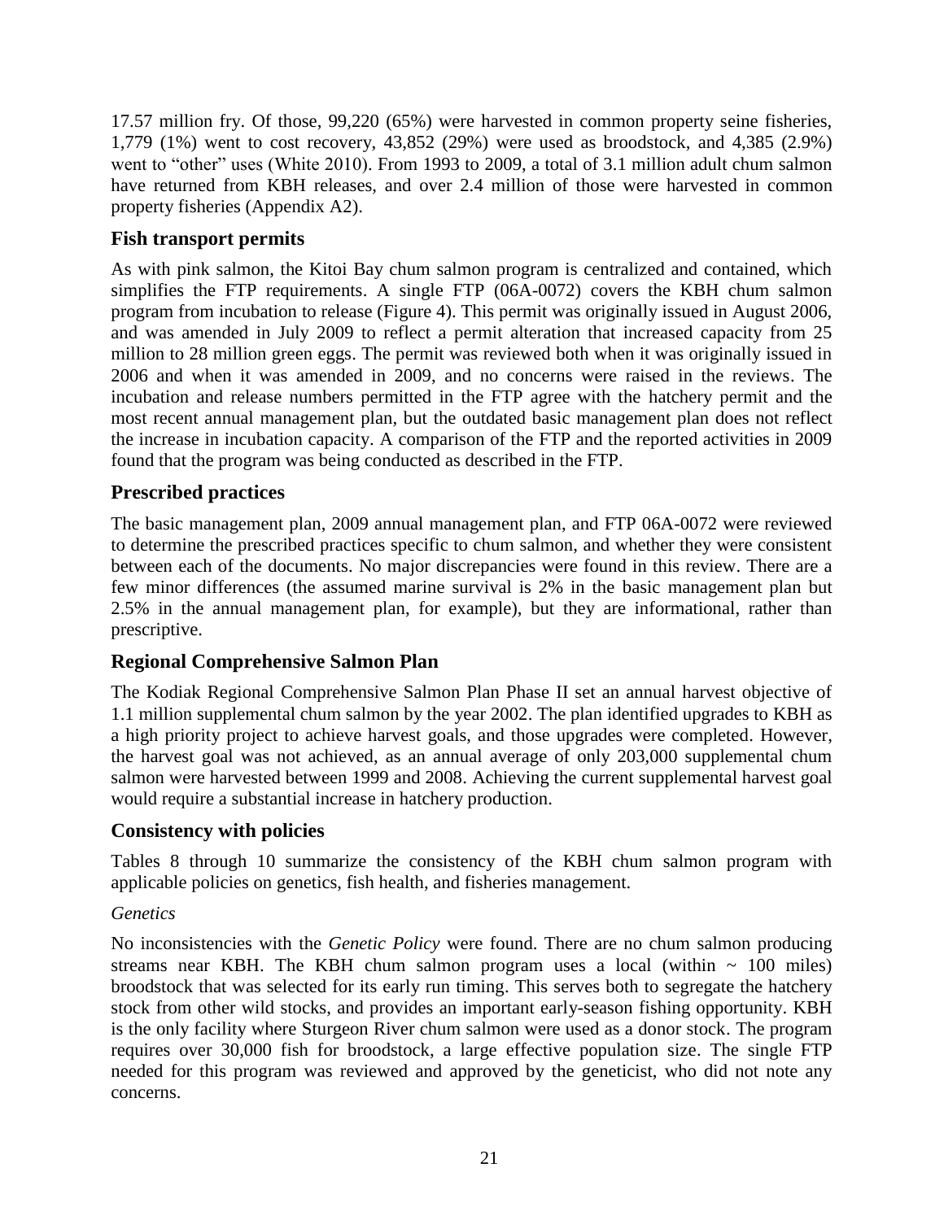17.57 million fry. Of those, 99,220 (65%) were harvested in common property seine fisheries, 1,779 (1%) went to cost recovery, 43,852 (29%) were used as broodstock, and 4,385 (2.9%) went to "other" uses (White 2010). From 1993 to 2009, a total of 3.1 million adult chum salmon have returned from KBH releases, and over 2.4 million of those were harvested in common property fisheries (Appendix A2).

## Fish transport permits

As with pink salmon, the Kitoi Bay chum salmon program is centralized and contained, which simplifies the FTP requirements. A single FTP (06A-0072) covers the KBH chum salmon program from incubation to release (Figure 4). This permit was originally issued in August 2006, and was amended in July 2009 to reflect a permit alteration that increased capacity from 25 million to 28 million green eggs. The permit was reviewed both when it was originally issued in 2006 and when it was amended in 2009, and no concerns were raised in the reviews. The incubation and release numbers permitted in the FTP agree with the hatchery permit and the most recent annual management plan, but the outdated basic management plan does not reflect the increase in incubation capacity. A comparison of the FTP and the reported activities in 2009 found that the program was being conducted as described in the FTP.

## Prescribed practices

The basic management plan, 2009 annual management plan, and FTP 06A-0072 were reviewed to determine the prescribed practices specific to chum salmon, and whether they were consistent between each of the documents. No major discrepancies were found in this review. There are a few minor differences (the assumed marine survival is 2% in the basic management plan but 2.5% in the annual management plan, for example), but they are informational, rather than prescriptive.

## Regional Comprehensive Salmon Plan

The Kodiak Regional Comprehensive Salmon Plan Phase II set an annual harvest objective of 1.1 million supplemental chum salmon by the year 2002. The plan identified upgrades to KBH as a high priority project to achieve harvest goals, and those upgrades were completed. However, the harvest goal was not achieved, as an annual average of only 203,000 supplemental chum salmon were harvested between 1999 and 2008. Achieving the current supplemental harvest goal would require a substantial increase in hatchery production.

## Consistency with policies

Tables 8 through 10 summarize the consistency of the KBH chum salmon program with applicable policies on genetics, fish health, and fisheries management.

### *Genetics*

No inconsistencies with the *Genetic Policy* were found. There are no chum salmon producing streams near KBH. The KBH chum salmon program uses a local (within ~ 100 miles) broodstock that was selected for its early run timing. This serves both to segregate the hatchery stock from other wild stocks, and provides an important early-season fishing opportunity. KBH is the only facility where Sturgeon River chum salmon were used as a donor stock. The program requires over 30,000 fish for broodstock, a large effective population size. The single FTP needed for this program was reviewed and approved by the geneticist, who did not note any concerns.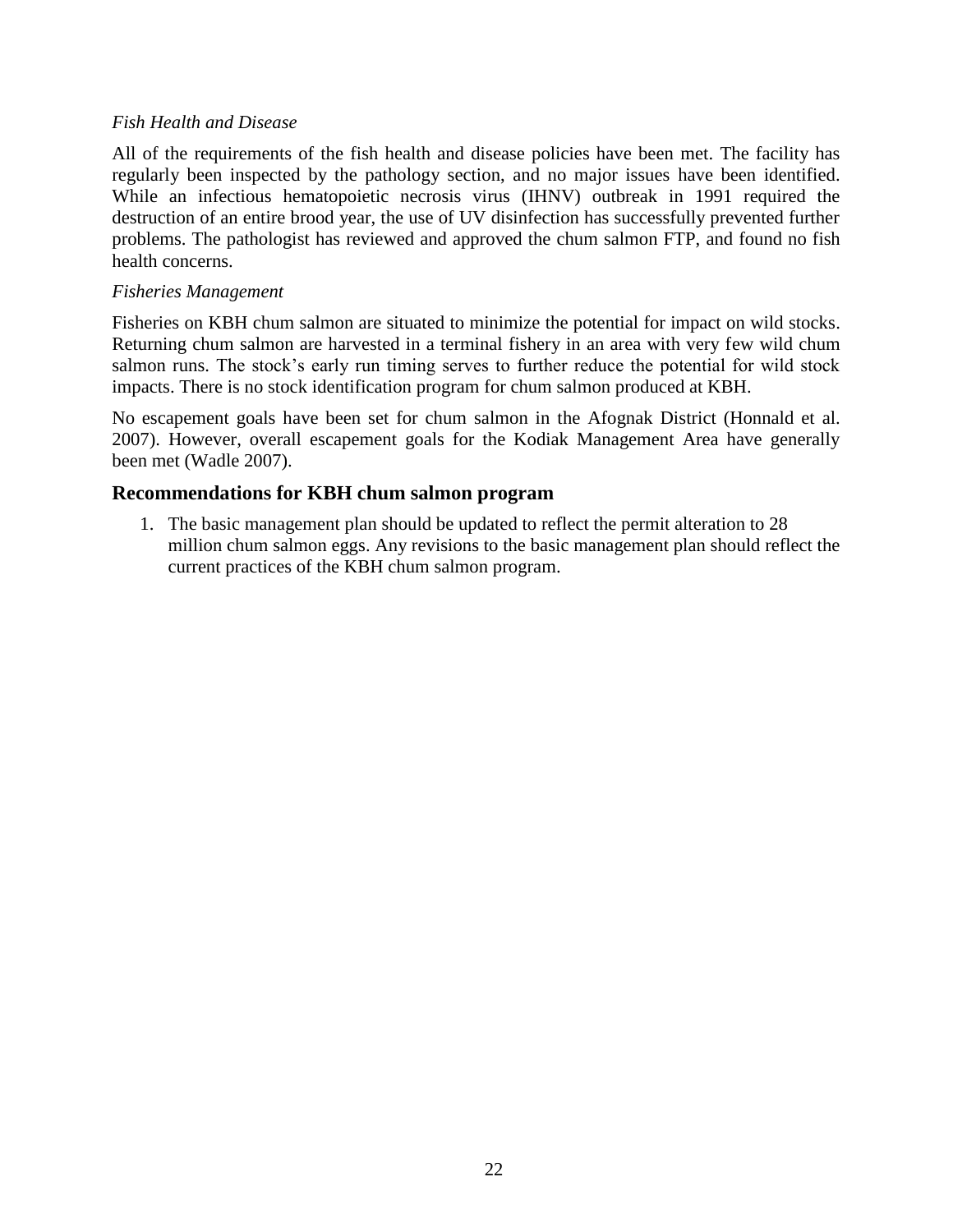*Fish Health and Disease*

All of the requirements of the fish health and disease policies have been met. The facility has regularly been inspected by the pathology section, and no major issues have been identified. While an infectious hematopoietic necrosis virus (IHNV) outbreak in 1991 required the destruction of an entire brood year, the use of UV disinfection has successfully prevented further problems. The pathologist has reviewed and approved the chum salmon FTP, and found no fish health concerns.

*Fisheries Management*

Fisheries on KBH chum salmon are situated to minimize the potential for impact on wild stocks. Returning chum salmon are harvested in a terminal fishery in an area with very few wild chum salmon runs. The stock's early run timing serves to further reduce the potential for wild stock impacts. There is no stock identification program for chum salmon produced at KBH.

No escapement goals have been set for chum salmon in the Afognak District (Honnald et al. 2007). However, overall escapement goals for the Kodiak Management Area have generally been met (Wadle 2007).

## Recommendations for KBH chum salmon program

1. The basic management plan should be updated to reflect the permit alteration to 28 million chum salmon eggs. Any revisions to the basic management plan should reflect the current practices of the KBH chum salmon program.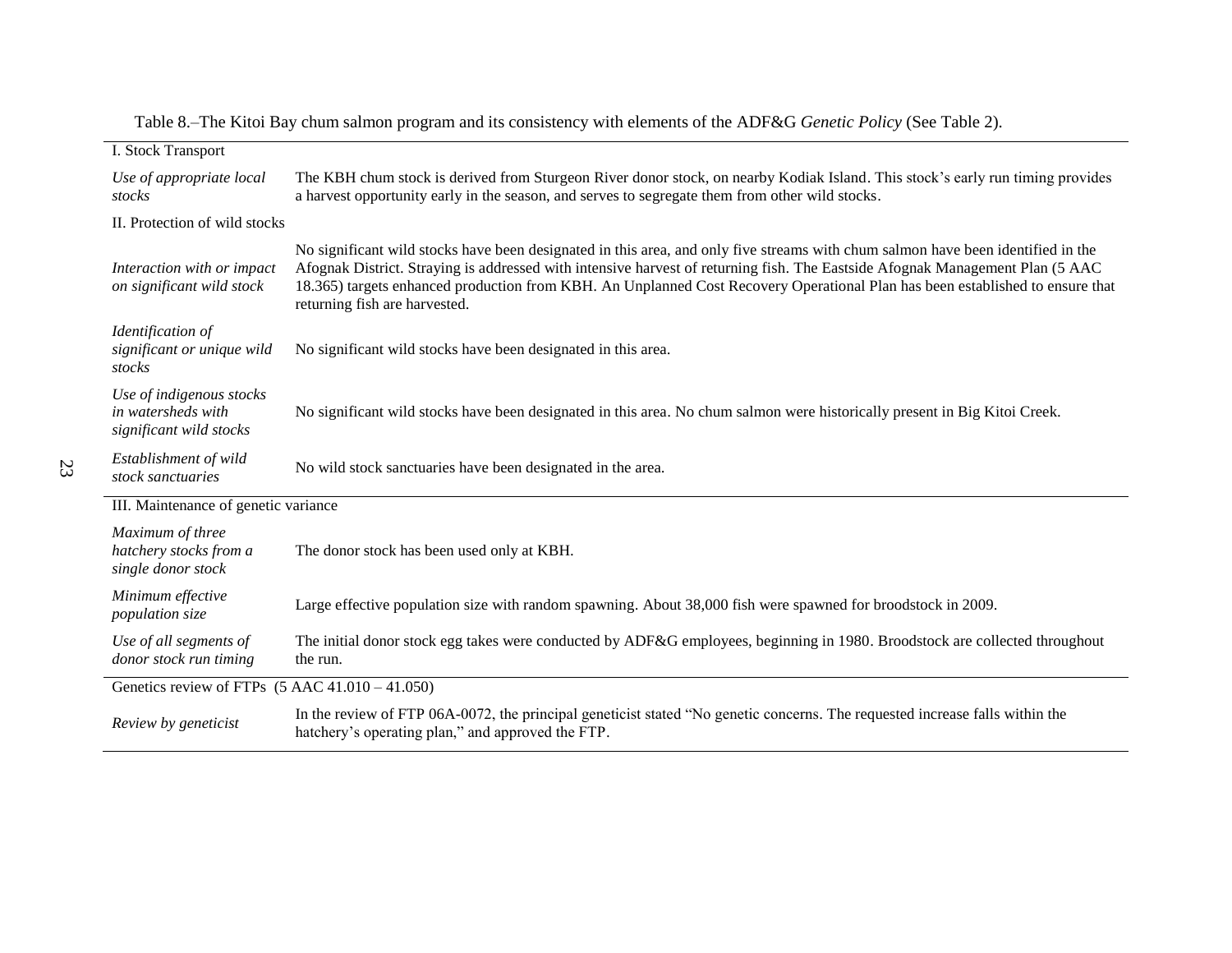Table 8.–The Kitoi Bay chum salmon program and its consistency with elements of the ADF&G *Genetic Policy* (See Table 2).

| | |
|---|---|
| I. Stock Transport | |
| *Use of appropriate local stocks* | The KBH chum stock is derived from Sturgeon River donor stock, on nearby Kodiak Island. This stock's early run timing provides a harvest opportunity early in the season, and serves to segregate them from other wild stocks. |
| II. Protection of wild stocks | |
| *Interaction with or impact on significant wild stock* | No significant wild stocks have been designated in this area, and only five streams with chum salmon have been identified in the Afognak District. Straying is addressed with intensive harvest of returning fish. The Eastside Afognak Management Plan (5 AAC 18.365) targets enhanced production from KBH. An Unplanned Cost Recovery Operational Plan has been established to ensure that returning fish are harvested. |
| *Identification of significant or unique wild stocks* | No significant wild stocks have been designated in this area. |
| *Use of indigenous stocks in watersheds with significant wild stocks* | No significant wild stocks have been designated in this area. No chum salmon were historically present in Big Kitoi Creek. |
| *Establishment of wild stock sanctuaries* | No wild stock sanctuaries have been designated in the area. |
| III. Maintenance of genetic variance | |
| *Maximum of three hatchery stocks from a single donor stock* | The donor stock has been used only at KBH. |
| *Minimum effective population size* | Large effective population size with random spawning. About 38,000 fish were spawned for broodstock in 2009. |
| *Use of all segments of donor stock run timing* | The initial donor stock egg takes were conducted by ADF&G employees, beginning in 1980. Broodstock are collected throughout the run. |
| Genetics review of FTPs (5 AAC 41.010 – 41.050) | |
| *Review by geneticist* | In the review of FTP 06A-0072, the principal geneticist stated "No genetic concerns. The requested increase falls within the hatchery's operating plan," and approved the FTP. |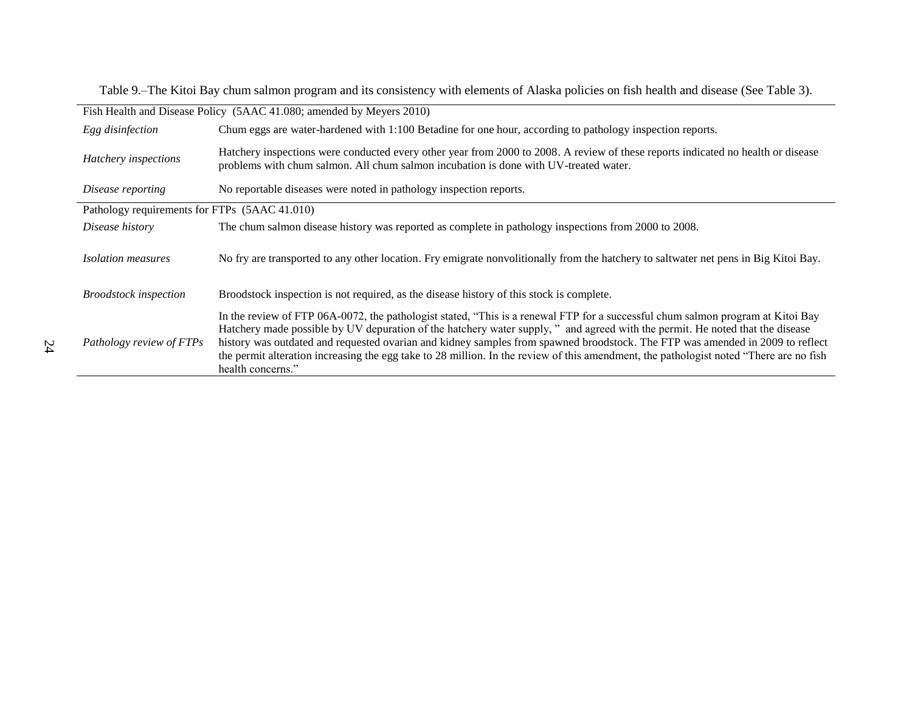Table 9.–The Kitoi Bay chum salmon program and its consistency with elements of Alaska policies on fish health and disease (See Table 3).

| Fish Health and Disease Policy (5AAC 41.080; amended by Meyers 2010) | |
|---|---|
| *Egg disinfection* | Chum eggs are water-hardened with 1:100 Betadine for one hour, according to pathology inspection reports. |
| *Hatchery inspections* | Hatchery inspections were conducted every other year from 2000 to 2008. A review of these reports indicated no health or disease problems with chum salmon. All chum salmon incubation is done with UV-treated water. |
| *Disease reporting* | No reportable diseases were noted in pathology inspection reports. |
| **Pathology requirements for FTPs (5AAC 41.010)** | |
| *Disease history* | The chum salmon disease history was reported as complete in pathology inspections from 2000 to 2008. |
| *Isolation measures* | No fry are transported to any other location. Fry emigrate nonvolitionally from the hatchery to saltwater net pens in Big Kitoi Bay. |
| *Broodstock inspection* | Broodstock inspection is not required, as the disease history of this stock is complete. |
| *Pathology review of FTPs* | In the review of FTP 06A-0072, the pathologist stated, "This is a renewal FTP for a successful chum salmon program at Kitoi Bay Hatchery made possible by UV depuration of the hatchery water supply, " and agreed with the permit. He noted that the disease history was outdated and requested ovarian and kidney samples from spawned broodstock. The FTP was amended in 2009 to reflect the permit alteration increasing the egg take to 28 million. In the review of this amendment, the pathologist noted "There are no fish health concerns." |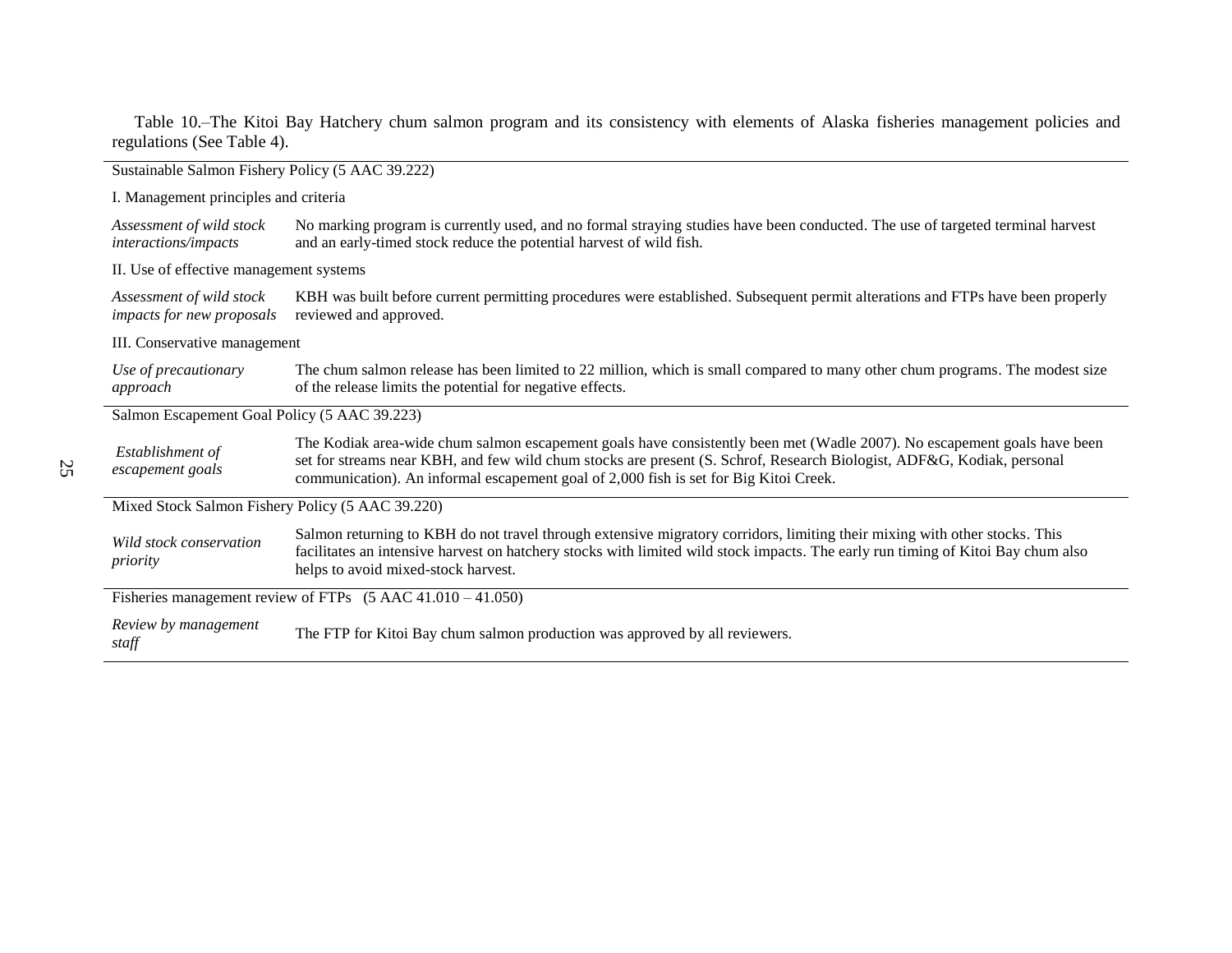Table 10.–The Kitoi Bay Hatchery chum salmon program and its consistency with elements of Alaska fisheries management policies and regulations (See Table 4).

| | |
|---|---|
| Sustainable Salmon Fishery Policy (5 AAC 39.222) | |
| I. Management principles and criteria | |
| *Assessment of wild stock interactions/impacts* | No marking program is currently used, and no formal straying studies have been conducted. The use of targeted terminal harvest and an early-timed stock reduce the potential harvest of wild fish. |
| II. Use of effective management systems | |
| *Assessment of wild stock impacts for new proposals* | KBH was built before current permitting procedures were established. Subsequent permit alterations and FTPs have been properly reviewed and approved. |
| III. Conservative management | |
| *Use of precautionary approach* | The chum salmon release has been limited to 22 million, which is small compared to many other chum programs. The modest size of the release limits the potential for negative effects. |
| Salmon Escapement Goal Policy (5 AAC 39.223) | |
| *Establishment of escapement goals* | The Kodiak area-wide chum salmon escapement goals have consistently been met (Wadle 2007). No escapement goals have been set for streams near KBH, and few wild chum stocks are present (S. Schrof, Research Biologist, ADF&G, Kodiak, personal communication). An informal escapement goal of 2,000 fish is set for Big Kitoi Creek. |
| Mixed Stock Salmon Fishery Policy (5 AAC 39.220) | |
| *Wild stock conservation priority* | Salmon returning to KBH do not travel through extensive migratory corridors, limiting their mixing with other stocks. This facilitates an intensive harvest on hatchery stocks with limited wild stock impacts. The early run timing of Kitoi Bay chum also helps to avoid mixed-stock harvest. |
| Fisheries management review of FTPs (5 AAC 41.010 – 41.050) | |
| *Review by management staff* | The FTP for Kitoi Bay chum salmon production was approved by all reviewers. |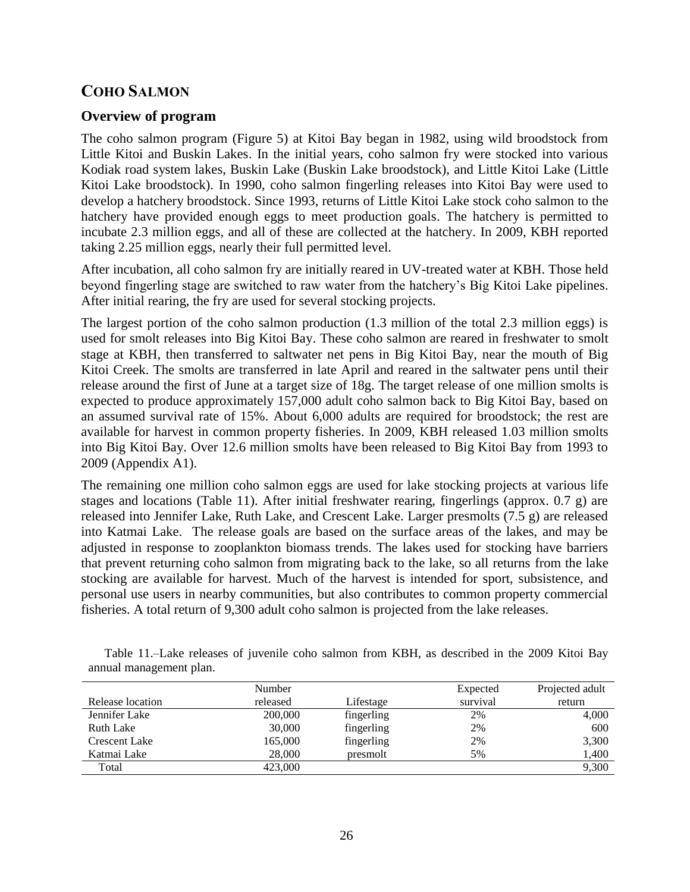## COHO SALMON

### Overview of program

The coho salmon program (Figure 5) at Kitoi Bay began in 1982, using wild broodstock from Little Kitoi and Buskin Lakes. In the initial years, coho salmon fry were stocked into various Kodiak road system lakes, Buskin Lake (Buskin Lake broodstock), and Little Kitoi Lake (Little Kitoi Lake broodstock). In 1990, coho salmon fingerling releases into Kitoi Bay were used to develop a hatchery broodstock. Since 1993, returns of Little Kitoi Lake stock coho salmon to the hatchery have provided enough eggs to meet production goals. The hatchery is permitted to incubate 2.3 million eggs, and all of these are collected at the hatchery. In 2009, KBH reported taking 2.25 million eggs, nearly their full permitted level.

After incubation, all coho salmon fry are initially reared in UV-treated water at KBH. Those held beyond fingerling stage are switched to raw water from the hatchery's Big Kitoi Lake pipelines. After initial rearing, the fry are used for several stocking projects.

The largest portion of the coho salmon production (1.3 million of the total 2.3 million eggs) is used for smolt releases into Big Kitoi Bay. These coho salmon are reared in freshwater to smolt stage at KBH, then transferred to saltwater net pens in Big Kitoi Bay, near the mouth of Big Kitoi Creek. The smolts are transferred in late April and reared in the saltwater pens until their release around the first of June at a target size of 18g. The target release of one million smolts is expected to produce approximately 157,000 adult coho salmon back to Big Kitoi Bay, based on an assumed survival rate of 15%. About 6,000 adults are required for broodstock; the rest are available for harvest in common property fisheries. In 2009, KBH released 1.03 million smolts into Big Kitoi Bay. Over 12.6 million smolts have been released to Big Kitoi Bay from 1993 to 2009 (Appendix A1).

The remaining one million coho salmon eggs are used for lake stocking projects at various life stages and locations (Table 11). After initial freshwater rearing, fingerlings (approx. 0.7 g) are released into Jennifer Lake, Ruth Lake, and Crescent Lake. Larger presmolts (7.5 g) are released into Katmai Lake. The release goals are based on the surface areas of the lakes, and may be adjusted in response to zooplankton biomass trends. The lakes used for stocking have barriers that prevent returning coho salmon from migrating back to the lake, so all returns from the lake stocking are available for harvest. Much of the harvest is intended for sport, subsistence, and personal use users in nearby communities, but also contributes to common property commercial fisheries. A total return of 9,300 adult coho salmon is projected from the lake releases.

Table 11.–Lake releases of juvenile coho salmon from KBH, as described in the 2009 Kitoi Bay annual management plan.

| Release location | Number released | Lifestage | Expected survival | Projected adult return |
|---|---|---|---|---|
| Jennifer Lake | 200,000 | fingerling | 2% | 4,000 |
| Ruth Lake | 30,000 | fingerling | 2% | 600 |
| Crescent Lake | 165,000 | fingerling | 2% | 3,300 |
| Katmai Lake | 28,000 | presmolt | 5% | 1,400 |
| Total | 423,000 | | | 9,300 |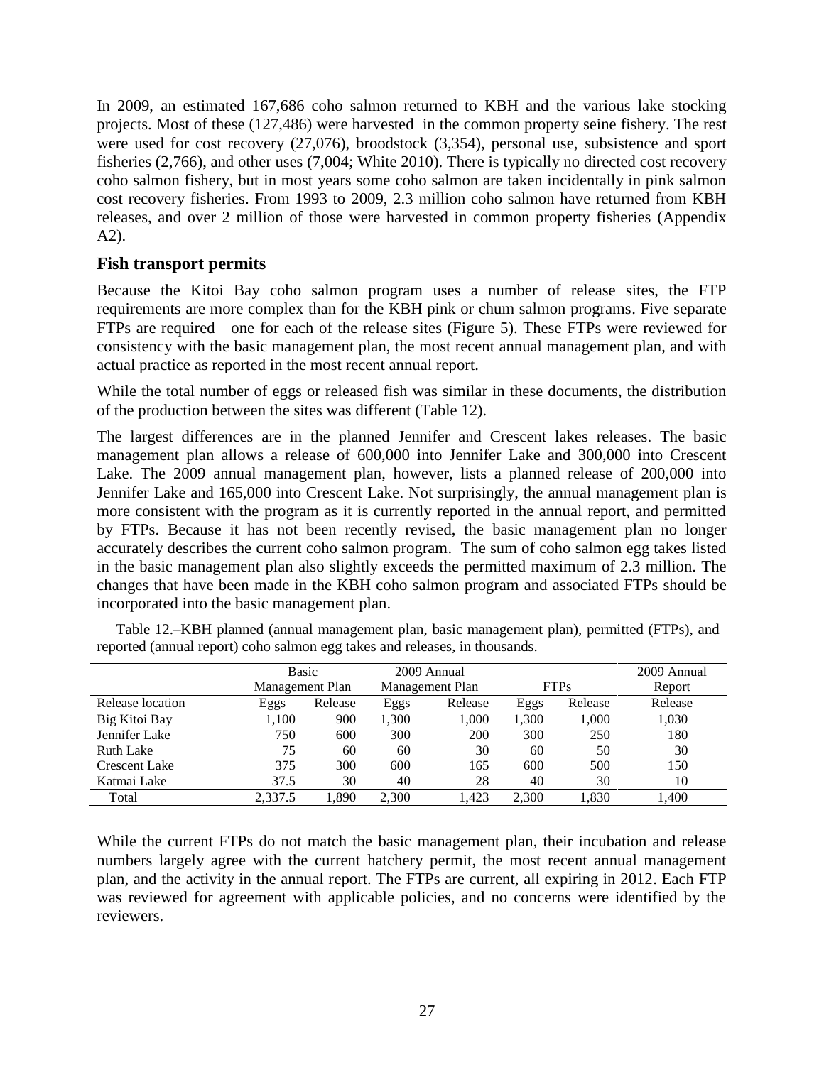In 2009, an estimated 167,686 coho salmon returned to KBH and the various lake stocking projects. Most of these (127,486) were harvested in the common property seine fishery. The rest were used for cost recovery (27,076), broodstock (3,354), personal use, subsistence and sport fisheries (2,766), and other uses (7,004; White 2010). There is typically no directed cost recovery coho salmon fishery, but in most years some coho salmon are taken incidentally in pink salmon cost recovery fisheries. From 1993 to 2009, 2.3 million coho salmon have returned from KBH releases, and over 2 million of those were harvested in common property fisheries (Appendix A2).

## Fish transport permits

Because the Kitoi Bay coho salmon program uses a number of release sites, the FTP requirements are more complex than for the KBH pink or chum salmon programs. Five separate FTPs are required—one for each of the release sites (Figure 5). These FTPs were reviewed for consistency with the basic management plan, the most recent annual management plan, and with actual practice as reported in the most recent annual report.

While the total number of eggs or released fish was similar in these documents, the distribution of the production between the sites was different (Table 12).

The largest differences are in the planned Jennifer and Crescent lakes releases. The basic management plan allows a release of 600,000 into Jennifer Lake and 300,000 into Crescent Lake. The 2009 annual management plan, however, lists a planned release of 200,000 into Jennifer Lake and 165,000 into Crescent Lake. Not surprisingly, the annual management plan is more consistent with the program as it is currently reported in the annual report, and permitted by FTPs. Because it has not been recently revised, the basic management plan no longer accurately describes the current coho salmon program. The sum of coho salmon egg takes listed in the basic management plan also slightly exceeds the permitted maximum of 2.3 million. The changes that have been made in the KBH coho salmon program and associated FTPs should be incorporated into the basic management plan.

Table 12.–KBH planned (annual management plan, basic management plan), permitted (FTPs), and reported (annual report) coho salmon egg takes and releases, in thousands.

| | Basic Management Plan | | 2009 Annual Management Plan | | FTPs | | 2009 Annual Report |
|---|---|---|---|---|---|---|---|
| Release location | Eggs | Release | Eggs | Release | Eggs | Release | Release |
| Big Kitoi Bay | 1,100 | 900 | 1,300 | 1,000 | 1,300 | 1,000 | 1,030 |
| Jennifer Lake | 750 | 600 | 300 | 200 | 300 | 250 | 180 |
| Ruth Lake | 75 | 60 | 60 | 30 | 60 | 50 | 30 |
| Crescent Lake | 375 | 300 | 600 | 165 | 600 | 500 | 150 |
| Katmai Lake | 37.5 | 30 | 40 | 28 | 40 | 30 | 10 |
| Total | 2,337.5 | 1,890 | 2,300 | 1,423 | 2,300 | 1,830 | 1,400 |

While the current FTPs do not match the basic management plan, their incubation and release numbers largely agree with the current hatchery permit, the most recent annual management plan, and the activity in the annual report. The FTPs are current, all expiring in 2012. Each FTP was reviewed for agreement with applicable policies, and no concerns were identified by the reviewers.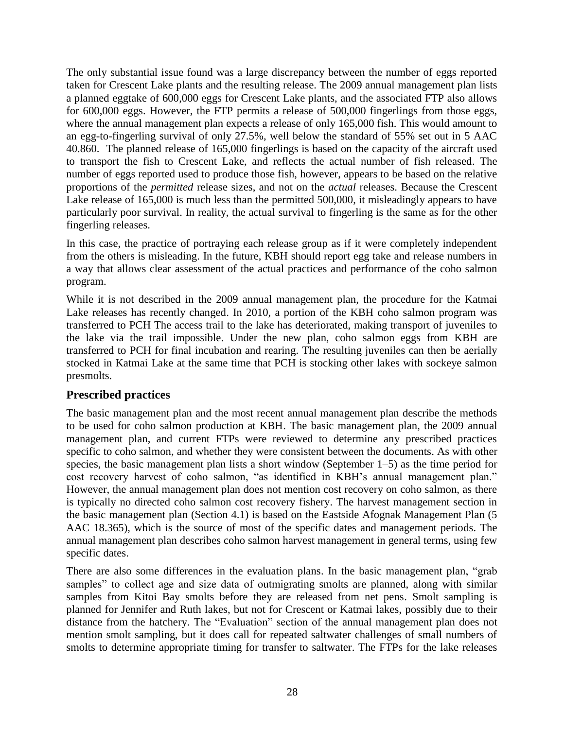The only substantial issue found was a large discrepancy between the number of eggs reported taken for Crescent Lake plants and the resulting release. The 2009 annual management plan lists a planned eggtake of 600,000 eggs for Crescent Lake plants, and the associated FTP also allows for 600,000 eggs. However, the FTP permits a release of 500,000 fingerlings from those eggs, where the annual management plan expects a release of only 165,000 fish. This would amount to an egg-to-fingerling survival of only 27.5%, well below the standard of 55% set out in 5 AAC 40.860. The planned release of 165,000 fingerlings is based on the capacity of the aircraft used to transport the fish to Crescent Lake, and reflects the actual number of fish released. The number of eggs reported used to produce those fish, however, appears to be based on the relative proportions of the *permitted* release sizes, and not on the *actual* releases. Because the Crescent Lake release of 165,000 is much less than the permitted 500,000, it misleadingly appears to have particularly poor survival. In reality, the actual survival to fingerling is the same as for the other fingerling releases.

In this case, the practice of portraying each release group as if it were completely independent from the others is misleading. In the future, KBH should report egg take and release numbers in a way that allows clear assessment of the actual practices and performance of the coho salmon program.

While it is not described in the 2009 annual management plan, the procedure for the Katmai Lake releases has recently changed. In 2010, a portion of the KBH coho salmon program was transferred to PCH The access trail to the lake has deteriorated, making transport of juveniles to the lake via the trail impossible. Under the new plan, coho salmon eggs from KBH are transferred to PCH for final incubation and rearing. The resulting juveniles can then be aerially stocked in Katmai Lake at the same time that PCH is stocking other lakes with sockeye salmon presmolts.

## Prescribed practices

The basic management plan and the most recent annual management plan describe the methods to be used for coho salmon production at KBH. The basic management plan, the 2009 annual management plan, and current FTPs were reviewed to determine any prescribed practices specific to coho salmon, and whether they were consistent between the documents. As with other species, the basic management plan lists a short window (September 1–5) as the time period for cost recovery harvest of coho salmon, "as identified in KBH's annual management plan." However, the annual management plan does not mention cost recovery on coho salmon, as there is typically no directed coho salmon cost recovery fishery. The harvest management section in the basic management plan (Section 4.1) is based on the Eastside Afognak Management Plan (5 AAC 18.365), which is the source of most of the specific dates and management periods. The annual management plan describes coho salmon harvest management in general terms, using few specific dates.

There are also some differences in the evaluation plans. In the basic management plan, "grab samples" to collect age and size data of outmigrating smolts are planned, along with similar samples from Kitoi Bay smolts before they are released from net pens. Smolt sampling is planned for Jennifer and Ruth lakes, but not for Crescent or Katmai lakes, possibly due to their distance from the hatchery. The "Evaluation" section of the annual management plan does not mention smolt sampling, but it does call for repeated saltwater challenges of small numbers of smolts to determine appropriate timing for transfer to saltwater. The FTPs for the lake releases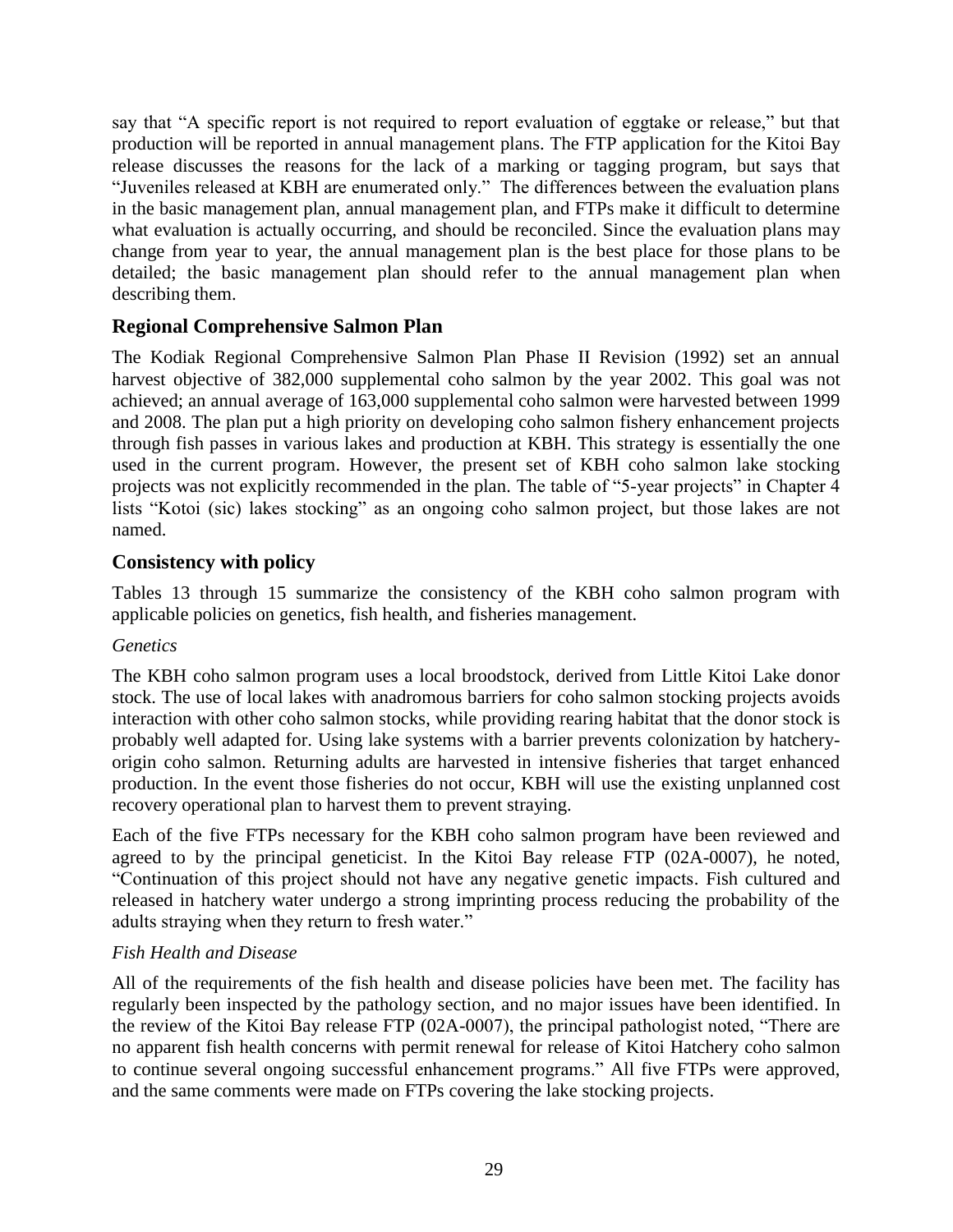say that "A specific report is not required to report evaluation of eggtake or release," but that production will be reported in annual management plans. The FTP application for the Kitoi Bay release discusses the reasons for the lack of a marking or tagging program, but says that "Juveniles released at KBH are enumerated only." The differences between the evaluation plans in the basic management plan, annual management plan, and FTPs make it difficult to determine what evaluation is actually occurring, and should be reconciled. Since the evaluation plans may change from year to year, the annual management plan is the best place for those plans to be detailed; the basic management plan should refer to the annual management plan when describing them.

## Regional Comprehensive Salmon Plan

The Kodiak Regional Comprehensive Salmon Plan Phase II Revision (1992) set an annual harvest objective of 382,000 supplemental coho salmon by the year 2002. This goal was not achieved; an annual average of 163,000 supplemental coho salmon were harvested between 1999 and 2008. The plan put a high priority on developing coho salmon fishery enhancement projects through fish passes in various lakes and production at KBH. This strategy is essentially the one used in the current program. However, the present set of KBH coho salmon lake stocking projects was not explicitly recommended in the plan. The table of "5-year projects" in Chapter 4 lists "Kotoi (sic) lakes stocking" as an ongoing coho salmon project, but those lakes are not named.

## Consistency with policy

Tables 13 through 15 summarize the consistency of the KBH coho salmon program with applicable policies on genetics, fish health, and fisheries management.

### *Genetics*

The KBH coho salmon program uses a local broodstock, derived from Little Kitoi Lake donor stock. The use of local lakes with anadromous barriers for coho salmon stocking projects avoids interaction with other coho salmon stocks, while providing rearing habitat that the donor stock is probably well adapted for. Using lake systems with a barrier prevents colonization by hatchery-origin coho salmon. Returning adults are harvested in intensive fisheries that target enhanced production. In the event those fisheries do not occur, KBH will use the existing unplanned cost recovery operational plan to harvest them to prevent straying.

Each of the five FTPs necessary for the KBH coho salmon program have been reviewed and agreed to by the principal geneticist. In the Kitoi Bay release FTP (02A-0007), he noted, "Continuation of this project should not have any negative genetic impacts. Fish cultured and released in hatchery water undergo a strong imprinting process reducing the probability of the adults straying when they return to fresh water."

### *Fish Health and Disease*

All of the requirements of the fish health and disease policies have been met. The facility has regularly been inspected by the pathology section, and no major issues have been identified. In the review of the Kitoi Bay release FTP (02A-0007), the principal pathologist noted, "There are no apparent fish health concerns with permit renewal for release of Kitoi Hatchery coho salmon to continue several ongoing successful enhancement programs." All five FTPs were approved, and the same comments were made on FTPs covering the lake stocking projects.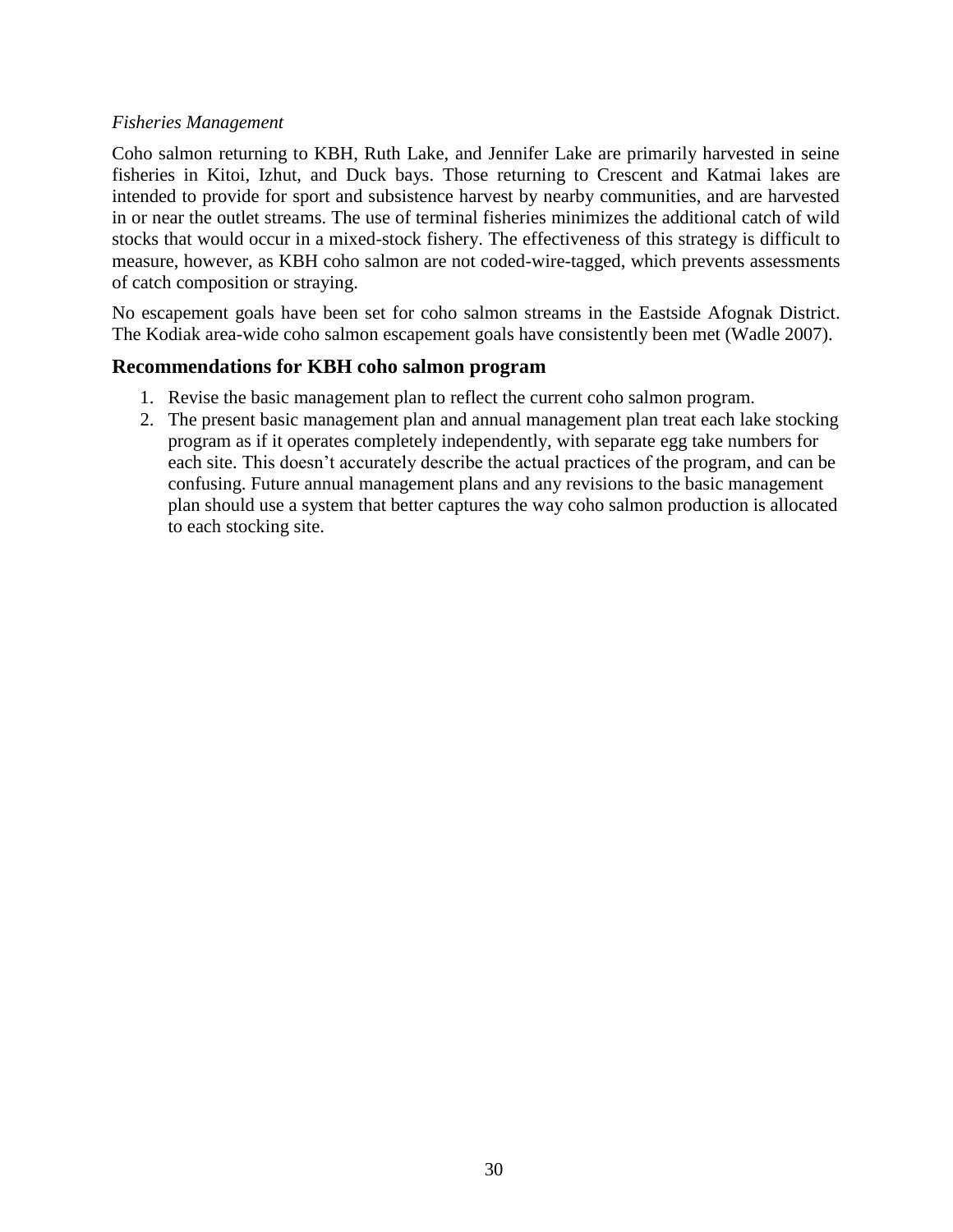*Fisheries Management*

Coho salmon returning to KBH, Ruth Lake, and Jennifer Lake are primarily harvested in seine fisheries in Kitoi, Izhut, and Duck bays. Those returning to Crescent and Katmai lakes are intended to provide for sport and subsistence harvest by nearby communities, and are harvested in or near the outlet streams. The use of terminal fisheries minimizes the additional catch of wild stocks that would occur in a mixed-stock fishery. The effectiveness of this strategy is difficult to measure, however, as KBH coho salmon are not coded-wire-tagged, which prevents assessments of catch composition or straying.

No escapement goals have been set for coho salmon streams in the Eastside Afognak District. The Kodiak area-wide coho salmon escapement goals have consistently been met (Wadle 2007).

## Recommendations for KBH coho salmon program

1. Revise the basic management plan to reflect the current coho salmon program.
2. The present basic management plan and annual management plan treat each lake stocking program as if it operates completely independently, with separate egg take numbers for each site. This doesn't accurately describe the actual practices of the program, and can be confusing. Future annual management plans and any revisions to the basic management plan should use a system that better captures the way coho salmon production is allocated to each stocking site.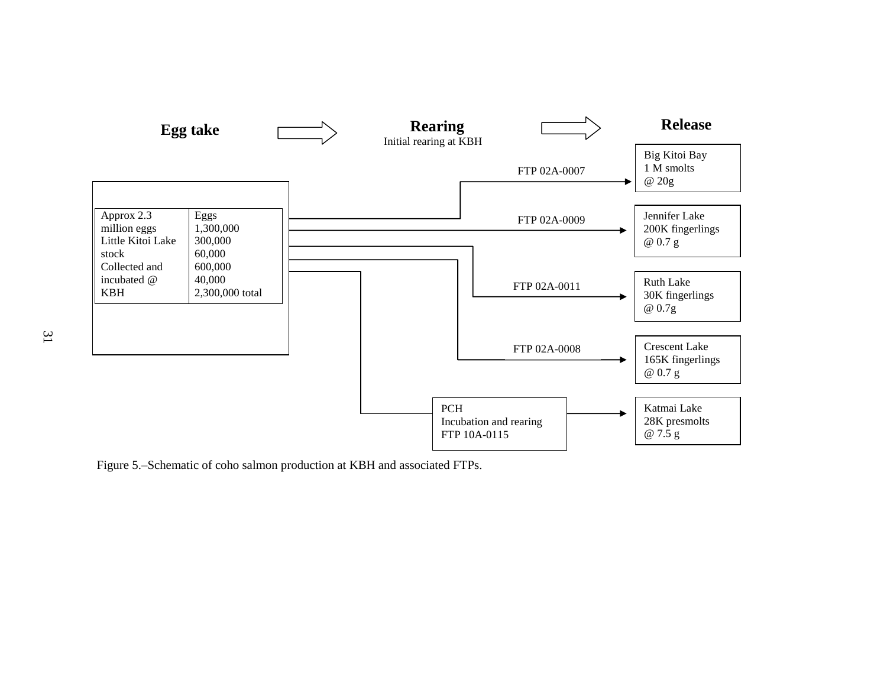**Egg take** → **Rearing** (Initial rearing at KBH) → **Release**

| Approx 2.3 million eggs Little Kitoi Lake stock Collected and incubated @ KBH | Eggs |
|---|---|
| | 1,300,000 |
| | 300,000 |
| | 60,000 |
| | 600,000 |
| | 40,000 |
| | 2,300,000 total |

- FTP 02A-0007 → Big Kitoi Bay, 1 M smolts @ 20g
- FTP 02A-0009 → Jennifer Lake, 200K fingerlings @ 0.7 g
- FTP 02A-0011 → Ruth Lake, 30K fingerlings @ 0.7g
- FTP 02A-0008 → Crescent Lake, 165K fingerlings @ 0.7 g
- PCH Incubation and rearing FTP 10A-0115 → Katmai Lake, 28K presmolts @ 7.5 g

Figure 5.–Schematic of coho salmon production at KBH and associated FTPs.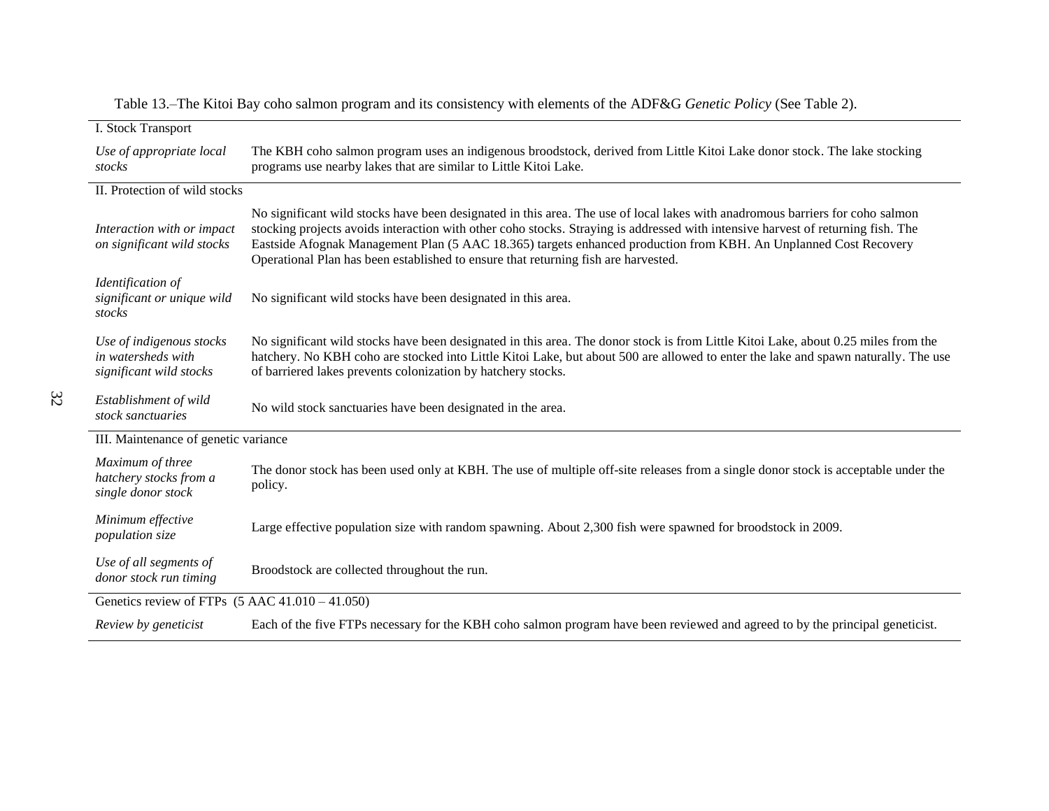Table 13.–The Kitoi Bay coho salmon program and its consistency with elements of the ADF&G *Genetic Policy* (See Table 2).

| | |
|---|---|
| I. Stock Transport | |
| *Use of appropriate local stocks* | The KBH coho salmon program uses an indigenous broodstock, derived from Little Kitoi Lake donor stock. The lake stocking programs use nearby lakes that are similar to Little Kitoi Lake. |
| II. Protection of wild stocks | |
| *Interaction with or impact on significant wild stocks* | No significant wild stocks have been designated in this area. The use of local lakes with anadromous barriers for coho salmon stocking projects avoids interaction with other coho stocks. Straying is addressed with intensive harvest of returning fish. The Eastside Afognak Management Plan (5 AAC 18.365) targets enhanced production from KBH. An Unplanned Cost Recovery Operational Plan has been established to ensure that returning fish are harvested. |
| *Identification of significant or unique wild stocks* | No significant wild stocks have been designated in this area. |
| *Use of indigenous stocks in watersheds with significant wild stocks* | No significant wild stocks have been designated in this area. The donor stock is from Little Kitoi Lake, about 0.25 miles from the hatchery. No KBH coho are stocked into Little Kitoi Lake, but about 500 are allowed to enter the lake and spawn naturally. The use of barriered lakes prevents colonization by hatchery stocks. |
| *Establishment of wild stock sanctuaries* | No wild stock sanctuaries have been designated in the area. |
| III. Maintenance of genetic variance | |
| *Maximum of three hatchery stocks from a single donor stock* | The donor stock has been used only at KBH. The use of multiple off-site releases from a single donor stock is acceptable under the policy. |
| *Minimum effective population size* | Large effective population size with random spawning. About 2,300 fish were spawned for broodstock in 2009. |
| *Use of all segments of donor stock run timing* | Broodstock are collected throughout the run. |
| Genetics review of FTPs (5 AAC 41.010 – 41.050) | |
| *Review by geneticist* | Each of the five FTPs necessary for the KBH coho salmon program have been reviewed and agreed to by the principal geneticist. |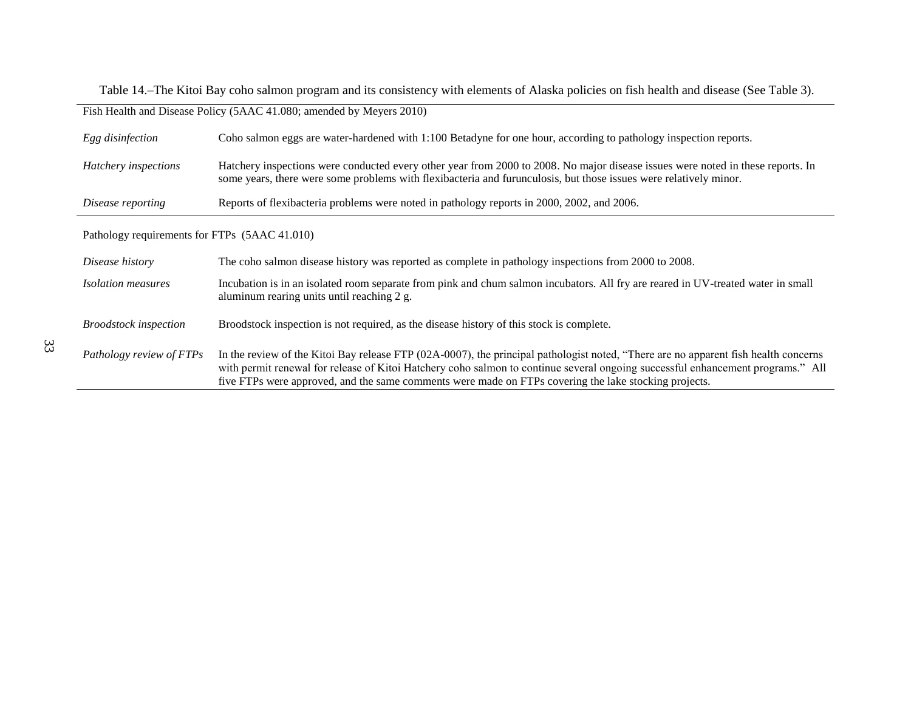Table 14.–The Kitoi Bay coho salmon program and its consistency with elements of Alaska policies on fish health and disease (See Table 3).

| Fish Health and Disease Policy (5AAC 41.080; amended by Meyers 2010) | |
|---|---|
| *Egg disinfection* | Coho salmon eggs are water-hardened with 1:100 Betadyne for one hour, according to pathology inspection reports. |
| *Hatchery inspections* | Hatchery inspections were conducted every other year from 2000 to 2008. No major disease issues were noted in these reports. In some years, there were some problems with flexibacteria and furunculosis, but those issues were relatively minor. |
| *Disease reporting* | Reports of flexibacteria problems were noted in pathology reports in 2000, 2002, and 2006. |
| **Pathology requirements for FTPs (5AAC 41.010)** | |
| *Disease history* | The coho salmon disease history was reported as complete in pathology inspections from 2000 to 2008. |
| *Isolation measures* | Incubation is in an isolated room separate from pink and chum salmon incubators. All fry are reared in UV-treated water in small aluminum rearing units until reaching 2 g. |
| *Broodstock inspection* | Broodstock inspection is not required, as the disease history of this stock is complete. |
| *Pathology review of FTPs* | In the review of the Kitoi Bay release FTP (02A-0007), the principal pathologist noted, "There are no apparent fish health concerns with permit renewal for release of Kitoi Hatchery coho salmon to continue several ongoing successful enhancement programs." All five FTPs were approved, and the same comments were made on FTPs covering the lake stocking projects. |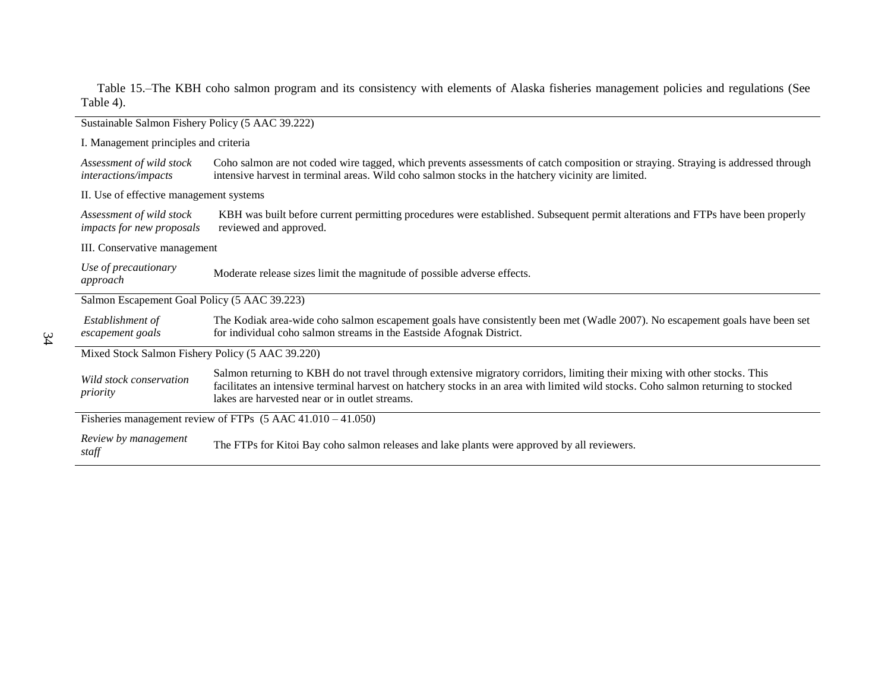Table 15.–The KBH coho salmon program and its consistency with elements of Alaska fisheries management policies and regulations (See Table 4).

| | |
|---|---|
| Sustainable Salmon Fishery Policy (5 AAC 39.222) | |
| I. Management principles and criteria | |
| *Assessment of wild stock interactions/impacts* | Coho salmon are not coded wire tagged, which prevents assessments of catch composition or straying. Straying is addressed through intensive harvest in terminal areas. Wild coho salmon stocks in the hatchery vicinity are limited. |
| II. Use of effective management systems | |
| *Assessment of wild stock impacts for new proposals* | KBH was built before current permitting procedures were established. Subsequent permit alterations and FTPs have been properly reviewed and approved. |
| III. Conservative management | |
| *Use of precautionary approach* | Moderate release sizes limit the magnitude of possible adverse effects. |
| Salmon Escapement Goal Policy (5 AAC 39.223) | |
| *Establishment of escapement goals* | The Kodiak area-wide coho salmon escapement goals have consistently been met (Wadle 2007). No escapement goals have been set for individual coho salmon streams in the Eastside Afognak District. |
| Mixed Stock Salmon Fishery Policy (5 AAC 39.220) | |
| *Wild stock conservation priority* | Salmon returning to KBH do not travel through extensive migratory corridors, limiting their mixing with other stocks. This facilitates an intensive terminal harvest on hatchery stocks in an area with limited wild stocks. Coho salmon returning to stocked lakes are harvested near or in outlet streams. |
| Fisheries management review of FTPs (5 AAC 41.010 – 41.050) | |
| *Review by management staff* | The FTPs for Kitoi Bay coho salmon releases and lake plants were approved by all reviewers. |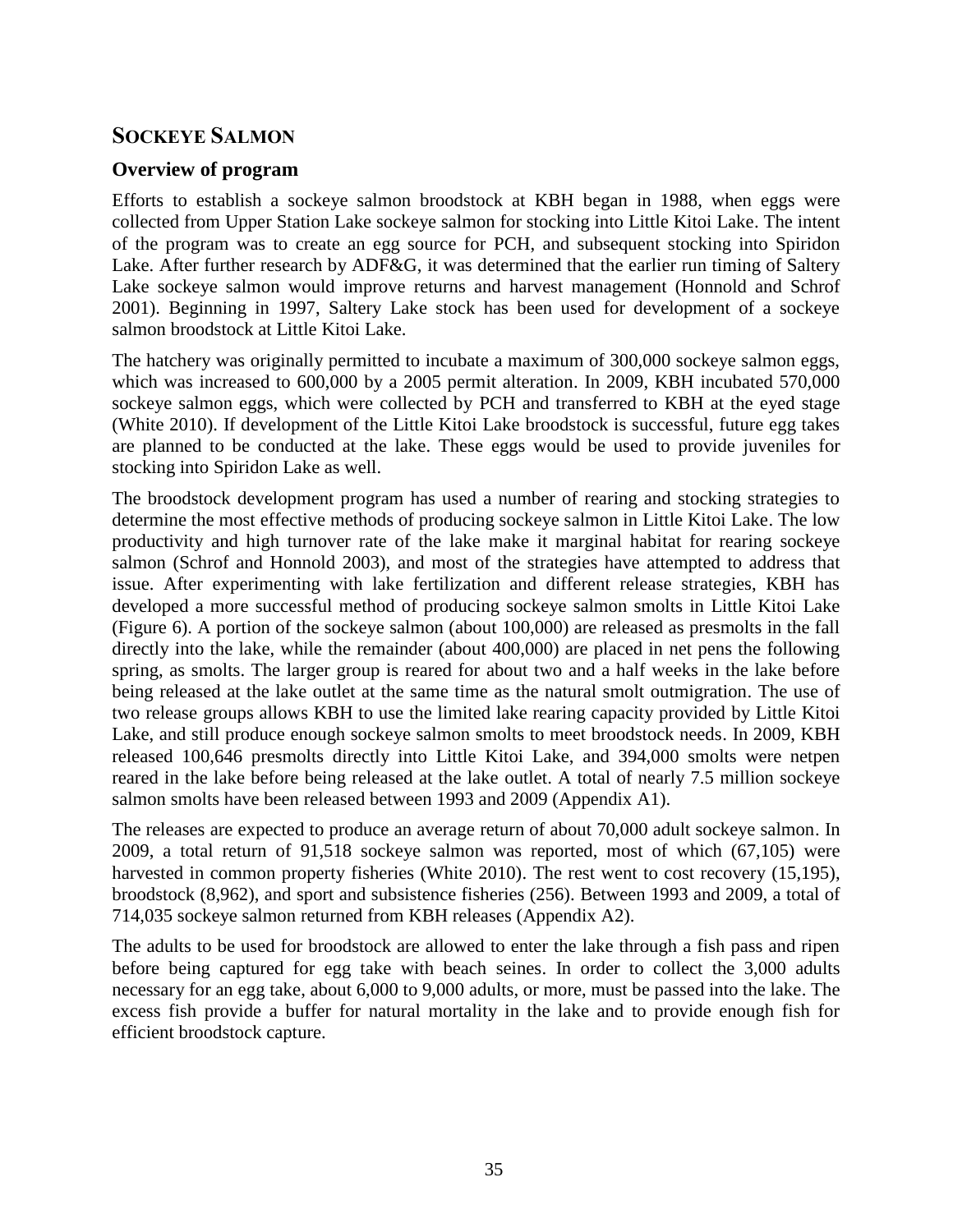## Sockeye Salmon

### Overview of program

Efforts to establish a sockeye salmon broodstock at KBH began in 1988, when eggs were collected from Upper Station Lake sockeye salmon for stocking into Little Kitoi Lake. The intent of the program was to create an egg source for PCH, and subsequent stocking into Spiridon Lake. After further research by ADF&G, it was determined that the earlier run timing of Saltery Lake sockeye salmon would improve returns and harvest management (Honnold and Schrof 2001). Beginning in 1997, Saltery Lake stock has been used for development of a sockeye salmon broodstock at Little Kitoi Lake.

The hatchery was originally permitted to incubate a maximum of 300,000 sockeye salmon eggs, which was increased to 600,000 by a 2005 permit alteration. In 2009, KBH incubated 570,000 sockeye salmon eggs, which were collected by PCH and transferred to KBH at the eyed stage (White 2010). If development of the Little Kitoi Lake broodstock is successful, future egg takes are planned to be conducted at the lake. These eggs would be used to provide juveniles for stocking into Spiridon Lake as well.

The broodstock development program has used a number of rearing and stocking strategies to determine the most effective methods of producing sockeye salmon in Little Kitoi Lake. The low productivity and high turnover rate of the lake make it marginal habitat for rearing sockeye salmon (Schrof and Honnold 2003), and most of the strategies have attempted to address that issue. After experimenting with lake fertilization and different release strategies, KBH has developed a more successful method of producing sockeye salmon smolts in Little Kitoi Lake (Figure 6). A portion of the sockeye salmon (about 100,000) are released as presmolts in the fall directly into the lake, while the remainder (about 400,000) are placed in net pens the following spring, as smolts. The larger group is reared for about two and a half weeks in the lake before being released at the lake outlet at the same time as the natural smolt outmigration. The use of two release groups allows KBH to use the limited lake rearing capacity provided by Little Kitoi Lake, and still produce enough sockeye salmon smolts to meet broodstock needs. In 2009, KBH released 100,646 presmolts directly into Little Kitoi Lake, and 394,000 smolts were netpen reared in the lake before being released at the lake outlet. A total of nearly 7.5 million sockeye salmon smolts have been released between 1993 and 2009 (Appendix A1).

The releases are expected to produce an average return of about 70,000 adult sockeye salmon. In 2009, a total return of 91,518 sockeye salmon was reported, most of which (67,105) were harvested in common property fisheries (White 2010). The rest went to cost recovery (15,195), broodstock (8,962), and sport and subsistence fisheries (256). Between 1993 and 2009, a total of 714,035 sockeye salmon returned from KBH releases (Appendix A2).

The adults to be used for broodstock are allowed to enter the lake through a fish pass and ripen before being captured for egg take with beach seines. In order to collect the 3,000 adults necessary for an egg take, about 6,000 to 9,000 adults, or more, must be passed into the lake. The excess fish provide a buffer for natural mortality in the lake and to provide enough fish for efficient broodstock capture.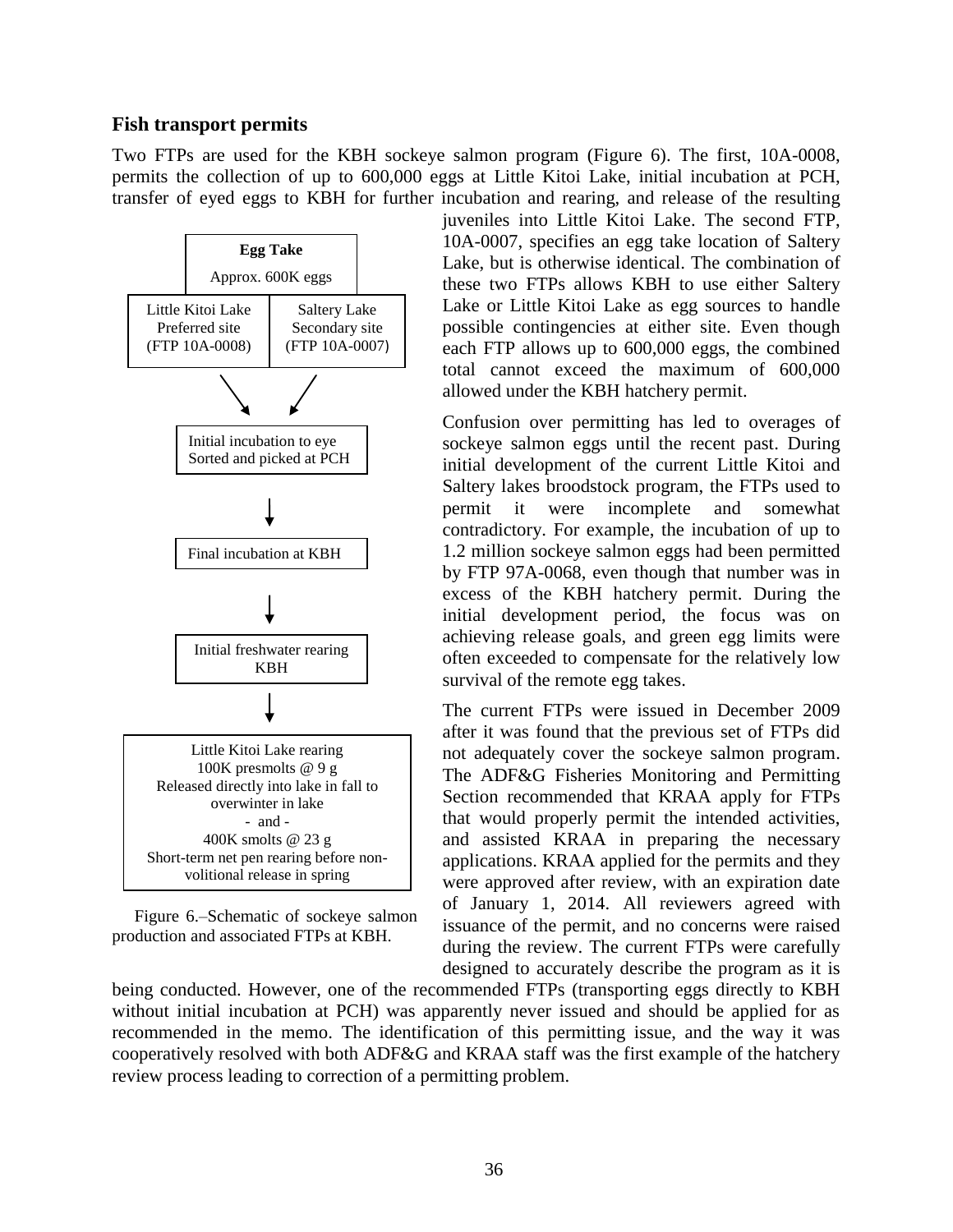## Fish transport permits

Two FTPs are used for the KBH sockeye salmon program (Figure 6). The first, 10A-0008, permits the collection of up to 600,000 eggs at Little Kitoi Lake, initial incubation at PCH, transfer of eyed eggs to KBH for further incubation and rearing, and release of the resulting juveniles into Little Kitoi Lake. The second FTP, 10A-0007, specifies an egg take location of Saltery Lake, but is otherwise identical. The combination of these two FTPs allows KBH to use either Saltery Lake or Little Kitoi Lake as egg sources to handle possible contingencies at either site. Even though each FTP allows up to 600,000 eggs, the combined total cannot exceed the maximum of 600,000 allowed under the KBH hatchery permit.

**Egg Take**
Approx. 600K eggs

| Little Kitoi Lake<br>Preferred site<br>(FTP 10A-0008) | Saltery Lake<br>Secondary site<br>(FTP 10A-0007) |
|---|---|

↓

Initial incubation to eye
Sorted and picked at PCH

↓

Final incubation at KBH

↓

Initial freshwater rearing
KBH

↓

Little Kitoi Lake rearing
100K presmolts @ 9 g
Released directly into lake in fall to overwinter in lake
\- and -
400K smolts @ 23 g
Short-term net pen rearing before non-volitional release in spring

Figure 6.–Schematic of sockeye salmon production and associated FTPs at KBH.

Confusion over permitting has led to overages of sockeye salmon eggs until the recent past. During initial development of the current Little Kitoi and Saltery lakes broodstock program, the FTPs used to permit it were incomplete and somewhat contradictory. For example, the incubation of up to 1.2 million sockeye salmon eggs had been permitted by FTP 97A-0068, even though that number was in excess of the KBH hatchery permit. During the initial development period, the focus was on achieving release goals, and green egg limits were often exceeded to compensate for the relatively low survival of the remote egg takes.

The current FTPs were issued in December 2009 after it was found that the previous set of FTPs did not adequately cover the sockeye salmon program. The ADF&G Fisheries Monitoring and Permitting Section recommended that KRAA apply for FTPs that would properly permit the intended activities, and assisted KRAA in preparing the necessary applications. KRAA applied for the permits and they were approved after review, with an expiration date of January 1, 2014. All reviewers agreed with issuance of the permit, and no concerns were raised during the review. The current FTPs were carefully designed to accurately describe the program as it is being conducted. However, one of the recommended FTPs (transporting eggs directly to KBH without initial incubation at PCH) was apparently never issued and should be applied for as recommended in the memo. The identification of this permitting issue, and the way it was cooperatively resolved with both ADF&G and KRAA staff was the first example of the hatchery review process leading to correction of a permitting problem.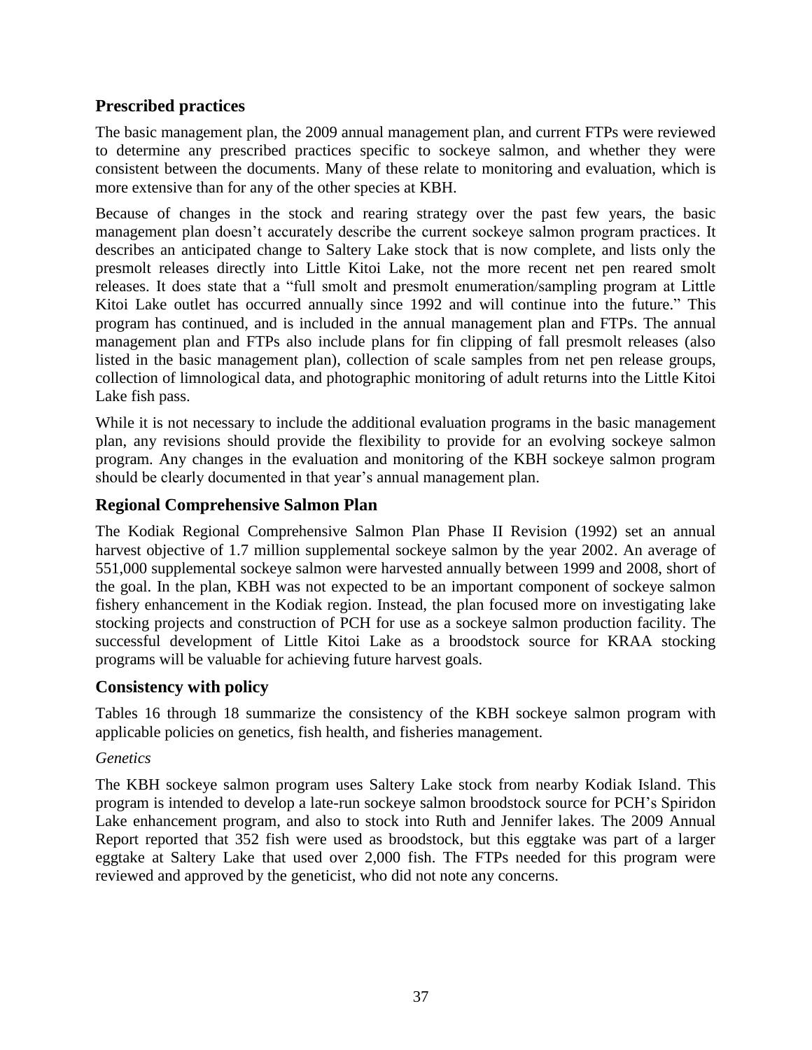## Prescribed practices

The basic management plan, the 2009 annual management plan, and current FTPs were reviewed to determine any prescribed practices specific to sockeye salmon, and whether they were consistent between the documents. Many of these relate to monitoring and evaluation, which is more extensive than for any of the other species at KBH.

Because of changes in the stock and rearing strategy over the past few years, the basic management plan doesn't accurately describe the current sockeye salmon program practices. It describes an anticipated change to Saltery Lake stock that is now complete, and lists only the presmolt releases directly into Little Kitoi Lake, not the more recent net pen reared smolt releases. It does state that a "full smolt and presmolt enumeration/sampling program at Little Kitoi Lake outlet has occurred annually since 1992 and will continue into the future." This program has continued, and is included in the annual management plan and FTPs. The annual management plan and FTPs also include plans for fin clipping of fall presmolt releases (also listed in the basic management plan), collection of scale samples from net pen release groups, collection of limnological data, and photographic monitoring of adult returns into the Little Kitoi Lake fish pass.

While it is not necessary to include the additional evaluation programs in the basic management plan, any revisions should provide the flexibility to provide for an evolving sockeye salmon program. Any changes in the evaluation and monitoring of the KBH sockeye salmon program should be clearly documented in that year's annual management plan.

## Regional Comprehensive Salmon Plan

The Kodiak Regional Comprehensive Salmon Plan Phase II Revision (1992) set an annual harvest objective of 1.7 million supplemental sockeye salmon by the year 2002. An average of 551,000 supplemental sockeye salmon were harvested annually between 1999 and 2008, short of the goal. In the plan, KBH was not expected to be an important component of sockeye salmon fishery enhancement in the Kodiak region. Instead, the plan focused more on investigating lake stocking projects and construction of PCH for use as a sockeye salmon production facility. The successful development of Little Kitoi Lake as a broodstock source for KRAA stocking programs will be valuable for achieving future harvest goals.

## Consistency with policy

Tables 16 through 18 summarize the consistency of the KBH sockeye salmon program with applicable policies on genetics, fish health, and fisheries management.

*Genetics*

The KBH sockeye salmon program uses Saltery Lake stock from nearby Kodiak Island. This program is intended to develop a late-run sockeye salmon broodstock source for PCH's Spiridon Lake enhancement program, and also to stock into Ruth and Jennifer lakes. The 2009 Annual Report reported that 352 fish were used as broodstock, but this eggtake was part of a larger eggtake at Saltery Lake that used over 2,000 fish. The FTPs needed for this program were reviewed and approved by the geneticist, who did not note any concerns.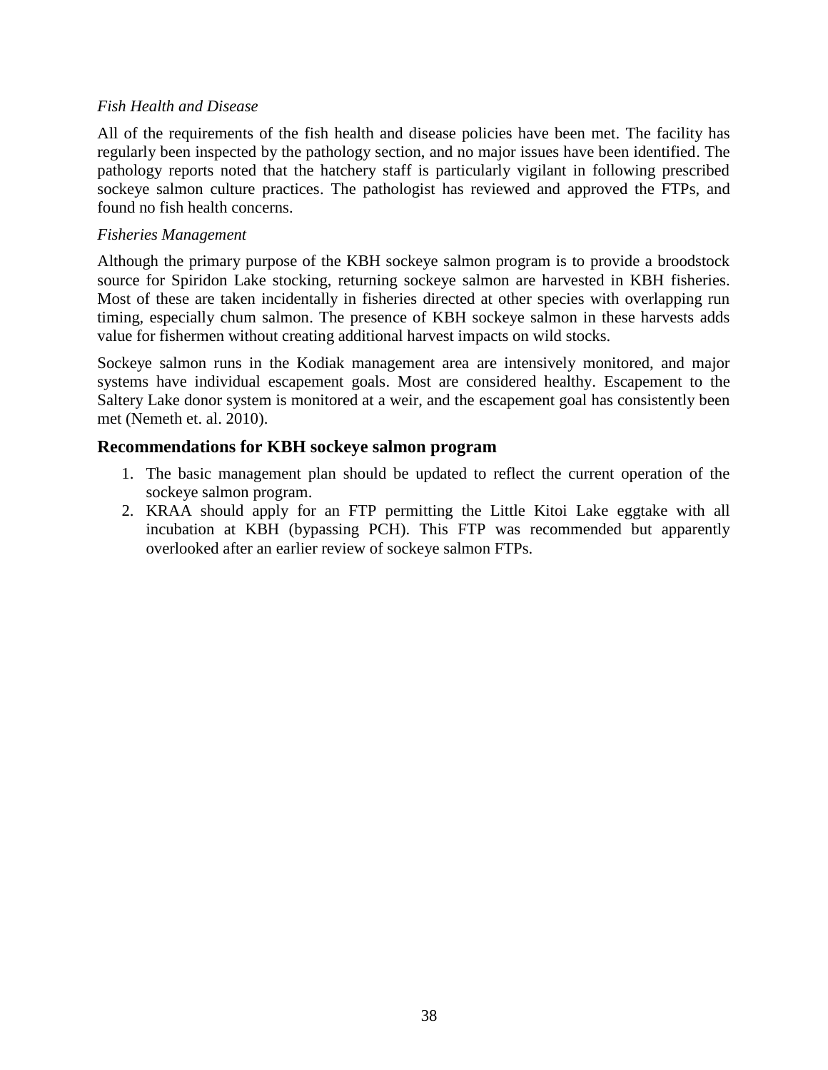*Fish Health and Disease*

All of the requirements of the fish health and disease policies have been met. The facility has regularly been inspected by the pathology section, and no major issues have been identified. The pathology reports noted that the hatchery staff is particularly vigilant in following prescribed sockeye salmon culture practices. The pathologist has reviewed and approved the FTPs, and found no fish health concerns.

*Fisheries Management*

Although the primary purpose of the KBH sockeye salmon program is to provide a broodstock source for Spiridon Lake stocking, returning sockeye salmon are harvested in KBH fisheries. Most of these are taken incidentally in fisheries directed at other species with overlapping run timing, especially chum salmon. The presence of KBH sockeye salmon in these harvests adds value for fishermen without creating additional harvest impacts on wild stocks.

Sockeye salmon runs in the Kodiak management area are intensively monitored, and major systems have individual escapement goals. Most are considered healthy. Escapement to the Saltery Lake donor system is monitored at a weir, and the escapement goal has consistently been met (Nemeth et. al. 2010).

## Recommendations for KBH sockeye salmon program

1. The basic management plan should be updated to reflect the current operation of the sockeye salmon program.
2. KRAA should apply for an FTP permitting the Little Kitoi Lake eggtake with all incubation at KBH (bypassing PCH). This FTP was recommended but apparently overlooked after an earlier review of sockeye salmon FTPs.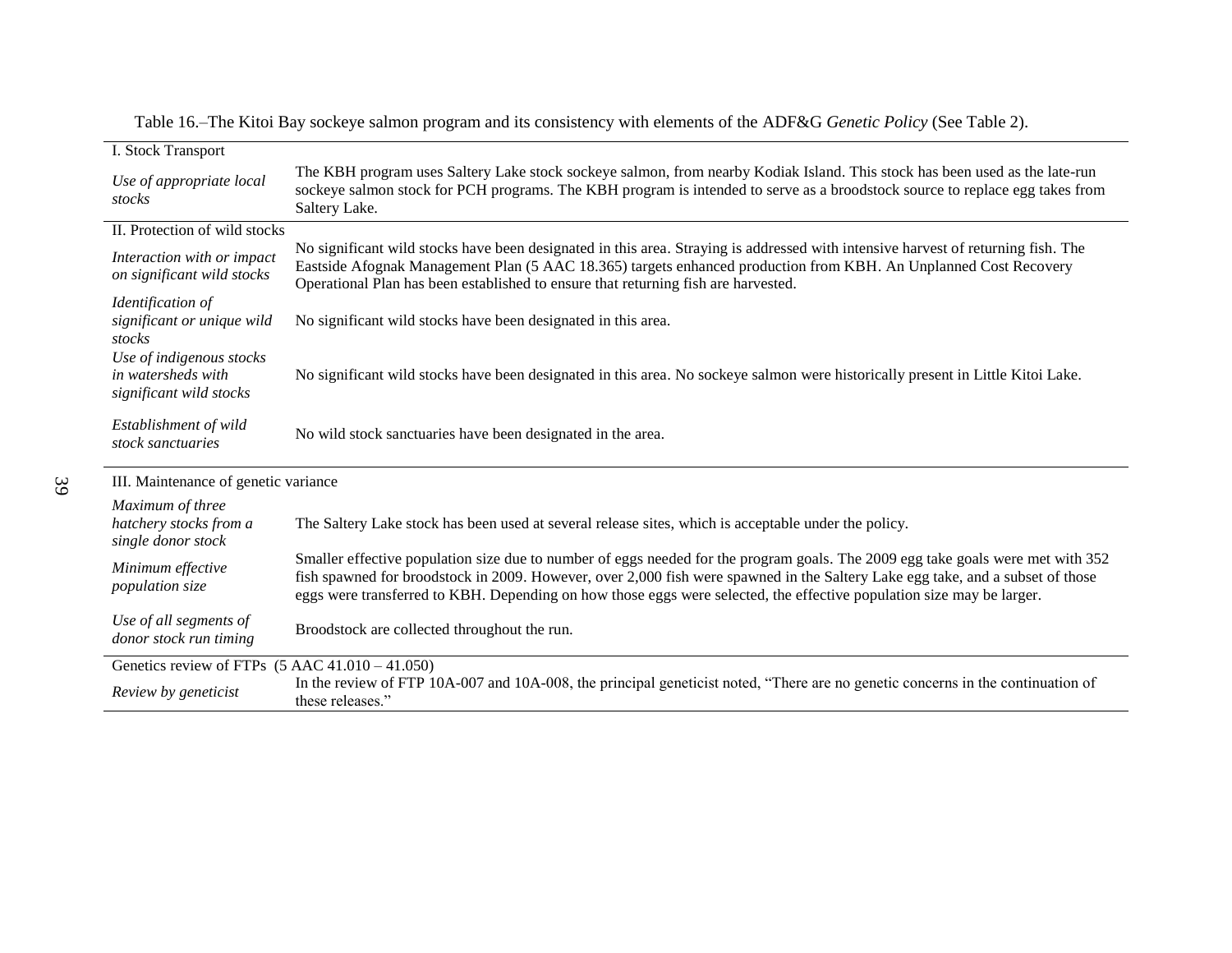Table 16.–The Kitoi Bay sockeye salmon program and its consistency with elements of the ADF&G *Genetic Policy* (See Table 2).

| | |
|---|---|
| I. Stock Transport | |
| *Use of appropriate local stocks* | The KBH program uses Saltery Lake stock sockeye salmon, from nearby Kodiak Island. This stock has been used as the late-run sockeye salmon stock for PCH programs. The KBH program is intended to serve as a broodstock source to replace egg takes from Saltery Lake. |
| II. Protection of wild stocks | |
| *Interaction with or impact on significant wild stocks* | No significant wild stocks have been designated in this area. Straying is addressed with intensive harvest of returning fish. The Eastside Afognak Management Plan (5 AAC 18.365) targets enhanced production from KBH. An Unplanned Cost Recovery Operational Plan has been established to ensure that returning fish are harvested. |
| *Identification of significant or unique wild stocks* | No significant wild stocks have been designated in this area. |
| *Use of indigenous stocks in watersheds with significant wild stocks* | No significant wild stocks have been designated in this area. No sockeye salmon were historically present in Little Kitoi Lake. |
| *Establishment of wild stock sanctuaries* | No wild stock sanctuaries have been designated in the area. |
| III. Maintenance of genetic variance | |
| *Maximum of three hatchery stocks from a single donor stock* | The Saltery Lake stock has been used at several release sites, which is acceptable under the policy. |
| *Minimum effective population size* | Smaller effective population size due to number of eggs needed for the program goals. The 2009 egg take goals were met with 352 fish spawned for broodstock in 2009. However, over 2,000 fish were spawned in the Saltery Lake egg take, and a subset of those eggs were transferred to KBH. Depending on how those eggs were selected, the effective population size may be larger. |
| *Use of all segments of donor stock run timing* | Broodstock are collected throughout the run. |
| Genetics review of FTPs (5 AAC 41.010 – 41.050) | |
| *Review by geneticist* | In the review of FTP 10A-007 and 10A-008, the principal geneticist noted, "There are no genetic concerns in the continuation of these releases." |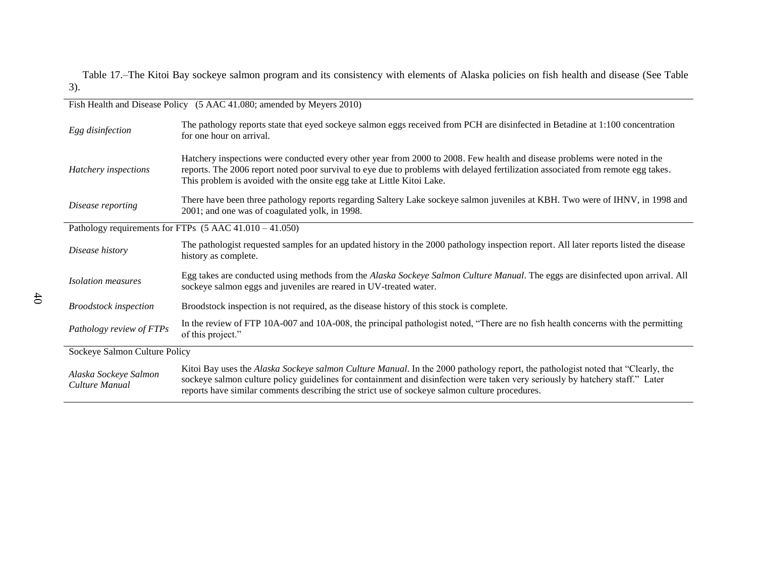Table 17.–The Kitoi Bay sockeye salmon program and its consistency with elements of Alaska policies on fish health and disease (See Table 3).

| | |
|---|---|
| Fish Health and Disease Policy (5 AAC 41.080; amended by Meyers 2010) | |
| *Egg disinfection* | The pathology reports state that eyed sockeye salmon eggs received from PCH are disinfected in Betadine at 1:100 concentration for one hour on arrival. |
| *Hatchery inspections* | Hatchery inspections were conducted every other year from 2000 to 2008. Few health and disease problems were noted in the reports. The 2006 report noted poor survival to eye due to problems with delayed fertilization associated from remote egg takes. This problem is avoided with the onsite egg take at Little Kitoi Lake. |
| *Disease reporting* | There have been three pathology reports regarding Saltery Lake sockeye salmon juveniles at KBH. Two were of IHNV, in 1998 and 2001; and one was of coagulated yolk, in 1998. |
| Pathology requirements for FTPs (5 AAC 41.010 – 41.050) | |
| *Disease history* | The pathologist requested samples for an updated history in the 2000 pathology inspection report. All later reports listed the disease history as complete. |
| *Isolation measures* | Egg takes are conducted using methods from the *Alaska Sockeye Salmon Culture Manual*. The eggs are disinfected upon arrival. All sockeye salmon eggs and juveniles are reared in UV-treated water. |
| *Broodstock inspection* | Broodstock inspection is not required, as the disease history of this stock is complete. |
| *Pathology review of FTPs* | In the review of FTP 10A-007 and 10A-008, the principal pathologist noted, "There are no fish health concerns with the permitting of this project." |
| Sockeye Salmon Culture Policy | |
| *Alaska Sockeye Salmon Culture Manual* | Kitoi Bay uses the *Alaska Sockeye salmon Culture Manual*. In the 2000 pathology report, the pathologist noted that "Clearly, the sockeye salmon culture policy guidelines for containment and disinfection were taken very seriously by hatchery staff." Later reports have similar comments describing the strict use of sockeye salmon culture procedures. |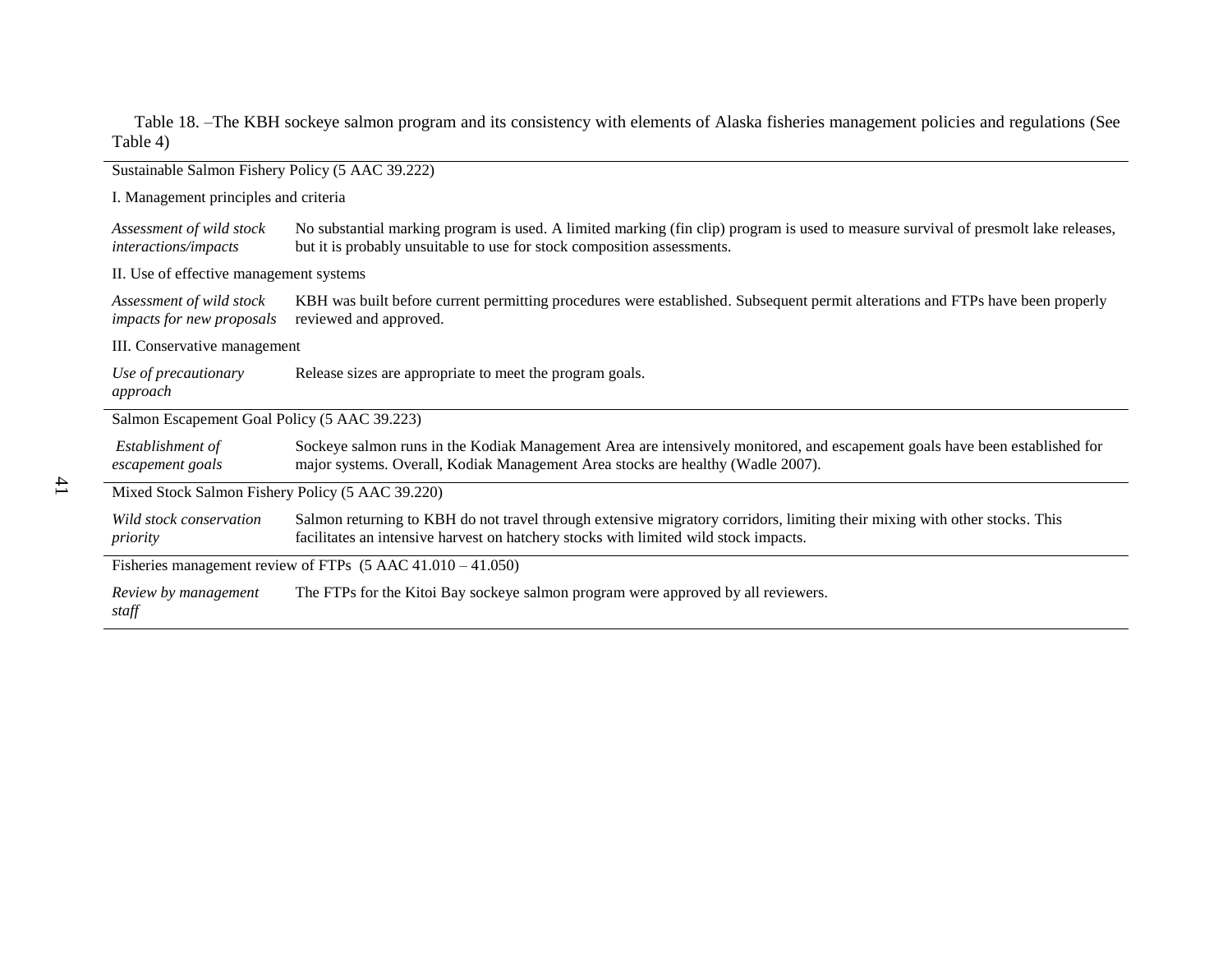Table 18. –The KBH sockeye salmon program and its consistency with elements of Alaska fisheries management policies and regulations (See Table 4)

| | |
|---|---|
| Sustainable Salmon Fishery Policy (5 AAC 39.222) | |
| I. Management principles and criteria | |
| *Assessment of wild stock interactions/impacts* | No substantial marking program is used. A limited marking (fin clip) program is used to measure survival of presmolt lake releases, but it is probably unsuitable to use for stock composition assessments. |
| II. Use of effective management systems | |
| *Assessment of wild stock impacts for new proposals* | KBH was built before current permitting procedures were established. Subsequent permit alterations and FTPs have been properly reviewed and approved. |
| III. Conservative management | |
| *Use of precautionary approach* | Release sizes are appropriate to meet the program goals. |
| Salmon Escapement Goal Policy (5 AAC 39.223) | |
| *Establishment of escapement goals* | Sockeye salmon runs in the Kodiak Management Area are intensively monitored, and escapement goals have been established for major systems. Overall, Kodiak Management Area stocks are healthy (Wadle 2007). |
| Mixed Stock Salmon Fishery Policy (5 AAC 39.220) | |
| *Wild stock conservation priority* | Salmon returning to KBH do not travel through extensive migratory corridors, limiting their mixing with other stocks. This facilitates an intensive harvest on hatchery stocks with limited wild stock impacts. |
| Fisheries management review of FTPs (5 AAC 41.010 – 41.050) | |
| *Review by management staff* | The FTPs for the Kitoi Bay sockeye salmon program were approved by all reviewers. |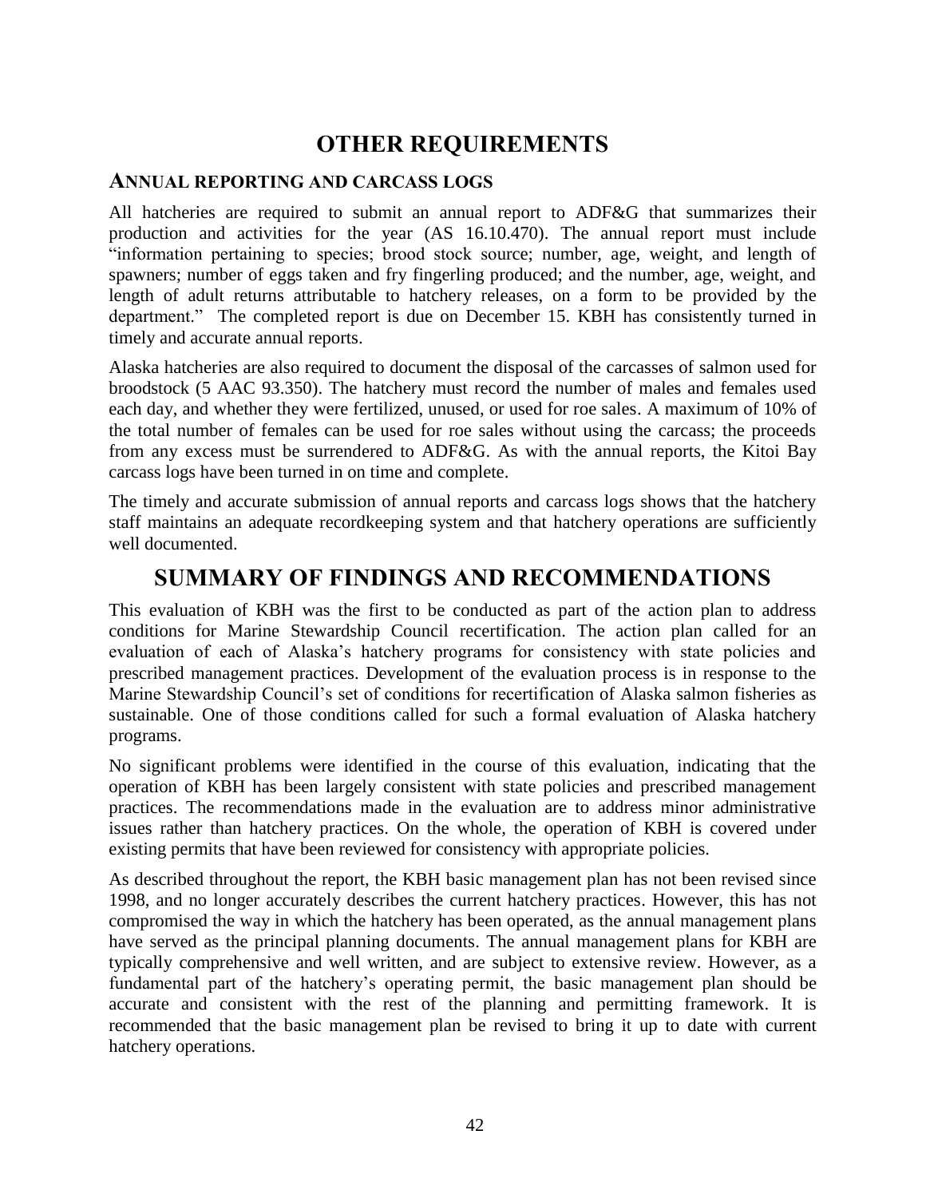# OTHER REQUIREMENTS

## Annual reporting and carcass logs

All hatcheries are required to submit an annual report to ADF&G that summarizes their production and activities for the year (AS 16.10.470). The annual report must include "information pertaining to species; brood stock source; number, age, weight, and length of spawners; number of eggs taken and fry fingerling produced; and the number, age, weight, and length of adult returns attributable to hatchery releases, on a form to be provided by the department." The completed report is due on December 15. KBH has consistently turned in timely and accurate annual reports.

Alaska hatcheries are also required to document the disposal of the carcasses of salmon used for broodstock (5 AAC 93.350). The hatchery must record the number of males and females used each day, and whether they were fertilized, unused, or used for roe sales. A maximum of 10% of the total number of females can be used for roe sales without using the carcass; the proceeds from any excess must be surrendered to ADF&G. As with the annual reports, the Kitoi Bay carcass logs have been turned in on time and complete.

The timely and accurate submission of annual reports and carcass logs shows that the hatchery staff maintains an adequate recordkeeping system and that hatchery operations are sufficiently well documented.

# SUMMARY OF FINDINGS AND RECOMMENDATIONS

This evaluation of KBH was the first to be conducted as part of the action plan to address conditions for Marine Stewardship Council recertification. The action plan called for an evaluation of each of Alaska's hatchery programs for consistency with state policies and prescribed management practices. Development of the evaluation process is in response to the Marine Stewardship Council's set of conditions for recertification of Alaska salmon fisheries as sustainable. One of those conditions called for such a formal evaluation of Alaska hatchery programs.

No significant problems were identified in the course of this evaluation, indicating that the operation of KBH has been largely consistent with state policies and prescribed management practices. The recommendations made in the evaluation are to address minor administrative issues rather than hatchery practices. On the whole, the operation of KBH is covered under existing permits that have been reviewed for consistency with appropriate policies.

As described throughout the report, the KBH basic management plan has not been revised since 1998, and no longer accurately describes the current hatchery practices. However, this has not compromised the way in which the hatchery has been operated, as the annual management plans have served as the principal planning documents. The annual management plans for KBH are typically comprehensive and well written, and are subject to extensive review. However, as a fundamental part of the hatchery's operating permit, the basic management plan should be accurate and consistent with the rest of the planning and permitting framework. It is recommended that the basic management plan be revised to bring it up to date with current hatchery operations.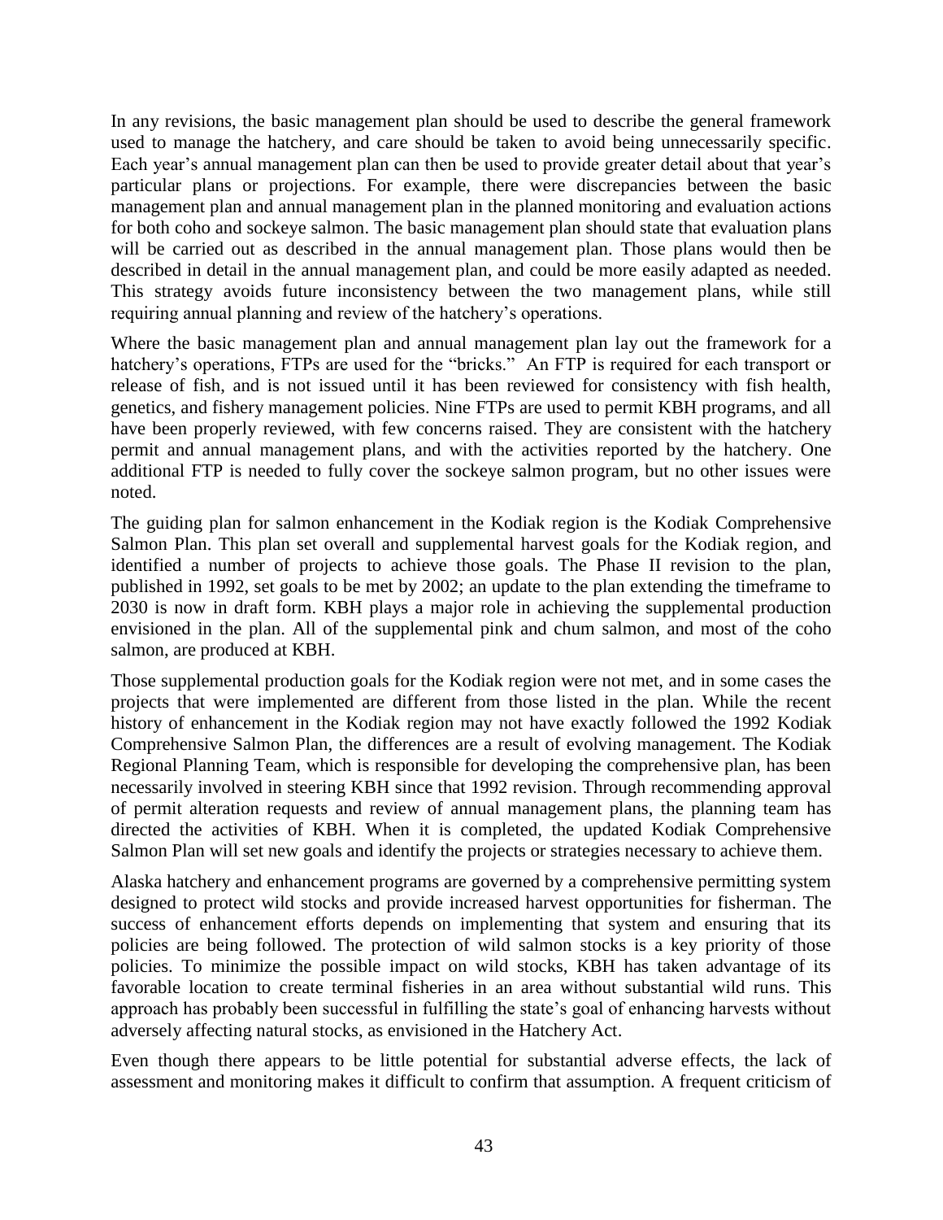In any revisions, the basic management plan should be used to describe the general framework used to manage the hatchery, and care should be taken to avoid being unnecessarily specific. Each year's annual management plan can then be used to provide greater detail about that year's particular plans or projections. For example, there were discrepancies between the basic management plan and annual management plan in the planned monitoring and evaluation actions for both coho and sockeye salmon. The basic management plan should state that evaluation plans will be carried out as described in the annual management plan. Those plans would then be described in detail in the annual management plan, and could be more easily adapted as needed. This strategy avoids future inconsistency between the two management plans, while still requiring annual planning and review of the hatchery's operations.

Where the basic management plan and annual management plan lay out the framework for a hatchery's operations, FTPs are used for the "bricks." An FTP is required for each transport or release of fish, and is not issued until it has been reviewed for consistency with fish health, genetics, and fishery management policies. Nine FTPs are used to permit KBH programs, and all have been properly reviewed, with few concerns raised. They are consistent with the hatchery permit and annual management plans, and with the activities reported by the hatchery. One additional FTP is needed to fully cover the sockeye salmon program, but no other issues were noted.

The guiding plan for salmon enhancement in the Kodiak region is the Kodiak Comprehensive Salmon Plan. This plan set overall and supplemental harvest goals for the Kodiak region, and identified a number of projects to achieve those goals. The Phase II revision to the plan, published in 1992, set goals to be met by 2002; an update to the plan extending the timeframe to 2030 is now in draft form. KBH plays a major role in achieving the supplemental production envisioned in the plan. All of the supplemental pink and chum salmon, and most of the coho salmon, are produced at KBH.

Those supplemental production goals for the Kodiak region were not met, and in some cases the projects that were implemented are different from those listed in the plan. While the recent history of enhancement in the Kodiak region may not have exactly followed the 1992 Kodiak Comprehensive Salmon Plan, the differences are a result of evolving management. The Kodiak Regional Planning Team, which is responsible for developing the comprehensive plan, has been necessarily involved in steering KBH since that 1992 revision. Through recommending approval of permit alteration requests and review of annual management plans, the planning team has directed the activities of KBH. When it is completed, the updated Kodiak Comprehensive Salmon Plan will set new goals and identify the projects or strategies necessary to achieve them.

Alaska hatchery and enhancement programs are governed by a comprehensive permitting system designed to protect wild stocks and provide increased harvest opportunities for fisherman. The success of enhancement efforts depends on implementing that system and ensuring that its policies are being followed. The protection of wild salmon stocks is a key priority of those policies. To minimize the possible impact on wild stocks, KBH has taken advantage of its favorable location to create terminal fisheries in an area without substantial wild runs. This approach has probably been successful in fulfilling the state's goal of enhancing harvests without adversely affecting natural stocks, as envisioned in the Hatchery Act.

Even though there appears to be little potential for substantial adverse effects, the lack of assessment and monitoring makes it difficult to confirm that assumption. A frequent criticism of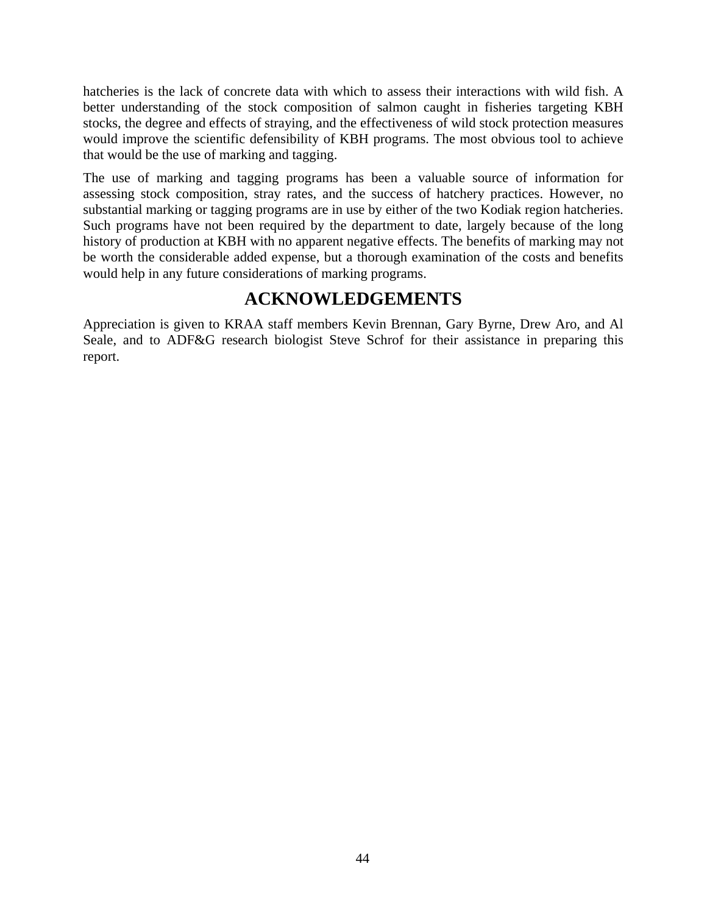hatcheries is the lack of concrete data with which to assess their interactions with wild fish. A better understanding of the stock composition of salmon caught in fisheries targeting KBH stocks, the degree and effects of straying, and the effectiveness of wild stock protection measures would improve the scientific defensibility of KBH programs. The most obvious tool to achieve that would be the use of marking and tagging.

The use of marking and tagging programs has been a valuable source of information for assessing stock composition, stray rates, and the success of hatchery practices. However, no substantial marking or tagging programs are in use by either of the two Kodiak region hatcheries. Such programs have not been required by the department to date, largely because of the long history of production at KBH with no apparent negative effects. The benefits of marking may not be worth the considerable added expense, but a thorough examination of the costs and benefits would help in any future considerations of marking programs.

# ACKNOWLEDGEMENTS

Appreciation is given to KRAA staff members Kevin Brennan, Gary Byrne, Drew Aro, and Al Seale, and to ADF&G research biologist Steve Schrof for their assistance in preparing this report.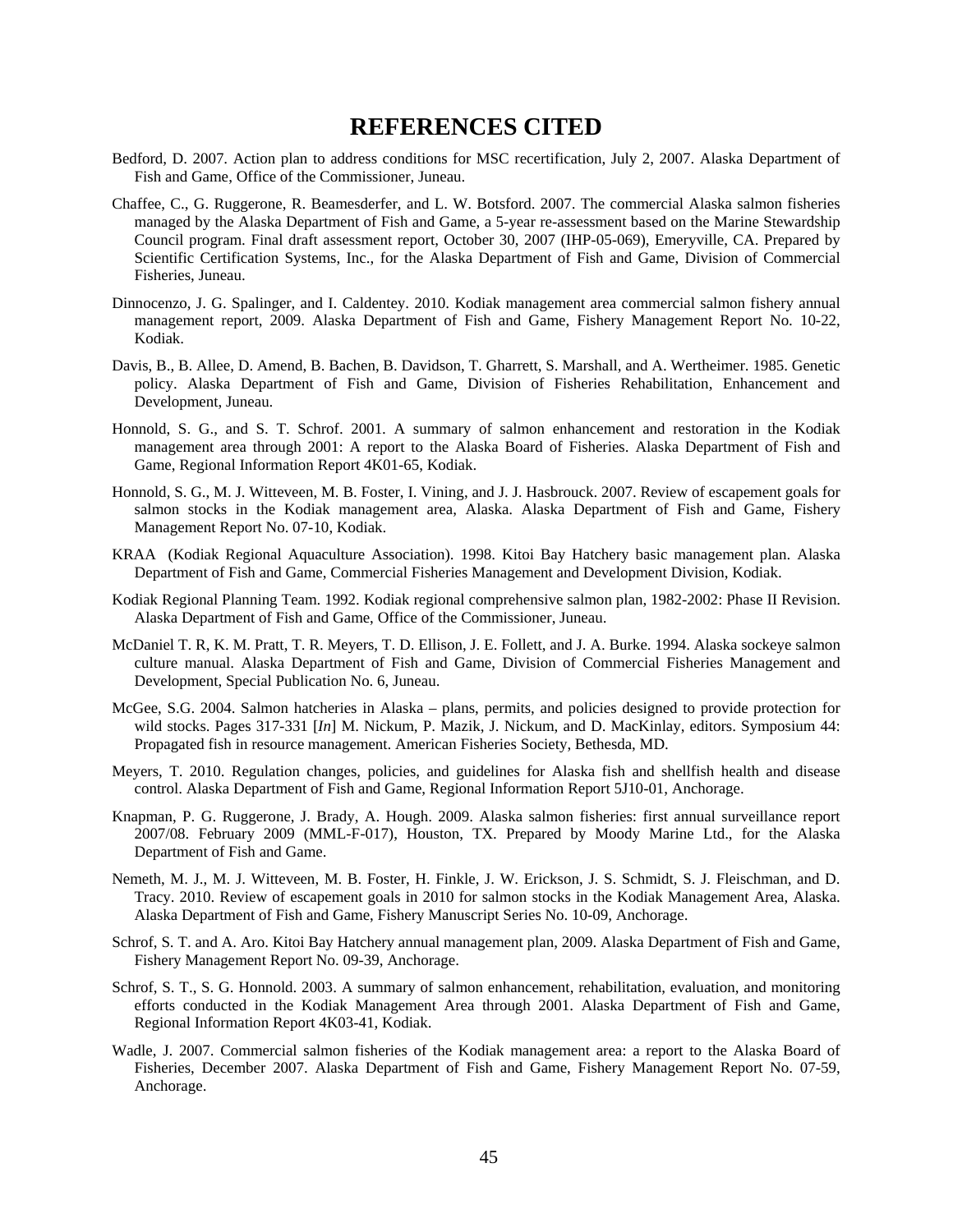# REFERENCES CITED

Bedford, D. 2007. Action plan to address conditions for MSC recertification, July 2, 2007. Alaska Department of Fish and Game, Office of the Commissioner, Juneau.

Chaffee, C., G. Ruggerone, R. Beamesderfer, and L. W. Botsford. 2007. The commercial Alaska salmon fisheries managed by the Alaska Department of Fish and Game, a 5-year re-assessment based on the Marine Stewardship Council program. Final draft assessment report, October 30, 2007 (IHP-05-069), Emeryville, CA. Prepared by Scientific Certification Systems, Inc., for the Alaska Department of Fish and Game, Division of Commercial Fisheries, Juneau.

Dinnocenzo, J. G. Spalinger, and I. Caldentey. 2010. Kodiak management area commercial salmon fishery annual management report, 2009. Alaska Department of Fish and Game, Fishery Management Report No. 10-22, Kodiak.

Davis, B., B. Allee, D. Amend, B. Bachen, B. Davidson, T. Gharrett, S. Marshall, and A. Wertheimer. 1985. Genetic policy. Alaska Department of Fish and Game, Division of Fisheries Rehabilitation, Enhancement and Development, Juneau.

Honnold, S. G., and S. T. Schrof. 2001. A summary of salmon enhancement and restoration in the Kodiak management area through 2001: A report to the Alaska Board of Fisheries. Alaska Department of Fish and Game, Regional Information Report 4K01-65, Kodiak.

Honnold, S. G., M. J. Witteveen, M. B. Foster, I. Vining, and J. J. Hasbrouck. 2007. Review of escapement goals for salmon stocks in the Kodiak management area, Alaska. Alaska Department of Fish and Game, Fishery Management Report No. 07-10, Kodiak.

KRAA (Kodiak Regional Aquaculture Association). 1998. Kitoi Bay Hatchery basic management plan. Alaska Department of Fish and Game, Commercial Fisheries Management and Development Division, Kodiak.

Kodiak Regional Planning Team. 1992. Kodiak regional comprehensive salmon plan, 1982-2002: Phase II Revision. Alaska Department of Fish and Game, Office of the Commissioner, Juneau.

McDaniel T. R, K. M. Pratt, T. R. Meyers, T. D. Ellison, J. E. Follett, and J. A. Burke. 1994. Alaska sockeye salmon culture manual. Alaska Department of Fish and Game, Division of Commercial Fisheries Management and Development, Special Publication No. 6, Juneau.

McGee, S.G. 2004. Salmon hatcheries in Alaska – plans, permits, and policies designed to provide protection for wild stocks. Pages 317-331 [*In*] M. Nickum, P. Mazik, J. Nickum, and D. MacKinlay, editors. Symposium 44: Propagated fish in resource management. American Fisheries Society, Bethesda, MD.

Meyers, T. 2010. Regulation changes, policies, and guidelines for Alaska fish and shellfish health and disease control. Alaska Department of Fish and Game, Regional Information Report 5J10-01, Anchorage.

Knapman, P. G. Ruggerone, J. Brady, A. Hough. 2009. Alaska salmon fisheries: first annual surveillance report 2007/08. February 2009 (MML-F-017), Houston, TX. Prepared by Moody Marine Ltd., for the Alaska Department of Fish and Game.

Nemeth, M. J., M. J. Witteveen, M. B. Foster, H. Finkle, J. W. Erickson, J. S. Schmidt, S. J. Fleischman, and D. Tracy. 2010. Review of escapement goals in 2010 for salmon stocks in the Kodiak Management Area, Alaska. Alaska Department of Fish and Game, Fishery Manuscript Series No. 10-09, Anchorage.

Schrof, S. T. and A. Aro. Kitoi Bay Hatchery annual management plan, 2009. Alaska Department of Fish and Game, Fishery Management Report No. 09-39, Anchorage.

Schrof, S. T., S. G. Honnold. 2003. A summary of salmon enhancement, rehabilitation, evaluation, and monitoring efforts conducted in the Kodiak Management Area through 2001. Alaska Department of Fish and Game, Regional Information Report 4K03-41, Kodiak.

Wadle, J. 2007. Commercial salmon fisheries of the Kodiak management area: a report to the Alaska Board of Fisheries, December 2007. Alaska Department of Fish and Game, Fishery Management Report No. 07-59, Anchorage.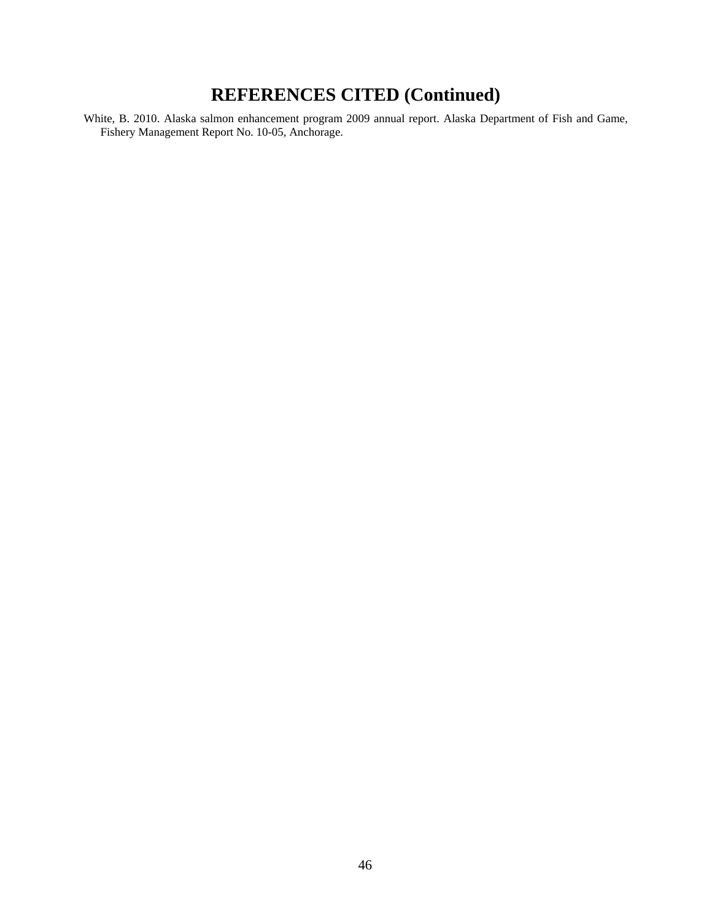# REFERENCES CITED (Continued)

White, B. 2010. Alaska salmon enhancement program 2009 annual report. Alaska Department of Fish and Game, Fishery Management Report No. 10-05, Anchorage.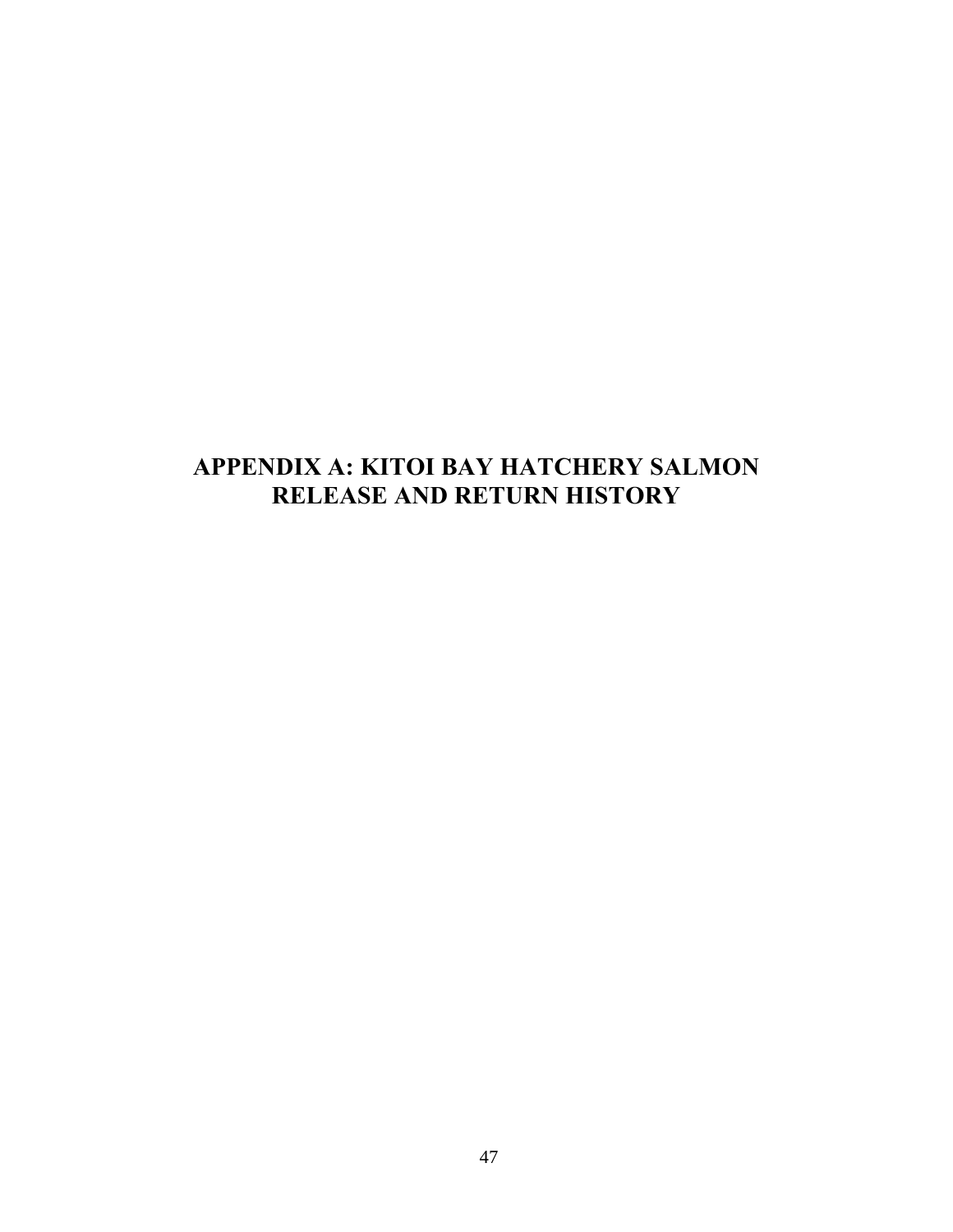# APPENDIX A: KITOI BAY HATCHERY SALMON RELEASE AND RETURN HISTORY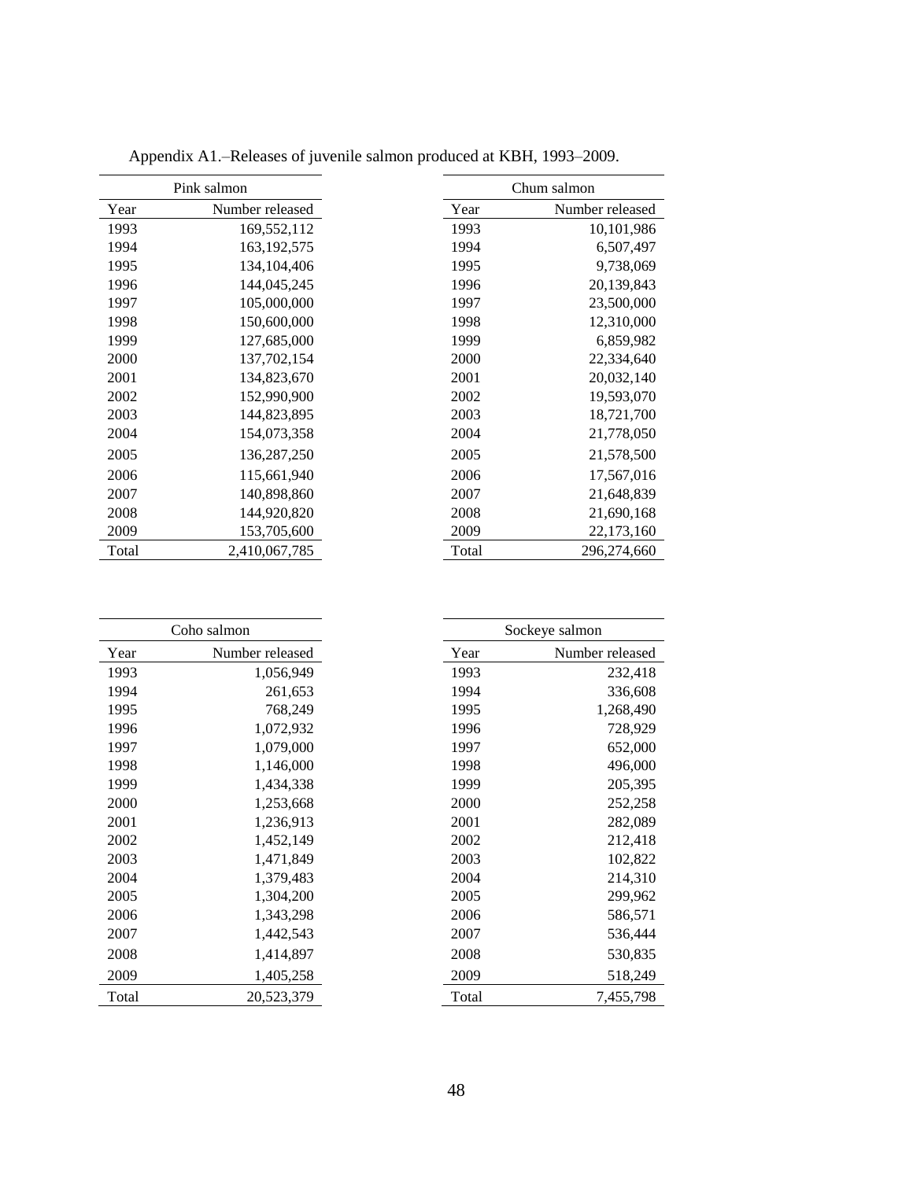Appendix A1.–Releases of juvenile salmon produced at KBH, 1993–2009.

| Pink salmon | |
|---|---|
| Year | Number released |
| 1993 | 169,552,112 |
| 1994 | 163,192,575 |
| 1995 | 134,104,406 |
| 1996 | 144,045,245 |
| 1997 | 105,000,000 |
| 1998 | 150,600,000 |
| 1999 | 127,685,000 |
| 2000 | 137,702,154 |
| 2001 | 134,823,670 |
| 2002 | 152,990,900 |
| 2003 | 144,823,895 |
| 2004 | 154,073,358 |
| 2005 | 136,287,250 |
| 2006 | 115,661,940 |
| 2007 | 140,898,860 |
| 2008 | 144,920,820 |
| 2009 | 153,705,600 |
| Total | 2,410,067,785 |

| Chum salmon | |
|---|---|
| Year | Number released |
| 1993 | 10,101,986 |
| 1994 | 6,507,497 |
| 1995 | 9,738,069 |
| 1996 | 20,139,843 |
| 1997 | 23,500,000 |
| 1998 | 12,310,000 |
| 1999 | 6,859,982 |
| 2000 | 22,334,640 |
| 2001 | 20,032,140 |
| 2002 | 19,593,070 |
| 2003 | 18,721,700 |
| 2004 | 21,778,050 |
| 2005 | 21,578,500 |
| 2006 | 17,567,016 |
| 2007 | 21,648,839 |
| 2008 | 21,690,168 |
| 2009 | 22,173,160 |
| Total | 296,274,660 |

| Coho salmon | |
|---|---|
| Year | Number released |
| 1993 | 1,056,949 |
| 1994 | 261,653 |
| 1995 | 768,249 |
| 1996 | 1,072,932 |
| 1997 | 1,079,000 |
| 1998 | 1,146,000 |
| 1999 | 1,434,338 |
| 2000 | 1,253,668 |
| 2001 | 1,236,913 |
| 2002 | 1,452,149 |
| 2003 | 1,471,849 |
| 2004 | 1,379,483 |
| 2005 | 1,304,200 |
| 2006 | 1,343,298 |
| 2007 | 1,442,543 |
| 2008 | 1,414,897 |
| 2009 | 1,405,258 |
| Total | 20,523,379 |

| Sockeye salmon | |
|---|---|
| Year | Number released |
| 1993 | 232,418 |
| 1994 | 336,608 |
| 1995 | 1,268,490 |
| 1996 | 728,929 |
| 1997 | 652,000 |
| 1998 | 496,000 |
| 1999 | 205,395 |
| 2000 | 252,258 |
| 2001 | 282,089 |
| 2002 | 212,418 |
| 2003 | 102,822 |
| 2004 | 214,310 |
| 2005 | 299,962 |
| 2006 | 586,571 |
| 2007 | 536,444 |
| 2008 | 530,835 |
| 2009 | 518,249 |
| Total | 7,455,798 |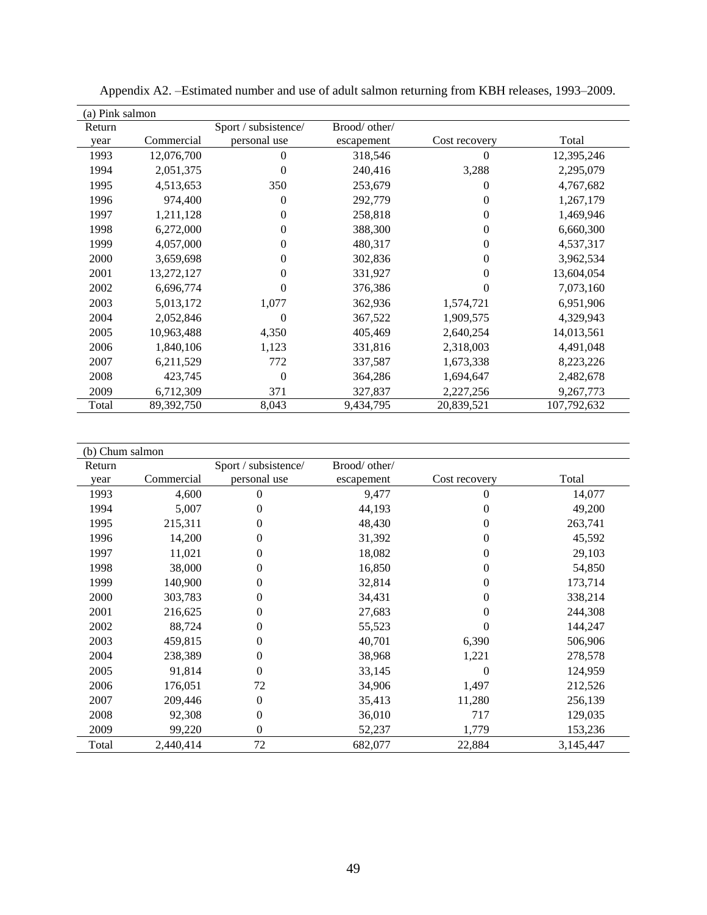Appendix A2. –Estimated number and use of adult salmon returning from KBH releases, 1993–2009.

(a) Pink salmon

| Return year | Commercial | Sport / subsistence/ personal use | Brood/ other/ escapement | Cost recovery | Total |
|---|---|---|---|---|---|
| 1993 | 12,076,700 | 0 | 318,546 | 0 | 12,395,246 |
| 1994 | 2,051,375 | 0 | 240,416 | 3,288 | 2,295,079 |
| 1995 | 4,513,653 | 350 | 253,679 | 0 | 4,767,682 |
| 1996 | 974,400 | 0 | 292,779 | 0 | 1,267,179 |
| 1997 | 1,211,128 | 0 | 258,818 | 0 | 1,469,946 |
| 1998 | 6,272,000 | 0 | 388,300 | 0 | 6,660,300 |
| 1999 | 4,057,000 | 0 | 480,317 | 0 | 4,537,317 |
| 2000 | 3,659,698 | 0 | 302,836 | 0 | 3,962,534 |
| 2001 | 13,272,127 | 0 | 331,927 | 0 | 13,604,054 |
| 2002 | 6,696,774 | 0 | 376,386 | 0 | 7,073,160 |
| 2003 | 5,013,172 | 1,077 | 362,936 | 1,574,721 | 6,951,906 |
| 2004 | 2,052,846 | 0 | 367,522 | 1,909,575 | 4,329,943 |
| 2005 | 10,963,488 | 4,350 | 405,469 | 2,640,254 | 14,013,561 |
| 2006 | 1,840,106 | 1,123 | 331,816 | 2,318,003 | 4,491,048 |
| 2007 | 6,211,529 | 772 | 337,587 | 1,673,338 | 8,223,226 |
| 2008 | 423,745 | 0 | 364,286 | 1,694,647 | 2,482,678 |
| 2009 | 6,712,309 | 371 | 327,837 | 2,227,256 | 9,267,773 |
| Total | 89,392,750 | 8,043 | 9,434,795 | 20,839,521 | 107,792,632 |

(b) Chum salmon

| Return year | Commercial | Sport / subsistence/ personal use | Brood/ other/ escapement | Cost recovery | Total |
|---|---|---|---|---|---|
| 1993 | 4,600 | 0 | 9,477 | 0 | 14,077 |
| 1994 | 5,007 | 0 | 44,193 | 0 | 49,200 |
| 1995 | 215,311 | 0 | 48,430 | 0 | 263,741 |
| 1996 | 14,200 | 0 | 31,392 | 0 | 45,592 |
| 1997 | 11,021 | 0 | 18,082 | 0 | 29,103 |
| 1998 | 38,000 | 0 | 16,850 | 0 | 54,850 |
| 1999 | 140,900 | 0 | 32,814 | 0 | 173,714 |
| 2000 | 303,783 | 0 | 34,431 | 0 | 338,214 |
| 2001 | 216,625 | 0 | 27,683 | 0 | 244,308 |
| 2002 | 88,724 | 0 | 55,523 | 0 | 144,247 |
| 2003 | 459,815 | 0 | 40,701 | 6,390 | 506,906 |
| 2004 | 238,389 | 0 | 38,968 | 1,221 | 278,578 |
| 2005 | 91,814 | 0 | 33,145 | 0 | 124,959 |
| 2006 | 176,051 | 72 | 34,906 | 1,497 | 212,526 |
| 2007 | 209,446 | 0 | 35,413 | 11,280 | 256,139 |
| 2008 | 92,308 | 0 | 36,010 | 717 | 129,035 |
| 2009 | 99,220 | 0 | 52,237 | 1,779 | 153,236 |
| Total | 2,440,414 | 72 | 682,077 | 22,884 | 3,145,447 |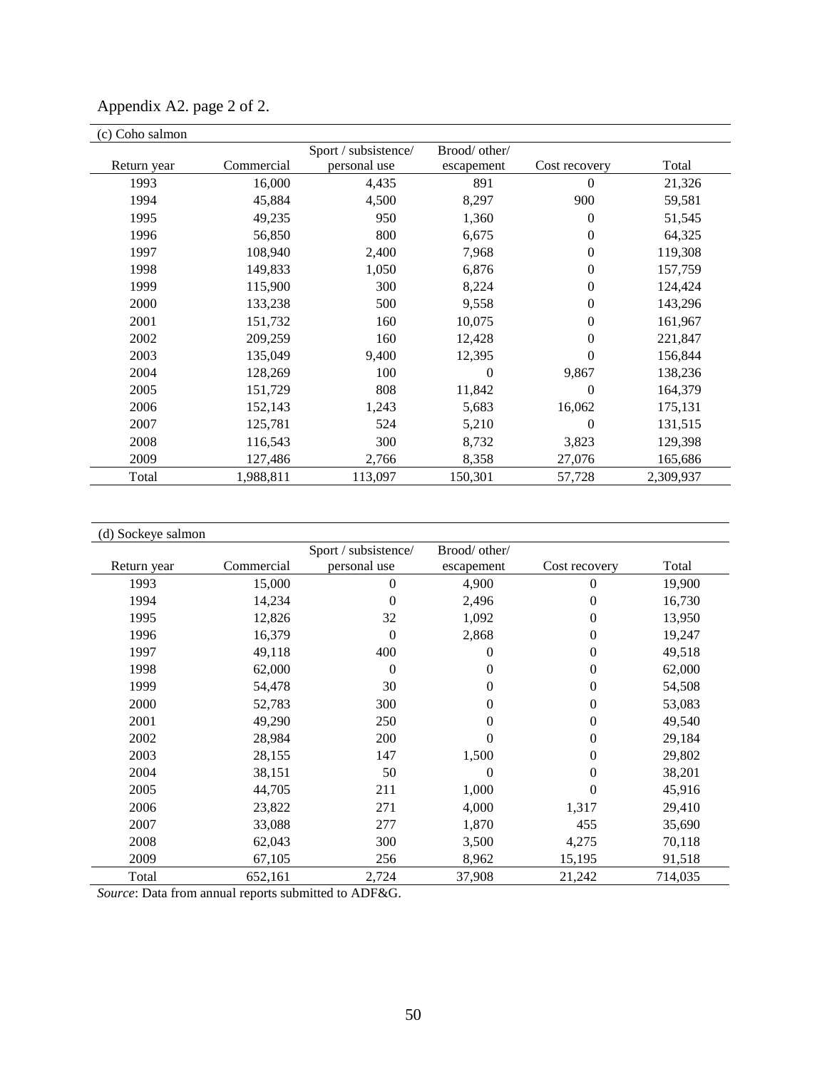Appendix A2. page 2 of 2.

(c) Coho salmon

| Return year | Commercial | Sport / subsistence/ personal use | Brood/ other/ escapement | Cost recovery | Total |
|---|---|---|---|---|---|
| 1993 | 16,000 | 4,435 | 891 | 0 | 21,326 |
| 1994 | 45,884 | 4,500 | 8,297 | 900 | 59,581 |
| 1995 | 49,235 | 950 | 1,360 | 0 | 51,545 |
| 1996 | 56,850 | 800 | 6,675 | 0 | 64,325 |
| 1997 | 108,940 | 2,400 | 7,968 | 0 | 119,308 |
| 1998 | 149,833 | 1,050 | 6,876 | 0 | 157,759 |
| 1999 | 115,900 | 300 | 8,224 | 0 | 124,424 |
| 2000 | 133,238 | 500 | 9,558 | 0 | 143,296 |
| 2001 | 151,732 | 160 | 10,075 | 0 | 161,967 |
| 2002 | 209,259 | 160 | 12,428 | 0 | 221,847 |
| 2003 | 135,049 | 9,400 | 12,395 | 0 | 156,844 |
| 2004 | 128,269 | 100 | 0 | 9,867 | 138,236 |
| 2005 | 151,729 | 808 | 11,842 | 0 | 164,379 |
| 2006 | 152,143 | 1,243 | 5,683 | 16,062 | 175,131 |
| 2007 | 125,781 | 524 | 5,210 | 0 | 131,515 |
| 2008 | 116,543 | 300 | 8,732 | 3,823 | 129,398 |
| 2009 | 127,486 | 2,766 | 8,358 | 27,076 | 165,686 |
| Total | 1,988,811 | 113,097 | 150,301 | 57,728 | 2,309,937 |

(d) Sockeye salmon

| Return year | Commercial | Sport / subsistence/ personal use | Brood/ other/ escapement | Cost recovery | Total |
|---|---|---|---|---|---|
| 1993 | 15,000 | 0 | 4,900 | 0 | 19,900 |
| 1994 | 14,234 | 0 | 2,496 | 0 | 16,730 |
| 1995 | 12,826 | 32 | 1,092 | 0 | 13,950 |
| 1996 | 16,379 | 0 | 2,868 | 0 | 19,247 |
| 1997 | 49,118 | 400 | 0 | 0 | 49,518 |
| 1998 | 62,000 | 0 | 0 | 0 | 62,000 |
| 1999 | 54,478 | 30 | 0 | 0 | 54,508 |
| 2000 | 52,783 | 300 | 0 | 0 | 53,083 |
| 2001 | 49,290 | 250 | 0 | 0 | 49,540 |
| 2002 | 28,984 | 200 | 0 | 0 | 29,184 |
| 2003 | 28,155 | 147 | 1,500 | 0 | 29,802 |
| 2004 | 38,151 | 50 | 0 | 0 | 38,201 |
| 2005 | 44,705 | 211 | 1,000 | 0 | 45,916 |
| 2006 | 23,822 | 271 | 4,000 | 1,317 | 29,410 |
| 2007 | 33,088 | 277 | 1,870 | 455 | 35,690 |
| 2008 | 62,043 | 300 | 3,500 | 4,275 | 70,118 |
| 2009 | 67,105 | 256 | 8,962 | 15,195 | 91,518 |
| Total | 652,161 | 2,724 | 37,908 | 21,242 | 714,035 |

*Source*: Data from annual reports submitted to ADF&G.